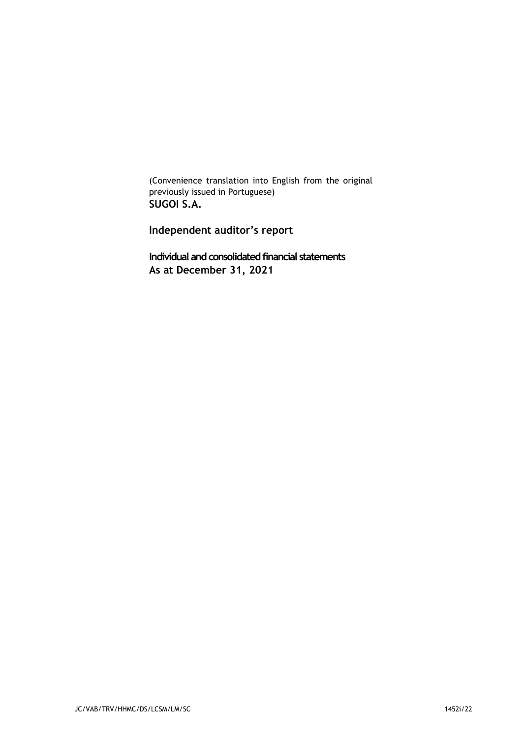(Convenience translation into English from the original previously issued in Portuguese)

**SUGOI S.A.**

**Independent auditor's report**

**Individual and consolidated financial statements**
**As at December 31, 2021**

JC/VAB/TRV/HHMC/DS/LCSM/LM/SC

1452i/22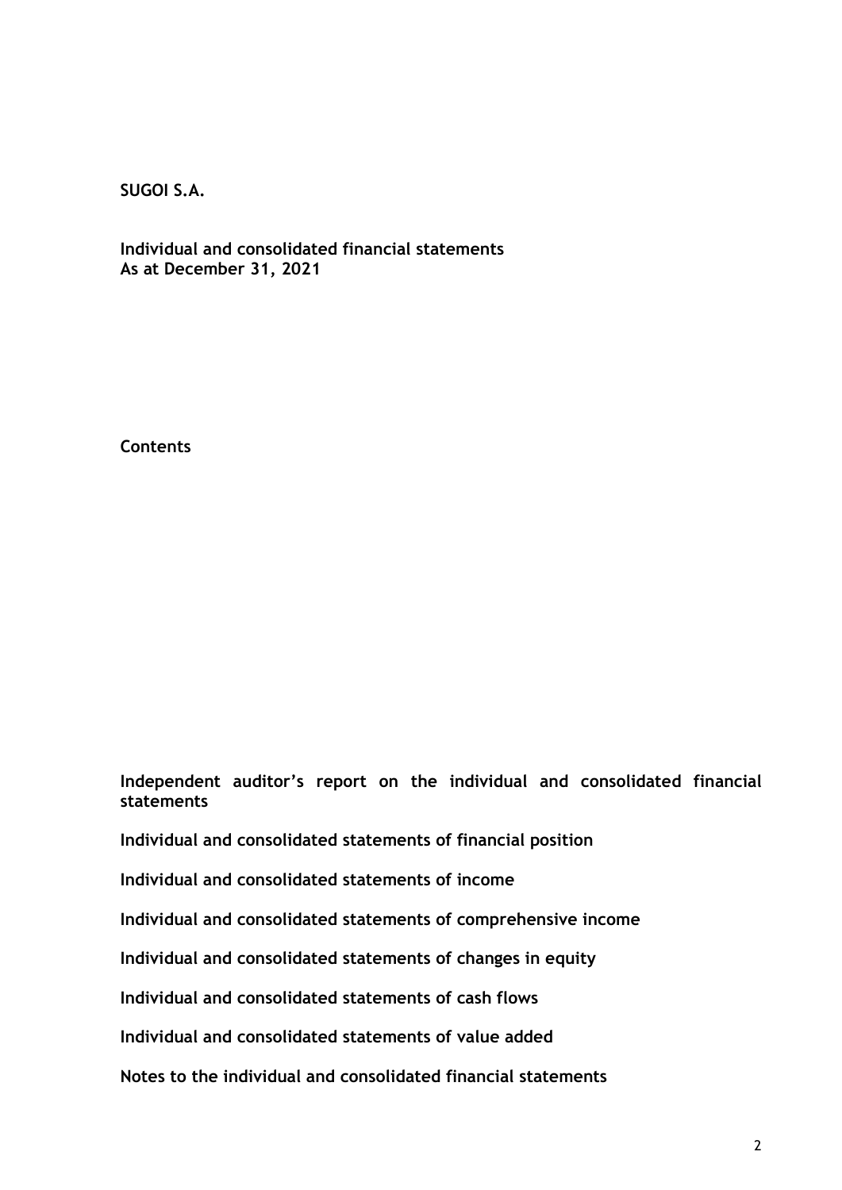**SUGOI S.A.**

**Individual and consolidated financial statements**
**As at December 31, 2021**

**Contents**

**Independent auditor's report on the individual and consolidated financial statements**

**Individual and consolidated statements of financial position**

**Individual and consolidated statements of income**

**Individual and consolidated statements of comprehensive income**

**Individual and consolidated statements of changes in equity**

**Individual and consolidated statements of cash flows**

**Individual and consolidated statements of value added**

**Notes to the individual and consolidated financial statements**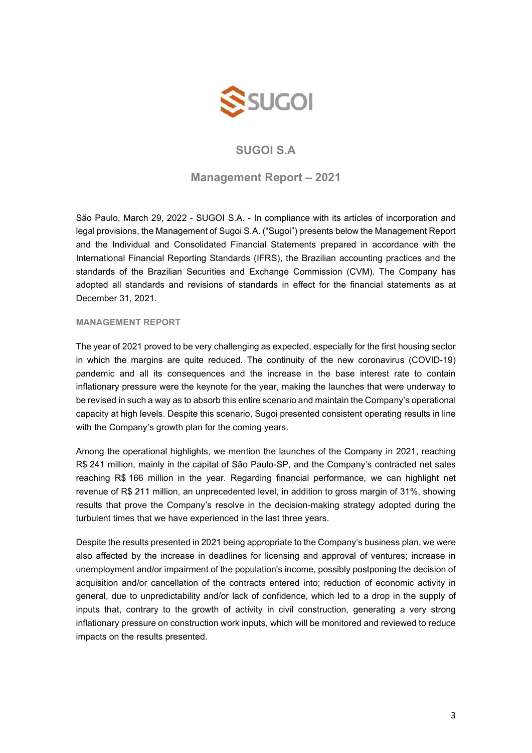# SUGOI S.A

## Management Report – 2021

São Paulo, March 29, 2022 - SUGOI S.A. - In compliance with its articles of incorporation and legal provisions, the Management of Sugoi S.A. ("Sugoi") presents below the Management Report and the Individual and Consolidated Financial Statements prepared in accordance with the International Financial Reporting Standards (IFRS), the Brazilian accounting practices and the standards of the Brazilian Securities and Exchange Commission (CVM). The Company has adopted all standards and revisions of standards in effect for the financial statements as at December 31, 2021.

### MANAGEMENT REPORT

The year of 2021 proved to be very challenging as expected, especially for the first housing sector in which the margins are quite reduced. The continuity of the new coronavirus (COVID-19) pandemic and all its consequences and the increase in the base interest rate to contain inflationary pressure were the keynote for the year, making the launches that were underway to be revised in such a way as to absorb this entire scenario and maintain the Company's operational capacity at high levels. Despite this scenario, Sugoi presented consistent operating results in line with the Company's growth plan for the coming years.

Among the operational highlights, we mention the launches of the Company in 2021, reaching R$ 241 million, mainly in the capital of São Paulo-SP, and the Company's contracted net sales reaching R$ 166 million in the year. Regarding financial performance, we can highlight net revenue of R$ 211 million, an unprecedented level, in addition to gross margin of 31%, showing results that prove the Company's resolve in the decision-making strategy adopted during the turbulent times that we have experienced in the last three years.

Despite the results presented in 2021 being appropriate to the Company's business plan, we were also affected by the increase in deadlines for licensing and approval of ventures; increase in unemployment and/or impairment of the population's income, possibly postponing the decision of acquisition and/or cancellation of the contracts entered into; reduction of economic activity in general, due to unpredictability and/or lack of confidence, which led to a drop in the supply of inputs that, contrary to the growth of activity in civil construction, generating a very strong inflationary pressure on construction work inputs, which will be monitored and reviewed to reduce impacts on the results presented.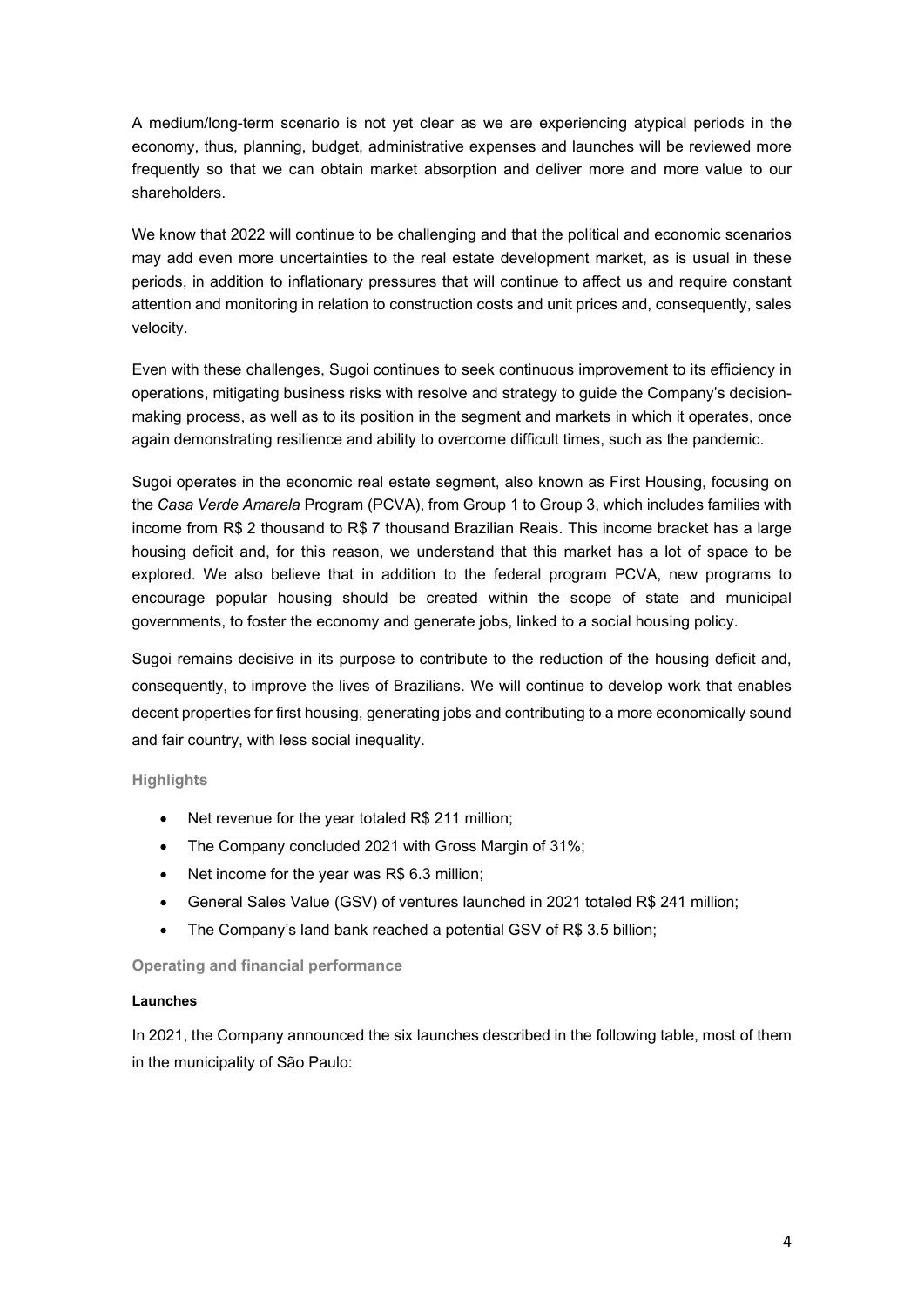A medium/long-term scenario is not yet clear as we are experiencing atypical periods in the economy, thus, planning, budget, administrative expenses and launches will be reviewed more frequently so that we can obtain market absorption and deliver more and more value to our shareholders.

We know that 2022 will continue to be challenging and that the political and economic scenarios may add even more uncertainties to the real estate development market, as is usual in these periods, in addition to inflationary pressures that will continue to affect us and require constant attention and monitoring in relation to construction costs and unit prices and, consequently, sales velocity.

Even with these challenges, Sugoi continues to seek continuous improvement to its efficiency in operations, mitigating business risks with resolve and strategy to guide the Company's decision-making process, as well as to its position in the segment and markets in which it operates, once again demonstrating resilience and ability to overcome difficult times, such as the pandemic.

Sugoi operates in the economic real estate segment, also known as First Housing, focusing on the *Casa Verde Amarela* Program (PCVA), from Group 1 to Group 3, which includes families with income from R$ 2 thousand to R$ 7 thousand Brazilian Reais. This income bracket has a large housing deficit and, for this reason, we understand that this market has a lot of space to be explored. We also believe that in addition to the federal program PCVA, new programs to encourage popular housing should be created within the scope of state and municipal governments, to foster the economy and generate jobs, linked to a social housing policy.

Sugoi remains decisive in its purpose to contribute to the reduction of the housing deficit and, consequently, to improve the lives of Brazilians. We will continue to develop work that enables decent properties for first housing, generating jobs and contributing to a more economically sound and fair country, with less social inequality.

## Highlights

- Net revenue for the year totaled R$ 211 million;
- The Company concluded 2021 with Gross Margin of 31%;
- Net income for the year was R$ 6.3 million;
- General Sales Value (GSV) of ventures launched in 2021 totaled R$ 241 million;
- The Company's land bank reached a potential GSV of R$ 3.5 billion;

## Operating and financial performance

### Launches

In 2021, the Company announced the six launches described in the following table, most of them in the municipality of São Paulo: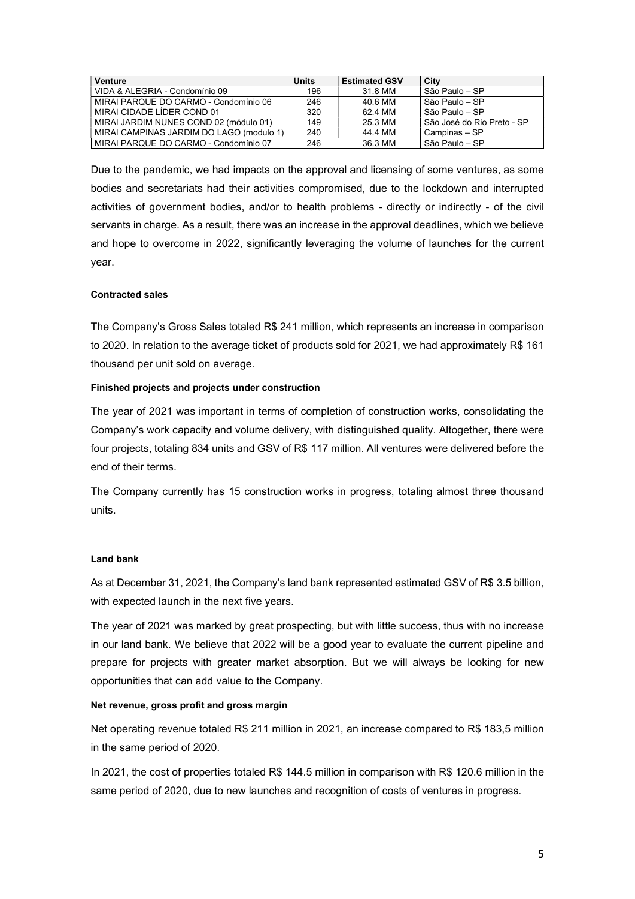| Venture | Units | Estimated GSV | City |
|---|---|---|---|
| VIDA & ALEGRIA - Condomínio 09 | 196 | 31.8 MM | São Paulo – SP |
| MIRAI PARQUE DO CARMO - Condomínio 06 | 246 | 40.6 MM | São Paulo – SP |
| MIRAI CIDADE LÍDER COND 01 | 320 | 62.4 MM | São Paulo – SP |
| MIRAI JARDIM NUNES COND 02 (módulo 01) | 149 | 25.3 MM | São José do Rio Preto - SP |
| MIRAI CAMPINAS JARDIM DO LAGO (modulo 1) | 240 | 44.4 MM | Campinas – SP |
| MIRAI PARQUE DO CARMO - Condomínio 07 | 246 | 36.3 MM | São Paulo – SP |

Due to the pandemic, we had impacts on the approval and licensing of some ventures, as some bodies and secretariats had their activities compromised, due to the lockdown and interrupted activities of government bodies, and/or to health problems - directly or indirectly - of the civil servants in charge. As a result, there was an increase in the approval deadlines, which we believe and hope to overcome in 2022, significantly leveraging the volume of launches for the current year.

**Contracted sales**

The Company's Gross Sales totaled R$ 241 million, which represents an increase in comparison to 2020. In relation to the average ticket of products sold for 2021, we had approximately R$ 161 thousand per unit sold on average.

**Finished projects and projects under construction**

The year of 2021 was important in terms of completion of construction works, consolidating the Company's work capacity and volume delivery, with distinguished quality. Altogether, there were four projects, totaling 834 units and GSV of R$ 117 million. All ventures were delivered before the end of their terms.

The Company currently has 15 construction works in progress, totaling almost three thousand units.

**Land bank**

As at December 31, 2021, the Company's land bank represented estimated GSV of R$ 3.5 billion, with expected launch in the next five years.

The year of 2021 was marked by great prospecting, but with little success, thus with no increase in our land bank. We believe that 2022 will be a good year to evaluate the current pipeline and prepare for projects with greater market absorption. But we will always be looking for new opportunities that can add value to the Company.

**Net revenue, gross profit and gross margin**

Net operating revenue totaled R$ 211 million in 2021, an increase compared to R$ 183,5 million in the same period of 2020.

In 2021, the cost of properties totaled R$ 144.5 million in comparison with R$ 120.6 million in the same period of 2020, due to new launches and recognition of costs of ventures in progress.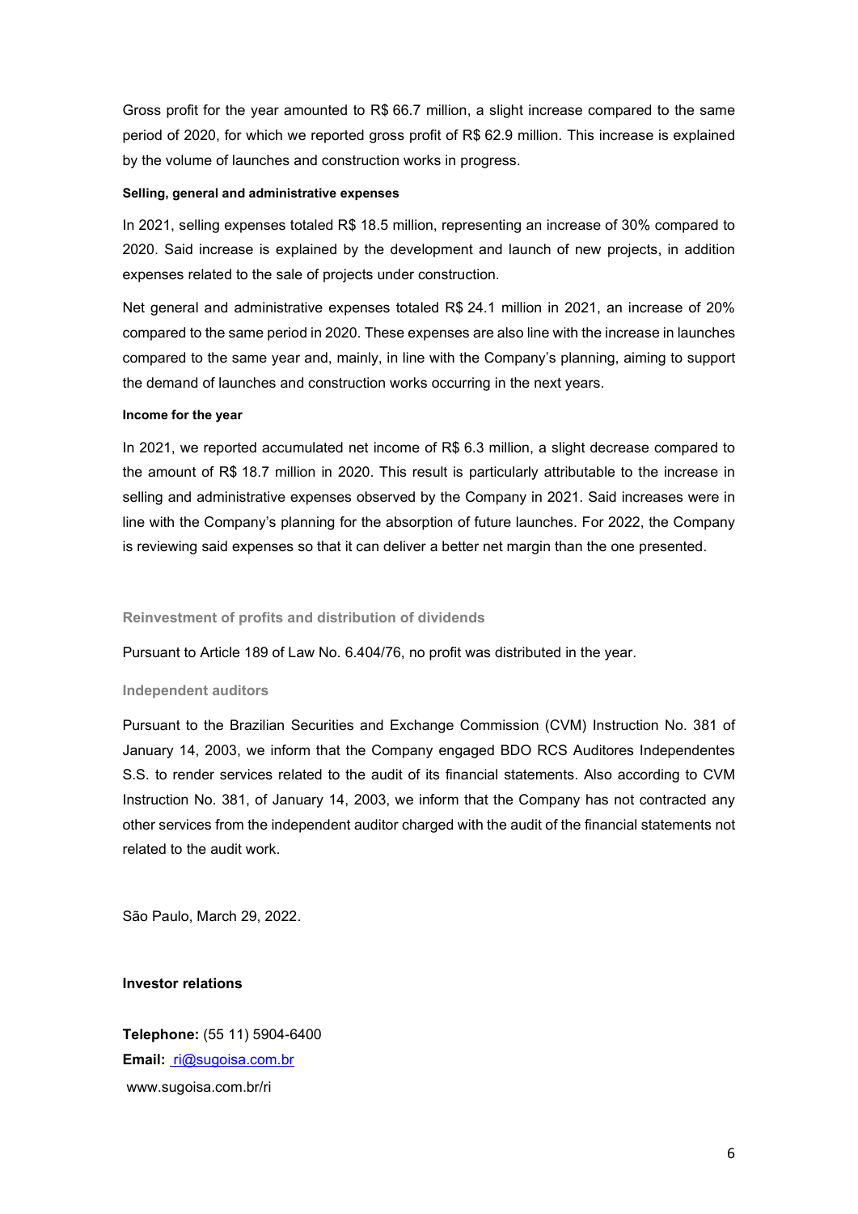Gross profit for the year amounted to R$ 66.7 million, a slight increase compared to the same period of 2020, for which we reported gross profit of R$ 62.9 million. This increase is explained by the volume of launches and construction works in progress.

#### Selling, general and administrative expenses

In 2021, selling expenses totaled R$ 18.5 million, representing an increase of 30% compared to 2020. Said increase is explained by the development and launch of new projects, in addition expenses related to the sale of projects under construction.

Net general and administrative expenses totaled R$ 24.1 million in 2021, an increase of 20% compared to the same period in 2020. These expenses are also line with the increase in launches compared to the same year and, mainly, in line with the Company's planning, aiming to support the demand of launches and construction works occurring in the next years.

#### Income for the year

In 2021, we reported accumulated net income of R$ 6.3 million, a slight decrease compared to the amount of R$ 18.7 million in 2020. This result is particularly attributable to the increase in selling and administrative expenses observed by the Company in 2021. Said increases were in line with the Company's planning for the absorption of future launches. For 2022, the Company is reviewing said expenses so that it can deliver a better net margin than the one presented.

### Reinvestment of profits and distribution of dividends

Pursuant to Article 189 of Law No. 6.404/76, no profit was distributed in the year.

### Independent auditors

Pursuant to the Brazilian Securities and Exchange Commission (CVM) Instruction No. 381 of January 14, 2003, we inform that the Company engaged BDO RCS Auditores Independentes S.S. to render services related to the audit of its financial statements. Also according to CVM Instruction No. 381, of January 14, 2003, we inform that the Company has not contracted any other services from the independent auditor charged with the audit of the financial statements not related to the audit work.

São Paulo, March 29, 2022.

**Investor relations**

**Telephone:** (55 11) 5904-6400
**Email:** ri@sugoisa.com.br
www.sugoisa.com.br/ri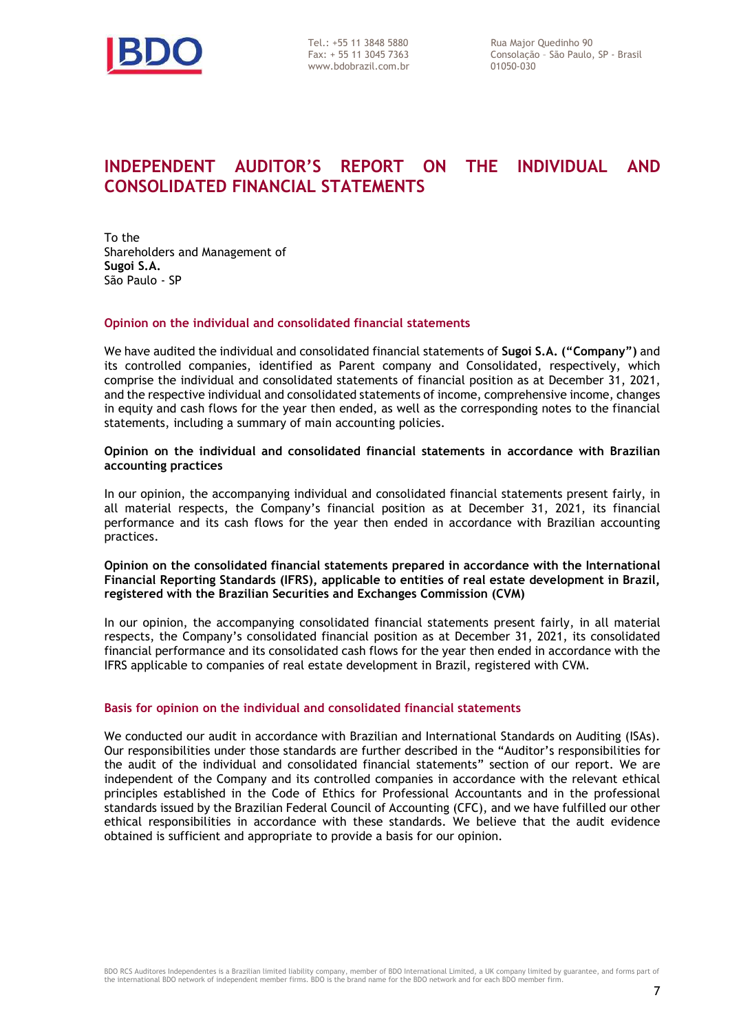# INDEPENDENT AUDITOR'S REPORT ON THE INDIVIDUAL AND CONSOLIDATED FINANCIAL STATEMENTS

To the
Shareholders and Management of
**Sugoi S.A.**
São Paulo - SP

## Opinion on the individual and consolidated financial statements

We have audited the individual and consolidated financial statements of **Sugoi S.A. ("Company")** and its controlled companies, identified as Parent company and Consolidated, respectively, which comprise the individual and consolidated statements of financial position as at December 31, 2021, and the respective individual and consolidated statements of income, comprehensive income, changes in equity and cash flows for the year then ended, as well as the corresponding notes to the financial statements, including a summary of main accounting policies.

### Opinion on the individual and consolidated financial statements in accordance with Brazilian accounting practices

In our opinion, the accompanying individual and consolidated financial statements present fairly, in all material respects, the Company's financial position as at December 31, 2021, its financial performance and its cash flows for the year then ended in accordance with Brazilian accounting practices.

### Opinion on the consolidated financial statements prepared in accordance with the International Financial Reporting Standards (IFRS), applicable to entities of real estate development in Brazil, registered with the Brazilian Securities and Exchanges Commission (CVM)

In our opinion, the accompanying consolidated financial statements present fairly, in all material respects, the Company's consolidated financial position as at December 31, 2021, its consolidated financial performance and its consolidated cash flows for the year then ended in accordance with the IFRS applicable to companies of real estate development in Brazil, registered with CVM.

## Basis for opinion on the individual and consolidated financial statements

We conducted our audit in accordance with Brazilian and International Standards on Auditing (ISAs). Our responsibilities under those standards are further described in the "Auditor's responsibilities for the audit of the individual and consolidated financial statements" section of our report. We are independent of the Company and its controlled companies in accordance with the relevant ethical principles established in the Code of Ethics for Professional Accountants and in the professional standards issued by the Brazilian Federal Council of Accounting (CFC), and we have fulfilled our other ethical responsibilities in accordance with these standards. We believe that the audit evidence obtained is sufficient and appropriate to provide a basis for our opinion.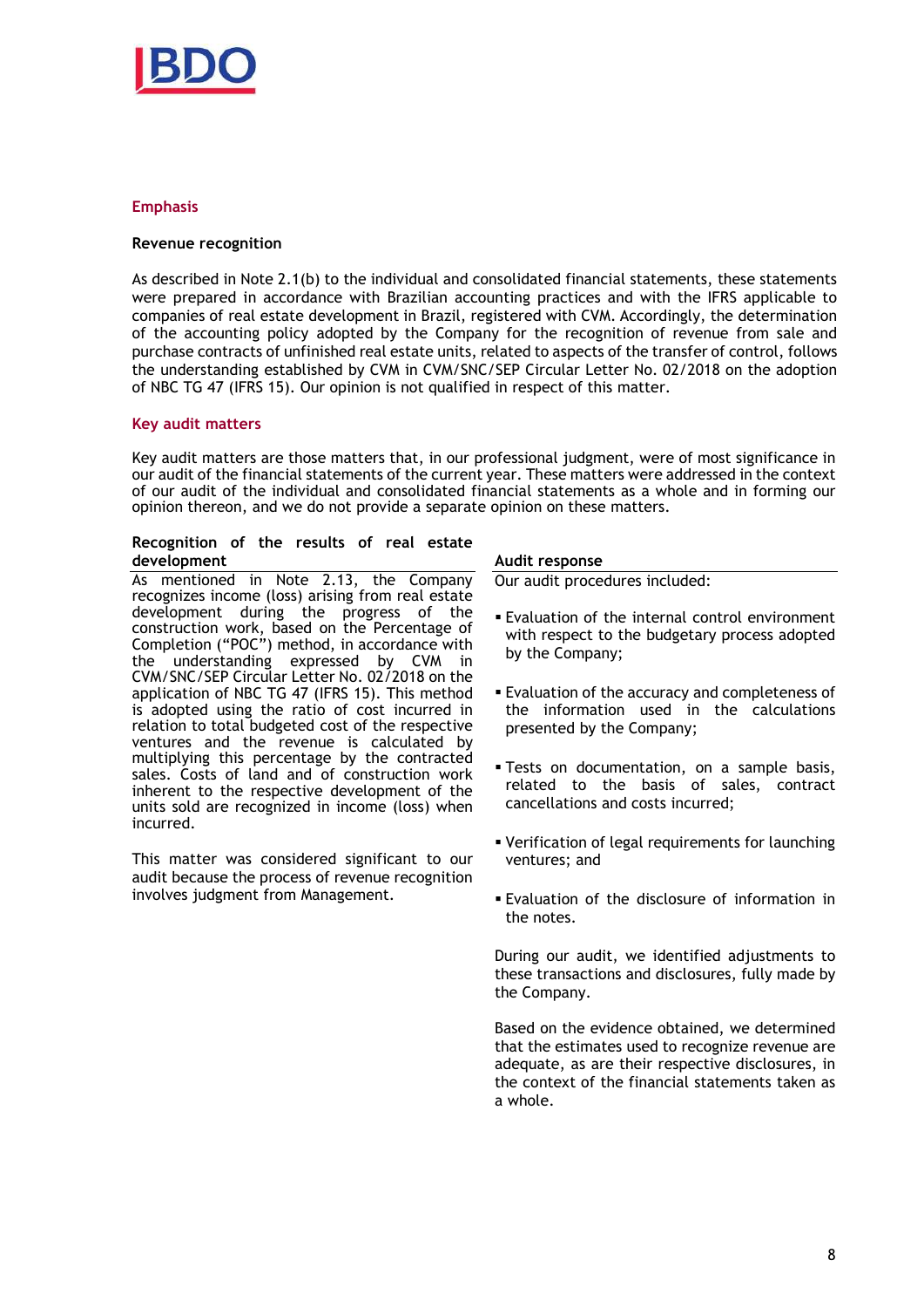## Emphasis

### Revenue recognition

As described in Note 2.1(b) to the individual and consolidated financial statements, these statements were prepared in accordance with Brazilian accounting practices and with the IFRS applicable to companies of real estate development in Brazil, registered with CVM. Accordingly, the determination of the accounting policy adopted by the Company for the recognition of revenue from sale and purchase contracts of unfinished real estate units, related to aspects of the transfer of control, follows the understanding established by CVM in CVM/SNC/SEP Circular Letter No. 02/2018 on the adoption of NBC TG 47 (IFRS 15). Our opinion is not qualified in respect of this matter.

## Key audit matters

Key audit matters are those matters that, in our professional judgment, were of most significance in our audit of the financial statements of the current year. These matters were addressed in the context of our audit of the individual and consolidated financial statements as a whole and in forming our opinion thereon, and we do not provide a separate opinion on these matters.

| Recognition of the results of real estate development | Audit response |
|---|---|
| As mentioned in Note 2.13, the Company recognizes income (loss) arising from real estate development during the progress of the construction work, based on the Percentage of Completion ("POC") method, in accordance with the understanding expressed by CVM in CVM/SNC/SEP Circular Letter No. 02/2018 on the application of NBC TG 47 (IFRS 15). This method is adopted using the ratio of cost incurred in relation to total budgeted cost of the respective ventures and the revenue is calculated by multiplying this percentage by the contracted sales. Costs of land and of construction work inherent to the respective development of the units sold are recognized in income (loss) when incurred.<br><br>This matter was considered significant to our audit because the process of revenue recognition involves judgment from Management. | Our audit procedures included:<br><br>▪ Evaluation of the internal control environment with respect to the budgetary process adopted by the Company;<br><br>▪ Evaluation of the accuracy and completeness of the information used in the calculations presented by the Company;<br><br>▪ Tests on documentation, on a sample basis, related to the basis of sales, contract cancellations and costs incurred;<br><br>▪ Verification of legal requirements for launching ventures; and<br><br>▪ Evaluation of the disclosure of information in the notes.<br><br>During our audit, we identified adjustments to these transactions and disclosures, fully made by the Company.<br><br>Based on the evidence obtained, we determined that the estimates used to recognize revenue are adequate, as are their respective disclosures, in the context of the financial statements taken as a whole. |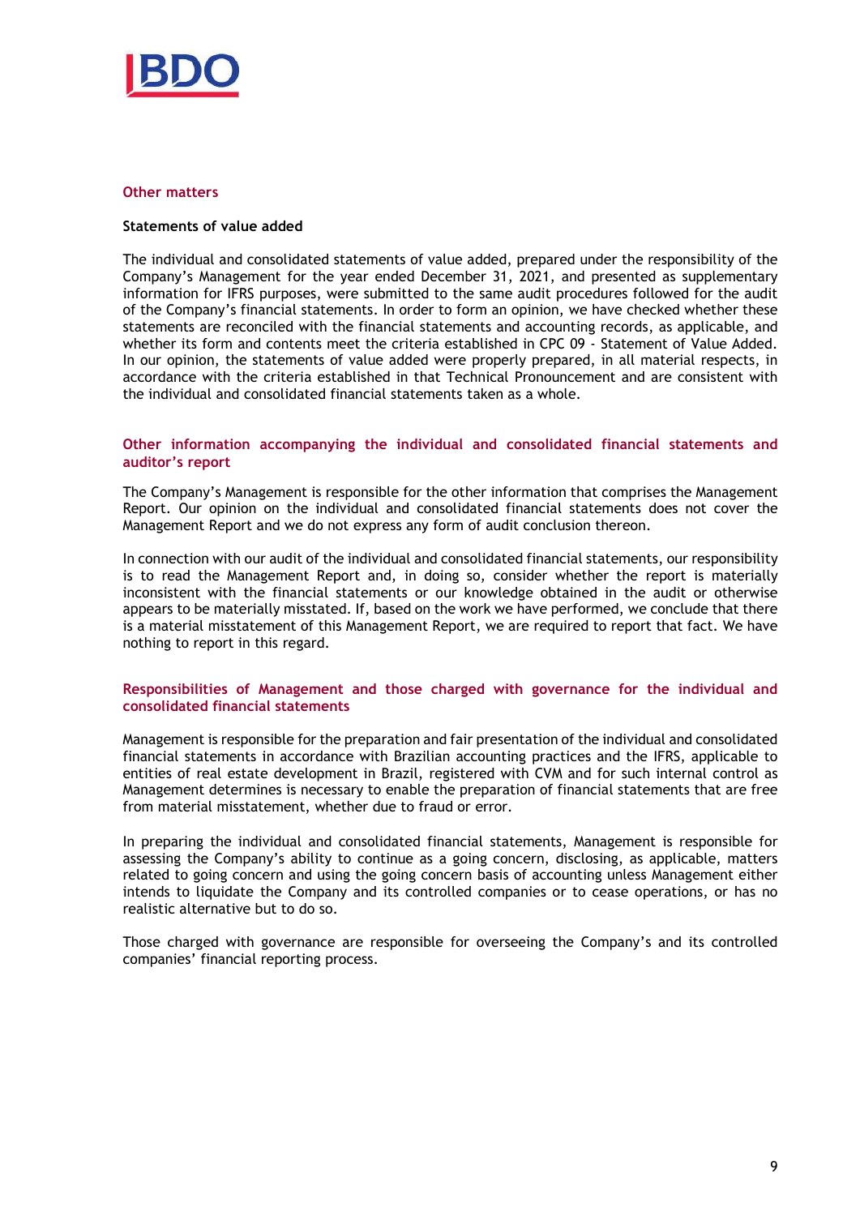## Other matters

### Statements of value added

The individual and consolidated statements of value added, prepared under the responsibility of the Company's Management for the year ended December 31, 2021, and presented as supplementary information for IFRS purposes, were submitted to the same audit procedures followed for the audit of the Company's financial statements. In order to form an opinion, we have checked whether these statements are reconciled with the financial statements and accounting records, as applicable, and whether its form and contents meet the criteria established in CPC 09 - Statement of Value Added. In our opinion, the statements of value added were properly prepared, in all material respects, in accordance with the criteria established in that Technical Pronouncement and are consistent with the individual and consolidated financial statements taken as a whole.

## Other information accompanying the individual and consolidated financial statements and auditor's report

The Company's Management is responsible for the other information that comprises the Management Report. Our opinion on the individual and consolidated financial statements does not cover the Management Report and we do not express any form of audit conclusion thereon.

In connection with our audit of the individual and consolidated financial statements, our responsibility is to read the Management Report and, in doing so, consider whether the report is materially inconsistent with the financial statements or our knowledge obtained in the audit or otherwise appears to be materially misstated. If, based on the work we have performed, we conclude that there is a material misstatement of this Management Report, we are required to report that fact. We have nothing to report in this regard.

## Responsibilities of Management and those charged with governance for the individual and consolidated financial statements

Management is responsible for the preparation and fair presentation of the individual and consolidated financial statements in accordance with Brazilian accounting practices and the IFRS, applicable to entities of real estate development in Brazil, registered with CVM and for such internal control as Management determines is necessary to enable the preparation of financial statements that are free from material misstatement, whether due to fraud or error.

In preparing the individual and consolidated financial statements, Management is responsible for assessing the Company's ability to continue as a going concern, disclosing, as applicable, matters related to going concern and using the going concern basis of accounting unless Management either intends to liquidate the Company and its controlled companies or to cease operations, or has no realistic alternative but to do so.

Those charged with governance are responsible for overseeing the Company's and its controlled companies' financial reporting process.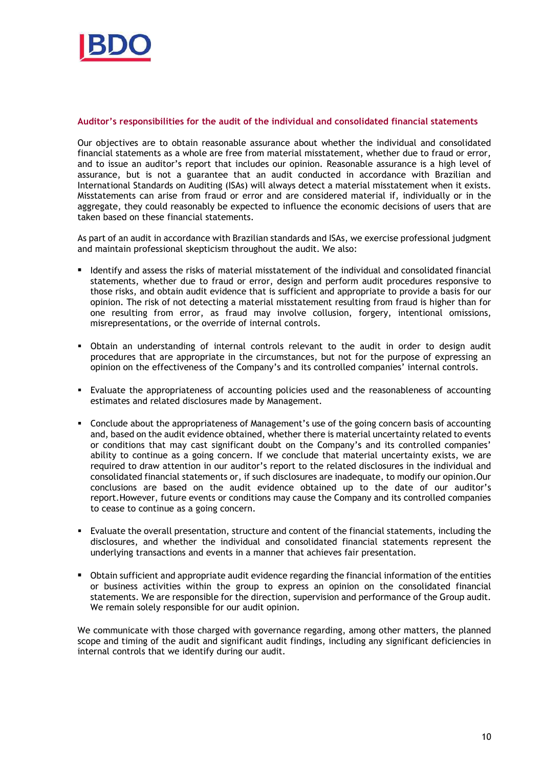## Auditor's responsibilities for the audit of the individual and consolidated financial statements

Our objectives are to obtain reasonable assurance about whether the individual and consolidated financial statements as a whole are free from material misstatement, whether due to fraud or error, and to issue an auditor's report that includes our opinion. Reasonable assurance is a high level of assurance, but is not a guarantee that an audit conducted in accordance with Brazilian and International Standards on Auditing (ISAs) will always detect a material misstatement when it exists. Misstatements can arise from fraud or error and are considered material if, individually or in the aggregate, they could reasonably be expected to influence the economic decisions of users that are taken based on these financial statements.

As part of an audit in accordance with Brazilian standards and ISAs, we exercise professional judgment and maintain professional skepticism throughout the audit. We also:

- Identify and assess the risks of material misstatement of the individual and consolidated financial statements, whether due to fraud or error, design and perform audit procedures responsive to those risks, and obtain audit evidence that is sufficient and appropriate to provide a basis for our opinion. The risk of not detecting a material misstatement resulting from fraud is higher than for one resulting from error, as fraud may involve collusion, forgery, intentional omissions, misrepresentations, or the override of internal controls.

- Obtain an understanding of internal controls relevant to the audit in order to design audit procedures that are appropriate in the circumstances, but not for the purpose of expressing an opinion on the effectiveness of the Company's and its controlled companies' internal controls.

- Evaluate the appropriateness of accounting policies used and the reasonableness of accounting estimates and related disclosures made by Management.

- Conclude about the appropriateness of Management's use of the going concern basis of accounting and, based on the audit evidence obtained, whether there is material uncertainty related to events or conditions that may cast significant doubt on the Company's and its controlled companies' ability to continue as a going concern. If we conclude that material uncertainty exists, we are required to draw attention in our auditor's report to the related disclosures in the individual and consolidated financial statements or, if such disclosures are inadequate, to modify our opinion.Our conclusions are based on the audit evidence obtained up to the date of our auditor's report.However, future events or conditions may cause the Company and its controlled companies to cease to continue as a going concern.

- Evaluate the overall presentation, structure and content of the financial statements, including the disclosures, and whether the individual and consolidated financial statements represent the underlying transactions and events in a manner that achieves fair presentation.

- Obtain sufficient and appropriate audit evidence regarding the financial information of the entities or business activities within the group to express an opinion on the consolidated financial statements. We are responsible for the direction, supervision and performance of the Group audit. We remain solely responsible for our audit opinion.

We communicate with those charged with governance regarding, among other matters, the planned scope and timing of the audit and significant audit findings, including any significant deficiencies in internal controls that we identify during our audit.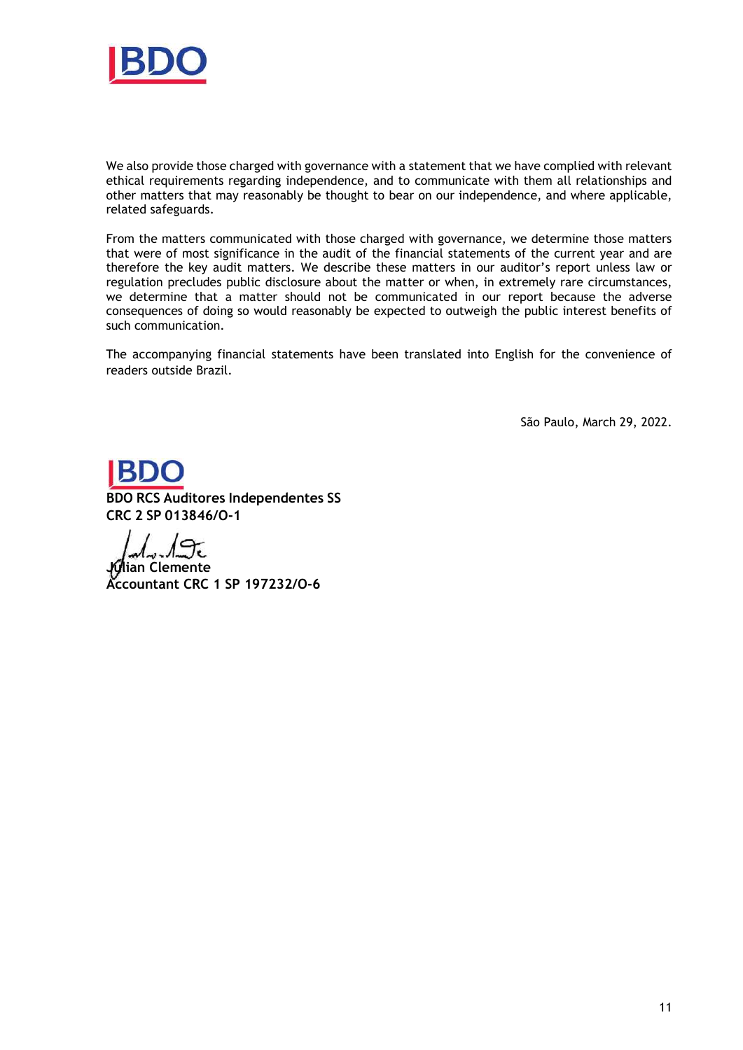We also provide those charged with governance with a statement that we have complied with relevant ethical requirements regarding independence, and to communicate with them all relationships and other matters that may reasonably be thought to bear on our independence, and where applicable, related safeguards.

From the matters communicated with those charged with governance, we determine those matters that were of most significance in the audit of the financial statements of the current year and are therefore the key audit matters. We describe these matters in our auditor's report unless law or regulation precludes public disclosure about the matter or when, in extremely rare circumstances, we determine that a matter should not be communicated in our report because the adverse consequences of doing so would reasonably be expected to outweigh the public interest benefits of such communication.

The accompanying financial statements have been translated into English for the convenience of readers outside Brazil.

São Paulo, March 29, 2022.

**BDO RCS Auditores Independentes SS**
**CRC 2 SP 013846/O-1**

**Julian Clemente**
**Accountant CRC 1 SP 197232/O-6**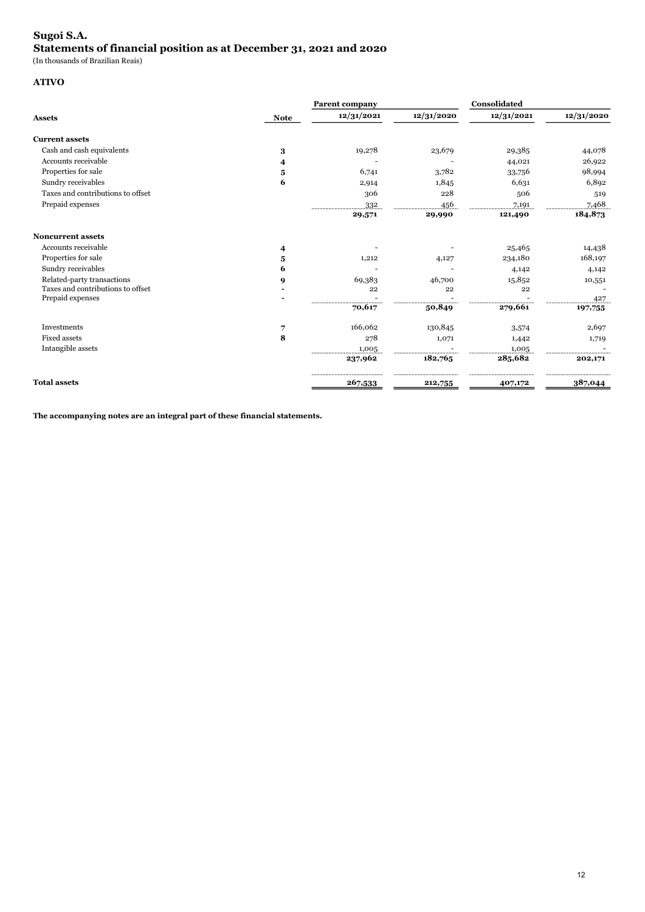# Sugoi S.A.
## Statements of financial position as at December 31, 2021 and 2020
(In thousands of Brazilian Reais)

### ATIVO

| Assets | Note | Parent company 12/31/2021 | Parent company 12/31/2020 | Consolidated 12/31/2021 | Consolidated 12/31/2020 |
|---|---|---|---|---|---|
| **Current assets** | | | | | |
| Cash and cash equivalents | 3 | 19,278 | 23,679 | 29,385 | 44,078 |
| Accounts receivable | 4 | - | - | 44,021 | 26,922 |
| Properties for sale | 5 | 6,741 | 3,782 | 33,756 | 98,994 |
| Sundry receivables | 6 | 2,914 | 1,845 | 6,631 | 6,892 |
| Taxes and contributions to offset | | 306 | 228 | 506 | 519 |
| Prepaid expenses | | 332 | 456 | 7,191 | 7,468 |
| | | **29,571** | **29,990** | **121,490** | **184,873** |
| **Noncurrent assets** | | | | | |
| Accounts receivable | 4 | - | - | 25,465 | 14,438 |
| Properties for sale | 5 | 1,212 | 4,127 | 234,180 | 168,197 |
| Sundry receivables | 6 | - | - | 4,142 | 4,142 |
| Related-party transactions | 9 | 69,383 | 46,700 | 15,852 | 10,551 |
| Taxes and contributions to offset | - | 22 | 22 | 22 | - |
| Prepaid expenses | - | - | - | - | 427 |
| | | **70,617** | **50,849** | **279,661** | **197,755** |
| Investments | 7 | 166,062 | 130,845 | 3,574 | 2,697 |
| Fixed assets | 8 | 278 | 1,071 | 1,442 | 1,719 |
| Intangible assets | | 1,005 | - | 1,005 | - |
| | | **237,962** | **182,765** | **285,682** | **202,171** |
| **Total assets** | | **267,533** | **212,755** | **407,172** | **387,044** |

**The accompanying notes are an integral part of these financial statements.**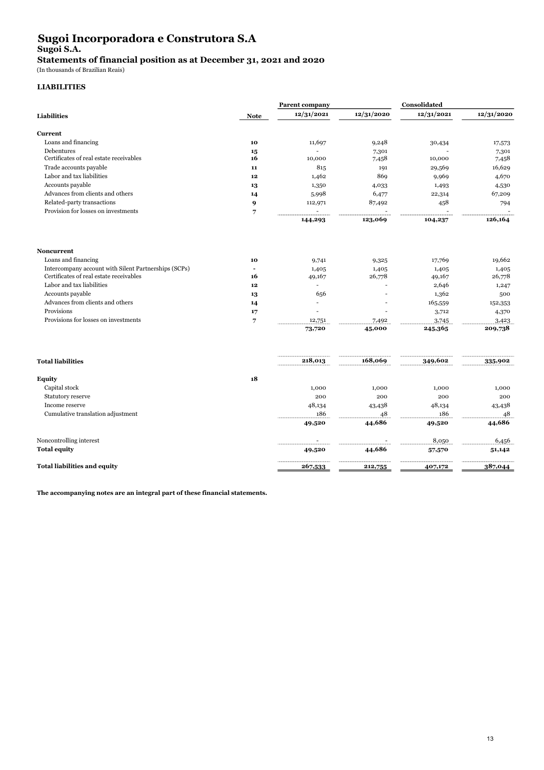# Sugoi Incorporadora e Construtora S.A

## Sugoi S.A.

## Statements of financial position as at December 31, 2021 and 2020

(In thousands of Brazilian Reais)

### LIABILITIES

| | | Parent company | | Consolidated | |
|---|---|---|---|---|---|
| **Liabilities** | **Note** | **12/31/2021** | **12/31/2020** | **12/31/2021** | **12/31/2020** |
| **Current** | | | | | |
| Loans and financing | **10** | 11,697 | 9,248 | 30,434 | 17,573 |
| Debentures | **15** | - | 7,301 | - | 7,301 |
| Certificates of real estate receivables | **16** | 10,000 | 7,458 | 10,000 | 7,458 |
| Trade accounts payable | **11** | 815 | 191 | 29,569 | 16,629 |
| Labor and tax liabilities | **12** | 1,462 | 869 | 9,969 | 4,670 |
| Accounts payable | **13** | 1,350 | 4,033 | 1,493 | 4,530 |
| Advances from clients and others | **14** | 5,998 | 6,477 | 22,314 | 67,209 |
| Related-party transactions | **9** | 112,971 | 87,492 | 458 | 794 |
| Provision for losses on investments | **7** | - | - | - | - |
| | | **144,293** | **123,069** | **104,237** | **126,164** |
| **Noncurrent** | | | | | |
| Loans and financing | **10** | 9,741 | 9,325 | 17,769 | 19,662 |
| Intercompany account with Silent Partnerships (SCPs) | **-** | 1,405 | 1,405 | 1,405 | 1,405 |
| Certificates of real estate receivables | **16** | 49,167 | 26,778 | 49,167 | 26,778 |
| Labor and tax liabilities | **12** | - | - | 2,646 | 1,247 |
| Accounts payable | **13** | 656 | - | 1,362 | 500 |
| Advances from clients and others | **14** | - | - | 165,559 | 152,353 |
| Provisions | **17** | - | - | 3,712 | 4,370 |
| Provisions for losses on investments | **7** | 12,751 | 7,492 | 3,745 | 3,423 |
| | | **73,720** | **45,000** | **245,365** | **209,738** |
| **Total liabilities** | | **218,013** | **168,069** | **349,602** | **335,902** |
| **Equity** | **18** | | | | |
| Capital stock | | 1,000 | 1,000 | 1,000 | 1,000 |
| Statutory reserve | | 200 | 200 | 200 | 200 |
| Income reserve | | 48,134 | 43,438 | 48,134 | 43,438 |
| Cumulative translation adjustment | | 186 | 48 | 186 | 48 |
| | | **49,520** | **44,686** | **49,520** | **44,686** |
| Noncontrolling interest | | - | - | 8,050 | 6,456 |
| **Total equity** | | **49,520** | **44,686** | **57,570** | **51,142** |
| **Total liabilities and equity** | | **267,533** | **212,755** | **407,172** | **387,044** |

**The accompanying notes are an integral part of these financial statements.**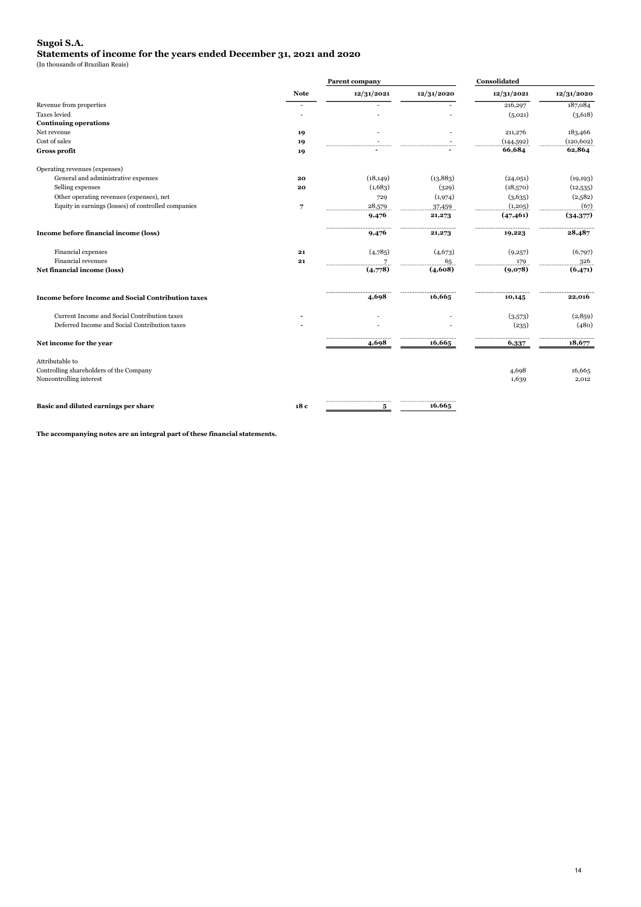# Sugoi S.A.

## Statements of income for the years ended December 31, 2021 and 2020

(In thousands of Brazilian Reais)

| | Note | Parent company | | Consolidated | |
|---|---|---|---|---|---|
| | | 12/31/2021 | 12/31/2020 | 12/31/2021 | 12/31/2020 |
| Revenue from properties | - | - | - | 216,297 | 187,084 |
| Taxes levied | - | - | - | (5,021) | (3,618) |
| **Continuing operations** | | | | | |
| Net revenue | **19** | - | - | 211,276 | 183,466 |
| Cost of sales | **19** | - | - | (144,592) | (120,602) |
| **Gross profit** | **19** | **-** | **-** | **66,684** | **62,864** |
| Operating revenues (expenses) | | | | | |
| General and administrative expenses | **20** | (18,149) | (13,883) | (24,051) | (19,193) |
| Selling expenses | **20** | (1,683) | (329) | (18,570) | (12,535) |
| Other operating revenues (expenses), net | | 729 | (1,974) | (3,635) | (2,582) |
| Equity in earnings (losses) of controlled companies | **7** | 28,579 | 37,459 | (1,205) | (67) |
| | | **9,476** | **21,273** | **(47,461)** | **(34,377)** |
| **Income before financial income (loss)** | | **9,476** | **21,273** | **19,223** | **28,487** |
| Financial expenses | **21** | (4,785) | (4,673) | (9,257) | (6,797) |
| Financial revenues | **21** | 7 | 65 | 179 | 326 |
| **Net financial income (loss)** | | **(4,778)** | **(4,608)** | **(9,078)** | **(6,471)** |
| **Income before Income and Social Contribution taxes** | | **4,698** | **16,665** | **10,145** | **22,016** |
| Current Income and Social Contribution taxes | - | - | - | (3,573) | (2,859) |
| Deferred Income and Social Contribution taxes | - | - | - | (235) | (480) |
| **Net income for the year** | | **4,698** | **16,665** | **6,337** | **18,677** |
| Attributable to | | | | | |
| Controlling shareholders of the Company | | | | 4,698 | 16,665 |
| Noncontrolling interest | | | | 1,639 | 2,012 |
| **Basic and diluted earnings per share** | **18 c** | **5** | **16.665** | | |

**The accompanying notes are an integral part of these financial statements.**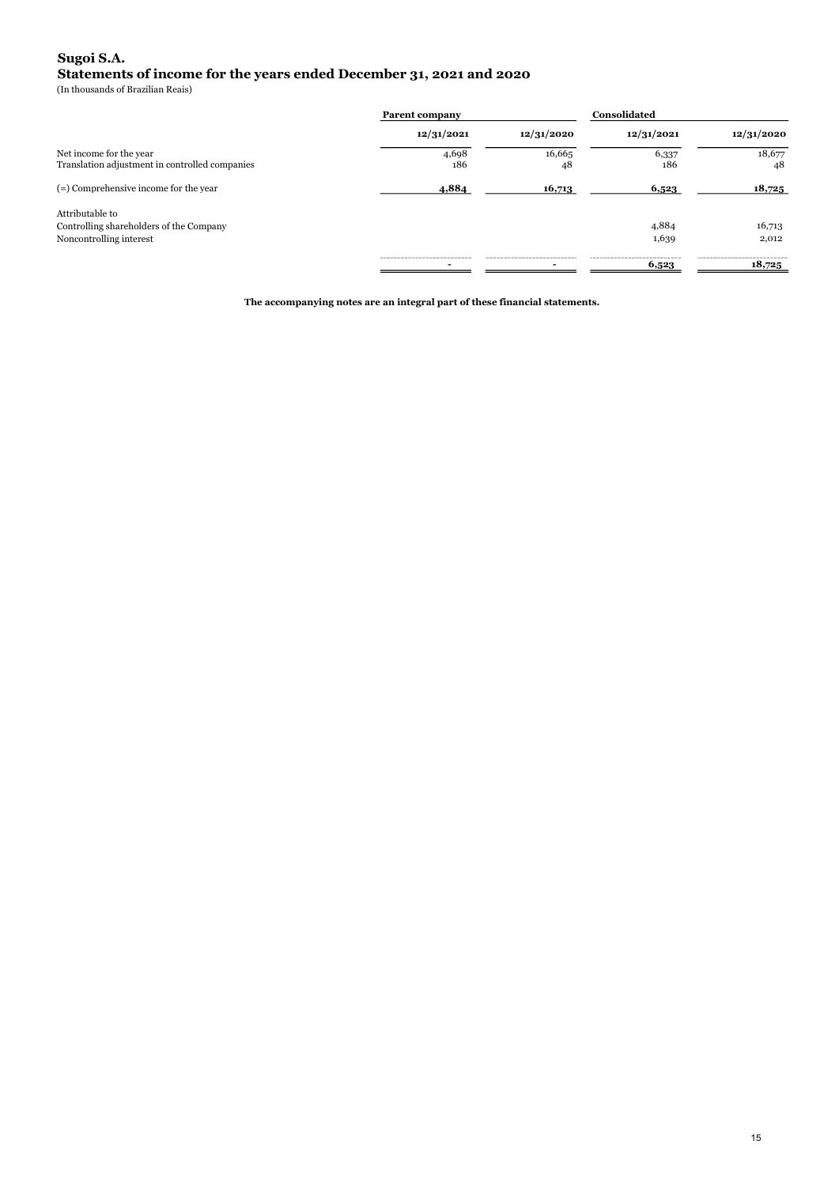# Sugoi S.A.
## Statements of income for the years ended December 31, 2021 and 2020
(In thousands of Brazilian Reais)

| | Parent company | | Consolidated | |
|---|---|---|---|---|
| | 12/31/2021 | 12/31/2020 | 12/31/2021 | 12/31/2020 |
| Net income for the year | 4,698 | 16,665 | 6,337 | 18,677 |
| Translation adjustment in controlled companies | 186 | 48 | 186 | 48 |
| (=) Comprehensive income for the year | **4,884** | **16,713** | **6,523** | **18,725** |
| Attributable to | | | | |
| Controlling shareholders of the Company | | | 4,884 | 16,713 |
| Noncontrolling interest | | | 1,639 | 2,012 |
| | - | - | **6,523** | **18,725** |

**The accompanying notes are an integral part of these financial statements.**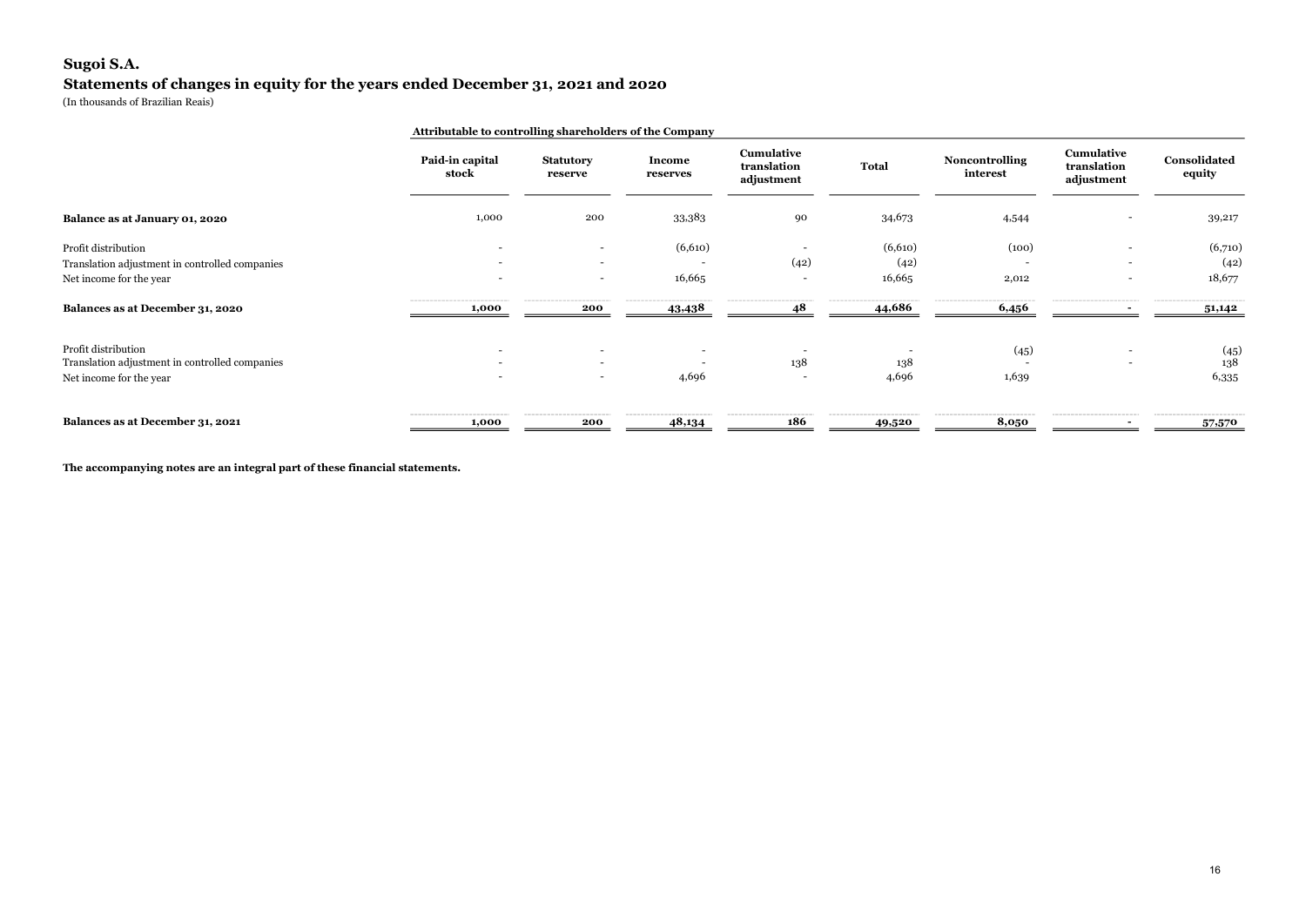# Sugoi S.A.

## Statements of changes in equity for the years ended December 31, 2021 and 2020

(In thousands of Brazilian Reais)

| | Attributable to controlling shareholders of the Company | | | | | | | |
|---|---|---|---|---|---|---|---|---|
| | **Paid-in capital stock** | **Statutory reserve** | **Income reserves** | **Cumulative translation adjustment** | **Total** | **Noncontrolling interest** | **Cumulative translation adjustment** | **Consolidated equity** |
| **Balance as at January 01, 2020** | 1,000 | 200 | 33,383 | 90 | 34,673 | 4,544 | - | 39,217 |
| Profit distribution | - | - | (6,610) | - | (6,610) | (100) | - | (6,710) |
| Translation adjustment in controlled companies | - | - | - | (42) | (42) | - | - | (42) |
| Net income for the year | - | - | 16,665 | - | 16,665 | 2,012 | - | 18,677 |
| **Balances as at December 31, 2020** | **1,000** | **200** | **43,438** | **48** | **44,686** | **6,456** | **-** | **51,142** |
| Profit distribution | - | - | - | - | - | (45) | - | (45) |
| Translation adjustment in controlled companies | - | - | - | 138 | 138 | - | - | 138 |
| Net income for the year | - | - | 4,696 | - | 4,696 | 1,639 | | 6,335 |
| **Balances as at December 31, 2021** | **1,000** | **200** | **48,134** | **186** | **49,520** | **8,050** | **-** | **57,570** |

**The accompanying notes are an integral part of these financial statements.**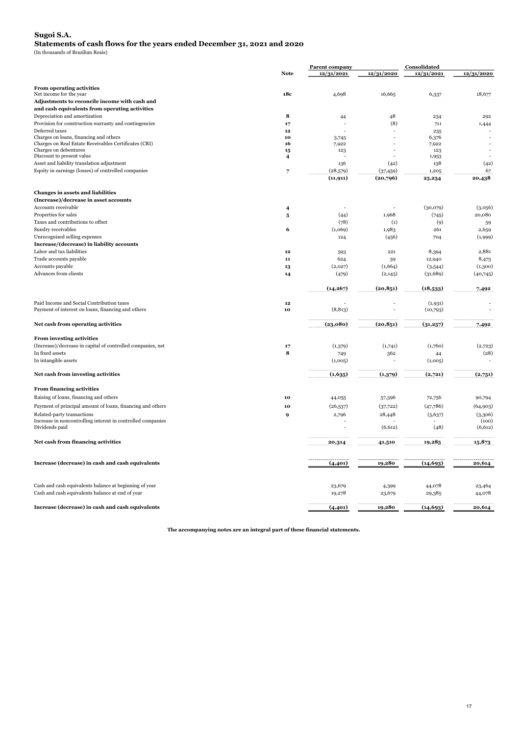# Sugoi S.A.

## Statements of cash flows for the years ended December 31, 2021 and 2020

(In thousands of Brazilian Reais)

| | Note | Parent company 12/31/2021 | Parent company 12/31/2020 | Consolidated 12/31/2021 | Consolidated 12/31/2020 |
|---|---|---|---|---|---|
| **From operating activities** | | | | | |
| Net income for the year | 18c | 4,698 | 16,665 | 6,337 | 18,677 |
| **Adjustments to reconcile income with cash and and cash equivalents from operating activities** | | | | | |
| Depreciation and amortization | 8 | 44 | 48 | 234 | 292 |
| Provision for construction warranty and contingencies | 17 | - | (8) | 711 | 1,444 |
| Deferred taxes | 12 | - | - | 235 | - |
| Charges on loans, financing and others | 10 | 3,745 | - | 6,376 | - |
| Charges on Real Estate Receivables Certificates (CRI) | 16 | 7,922 | - | 7,922 | - |
| Charges on debentures | 15 | 123 | - | 123 | - |
| Discount to present value | 4 | - | - | 1,953 | - |
| Asset and liability translation adjustment | | 136 | (42) | 138 | (42) |
| Equity in earnings (losses) of controlled companies | 7 | (28,579) | (37,459) | 1,205 | 67 |
| | | **(11,911)** | **(20,796)** | **25,234** | **20,438** |
| **Changes in assets and liabilities** | | | | | |
| **(Increase)/decrease in asset accounts** | | | | | |
| Accounts receivable | 4 | - | - | (30,079) | (3,056) |
| Properties for sales | 5 | (44) | 1,968 | (745) | 20,080 |
| Taxes and contributions to offset | | (78) | (1) | (9) | 59 |
| Sundry receivables | 6 | (1,069) | 1,983 | 261 | 2,659 |
| Unrecognized selling expenses | | 124 | (456) | 704 | (1,999) |
| **Increase/(decrease) in liability accounts** | | | | | |
| Labor and tax liabilities | 12 | 593 | 221 | 8,394 | 2,881 |
| Trade accounts payable | 11 | 624 | 39 | 12,940 | 8,475 |
| Accounts payable | 13 | (2,027) | (1,664) | (3,544) | (1,300) |
| Advances from clients | 14 | (479) | (2,145) | (31,689) | (40,745) |
| | | **(14,267)** | **(20,851)** | **(18,533)** | **7,492** |
| Paid Income and Social Contribution taxes | 12 | - | - | (1,931) | - |
| Payment of interest on loans, financing and others | 10 | (8,813) | - | (10,793) | - |
| **Net cash from operating activities** | | **(23,080)** | **(20,851)** | **(31,257)** | **7,492** |
| **From investing activities** | | | | | |
| (Increase)/decrease in capital of controlled companies, net | 17 | (1,379) | (1,741) | (1,760) | (2,723) |
| In fixed assets | 8 | 749 | 362 | 44 | (28) |
| In intangible assets | | (1,005) | - | (1,005) | - |
| **Net cash from investing activities** | | **(1,635)** | **(1,379)** | **(2,721)** | **(2,751)** |
| **From financing activities** | | | | | |
| Raising of loans, financing and others | 10 | 44,055 | 57,396 | 72,756 | 90,794 |
| Payment of principal amount of loans, financing and others | 10 | (26,537) | (37,722) | (47,786) | (64,903) |
| Related-party transactions | 9 | 2,796 | 28,448 | (5,637) | (3,306) |
| Increase in noncontrolling interest in controlled companies | | - | - | - | (100) |
| Dividends paid | | - | (6,612) | (48) | (6,612) |
| **Net cash from financing activities** | | **20,314** | **41,510** | **19,285** | **15,873** |
| **Increase (decrease) in cash and cash equivalents** | | **(4,401)** | **19,280** | **(14,693)** | **20,614** |
| Cash and cash equivalents balance at beginning of year | | 23,679 | 4,399 | 44,078 | 23,464 |
| Cash and cash equivalents balance at end of year | | 19,278 | 23,679 | 29,385 | 44,078 |
| **Increase (decrease) in cash and cash equivalents** | | **(4,401)** | **19,280** | **(14,693)** | **20,614** |

**The accompanying notes are an integral part of these financial statements.**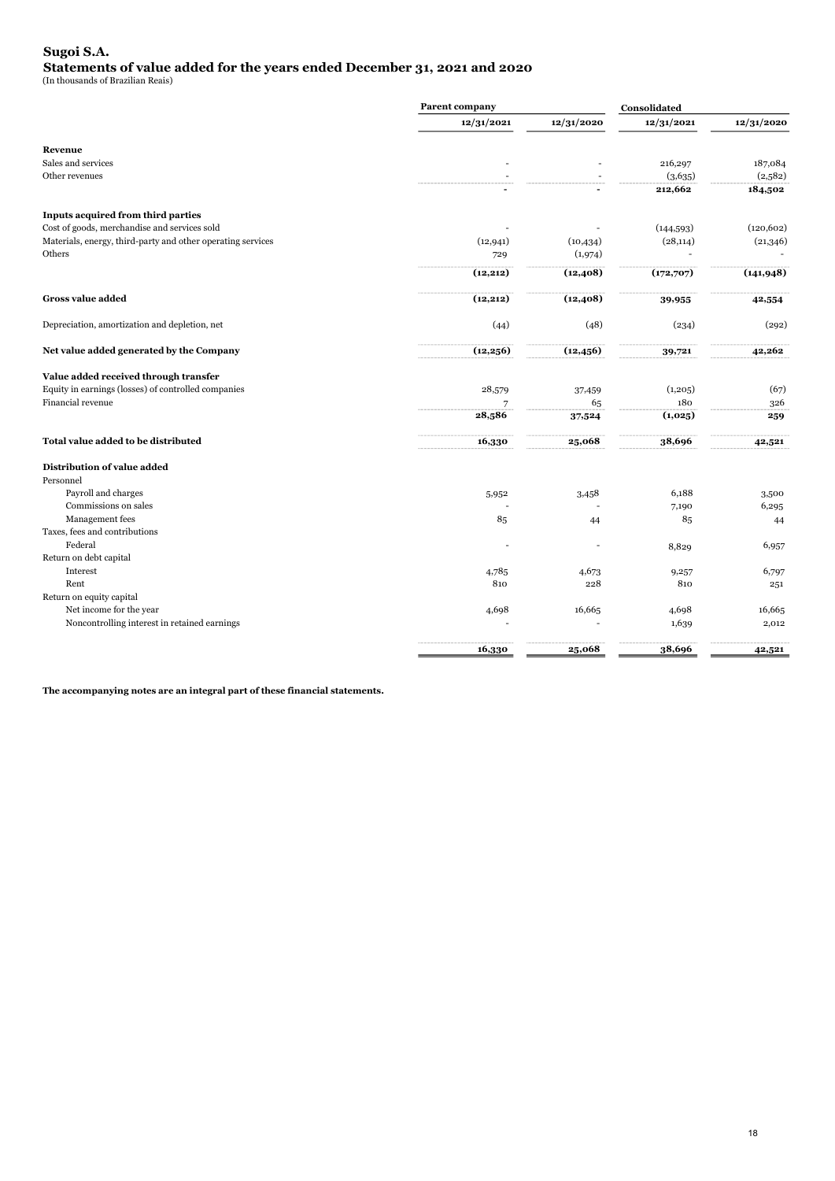# Sugoi S.A.
## Statements of value added for the years ended December 31, 2021 and 2020
(In thousands of Brazilian Reais)

| | Parent company | | Consolidated | |
|---|---|---|---|---|
| | 12/31/2021 | 12/31/2020 | 12/31/2021 | 12/31/2020 |
| **Revenue** | | | | |
| Sales and services | - | - | 216,297 | 187,084 |
| Other revenues | - | - | (3,635) | (2,582) |
| | **-** | **-** | **212,662** | **184,502** |
| **Inputs acquired from third parties** | | | | |
| Cost of goods, merchandise and services sold | - | - | (144,593) | (120,602) |
| Materials, energy, third-party and other operating services | (12,941) | (10,434) | (28,114) | (21,346) |
| Others | 729 | (1,974) | - | - |
| | **(12,212)** | **(12,408)** | **(172,707)** | **(141,948)** |
| **Gross value added** | **(12,212)** | **(12,408)** | **39,955** | **42,554** |
| Depreciation, amortization and depletion, net | (44) | (48) | (234) | (292) |
| **Net value added generated by the Company** | **(12,256)** | **(12,456)** | **39,721** | **42,262** |
| **Value added received through transfer** | | | | |
| Equity in earnings (losses) of controlled companies | 28,579 | 37,459 | (1,205) | (67) |
| Financial revenue | 7 | 65 | 180 | 326 |
| | **28,586** | **37,524** | **(1,025)** | **259** |
| **Total value added to be distributed** | **16,330** | **25,068** | **38,696** | **42,521** |
| **Distribution of value added** | | | | |
| Personnel | | | | |
| Payroll and charges | 5,952 | 3,458 | 6,188 | 3,500 |
| Commissions on sales | - | - | 7,190 | 6,295 |
| Management fees | 85 | 44 | 85 | 44 |
| Taxes, fees and contributions | | | | |
| Federal | - | - | 8,829 | 6,957 |
| Return on debt capital | | | | |
| Interest | 4,785 | 4,673 | 9,257 | 6,797 |
| Rent | 810 | 228 | 810 | 251 |
| Return on equity capital | | | | |
| Net income for the year | 4,698 | 16,665 | 4,698 | 16,665 |
| Noncontrolling interest in retained earnings | - | - | 1,639 | 2,012 |
| | **16,330** | **25,068** | **38,696** | **42,521** |

**The accompanying notes are an integral part of these financial statements.**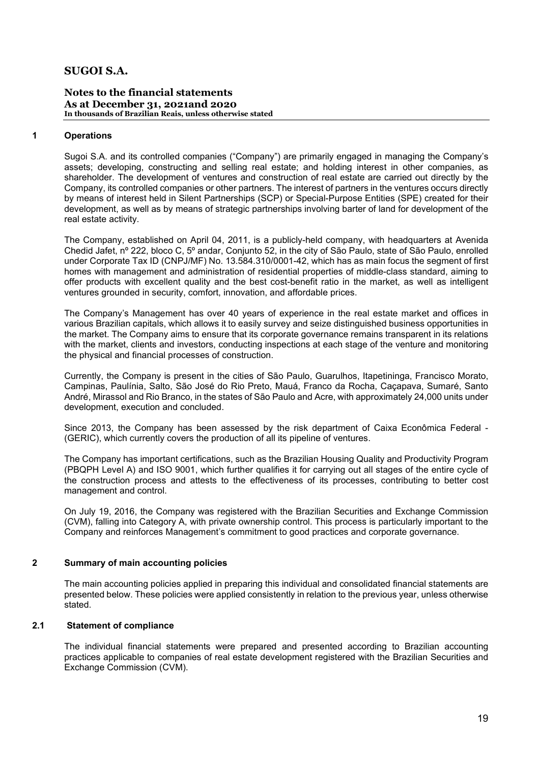# SUGOI S.A.

## Notes to the financial statements
**As at December 31, 2021and 2020**
**In thousands of Brazilian Reais, unless otherwise stated**

## 1 Operations

Sugoi S.A. and its controlled companies ("Company") are primarily engaged in managing the Company's assets; developing, constructing and selling real estate; and holding interest in other companies, as shareholder. The development of ventures and construction of real estate are carried out directly by the Company, its controlled companies or other partners. The interest of partners in the ventures occurs directly by means of interest held in Silent Partnerships (SCP) or Special-Purpose Entities (SPE) created for their development, as well as by means of strategic partnerships involving barter of land for development of the real estate activity.

The Company, established on April 04, 2011, is a publicly-held company, with headquarters at Avenida Chedid Jafet, nº 222, bloco C, 5º andar, Conjunto 52, in the city of São Paulo, state of São Paulo, enrolled under Corporate Tax ID (CNPJ/MF) No. 13.584.310/0001-42, which has as main focus the segment of first homes with management and administration of residential properties of middle-class standard, aiming to offer products with excellent quality and the best cost-benefit ratio in the market, as well as intelligent ventures grounded in security, comfort, innovation, and affordable prices.

The Company's Management has over 40 years of experience in the real estate market and offices in various Brazilian capitals, which allows it to easily survey and seize distinguished business opportunities in the market. The Company aims to ensure that its corporate governance remains transparent in its relations with the market, clients and investors, conducting inspections at each stage of the venture and monitoring the physical and financial processes of construction.

Currently, the Company is present in the cities of São Paulo, Guarulhos, Itapetininga, Francisco Morato, Campinas, Paulínia, Salto, São José do Rio Preto, Mauá, Franco da Rocha, Caçapava, Sumaré, Santo André, Mirassol and Rio Branco, in the states of São Paulo and Acre, with approximately 24,000 units under development, execution and concluded.

Since 2013, the Company has been assessed by the risk department of Caixa Econômica Federal - (GERIC), which currently covers the production of all its pipeline of ventures.

The Company has important certifications, such as the Brazilian Housing Quality and Productivity Program (PBQPH Level A) and ISO 9001, which further qualifies it for carrying out all stages of the entire cycle of the construction process and attests to the effectiveness of its processes, contributing to better cost management and control.

On July 19, 2016, the Company was registered with the Brazilian Securities and Exchange Commission (CVM), falling into Category A, with private ownership control. This process is particularly important to the Company and reinforces Management's commitment to good practices and corporate governance.

## 2 Summary of main accounting policies

The main accounting policies applied in preparing this individual and consolidated financial statements are presented below. These policies were applied consistently in relation to the previous year, unless otherwise stated.

### 2.1 Statement of compliance

The individual financial statements were prepared and presented according to Brazilian accounting practices applicable to companies of real estate development registered with the Brazilian Securities and Exchange Commission (CVM).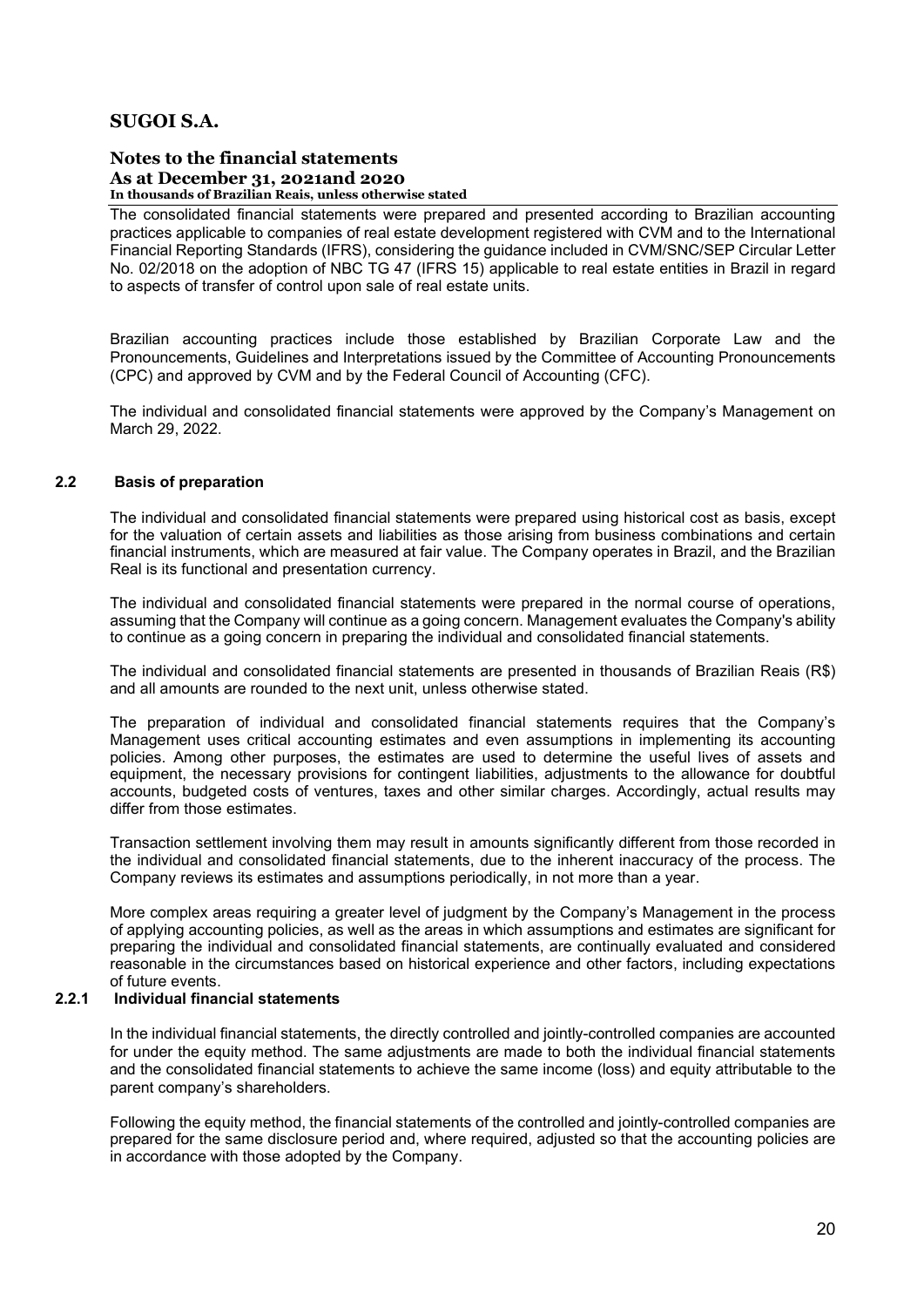The consolidated financial statements were prepared and presented according to Brazilian accounting practices applicable to companies of real estate development registered with CVM and to the International Financial Reporting Standards (IFRS), considering the guidance included in CVM/SNC/SEP Circular Letter No. 02/2018 on the adoption of NBC TG 47 (IFRS 15) applicable to real estate entities in Brazil in regard to aspects of transfer of control upon sale of real estate units.

Brazilian accounting practices include those established by Brazilian Corporate Law and the Pronouncements, Guidelines and Interpretations issued by the Committee of Accounting Pronouncements (CPC) and approved by CVM and by the Federal Council of Accounting (CFC).

The individual and consolidated financial statements were approved by the Company's Management on March 29, 2022.

## 2.2 Basis of preparation

The individual and consolidated financial statements were prepared using historical cost as basis, except for the valuation of certain assets and liabilities as those arising from business combinations and certain financial instruments, which are measured at fair value. The Company operates in Brazil, and the Brazilian Real is its functional and presentation currency.

The individual and consolidated financial statements were prepared in the normal course of operations, assuming that the Company will continue as a going concern. Management evaluates the Company's ability to continue as a going concern in preparing the individual and consolidated financial statements.

The individual and consolidated financial statements are presented in thousands of Brazilian Reais (R$) and all amounts are rounded to the next unit, unless otherwise stated.

The preparation of individual and consolidated financial statements requires that the Company's Management uses critical accounting estimates and even assumptions in implementing its accounting policies. Among other purposes, the estimates are used to determine the useful lives of assets and equipment, the necessary provisions for contingent liabilities, adjustments to the allowance for doubtful accounts, budgeted costs of ventures, taxes and other similar charges. Accordingly, actual results may differ from those estimates.

Transaction settlement involving them may result in amounts significantly different from those recorded in the individual and consolidated financial statements, due to the inherent inaccuracy of the process. The Company reviews its estimates and assumptions periodically, in not more than a year.

More complex areas requiring a greater level of judgment by the Company's Management in the process of applying accounting policies, as well as the areas in which assumptions and estimates are significant for preparing the individual and consolidated financial statements, are continually evaluated and considered reasonable in the circumstances based on historical experience and other factors, including expectations of future events.

### 2.2.1 Individual financial statements

In the individual financial statements, the directly controlled and jointly-controlled companies are accounted for under the equity method. The same adjustments are made to both the individual financial statements and the consolidated financial statements to achieve the same income (loss) and equity attributable to the parent company's shareholders.

Following the equity method, the financial statements of the controlled and jointly-controlled companies are prepared for the same disclosure period and, where required, adjusted so that the accounting policies are in accordance with those adopted by the Company.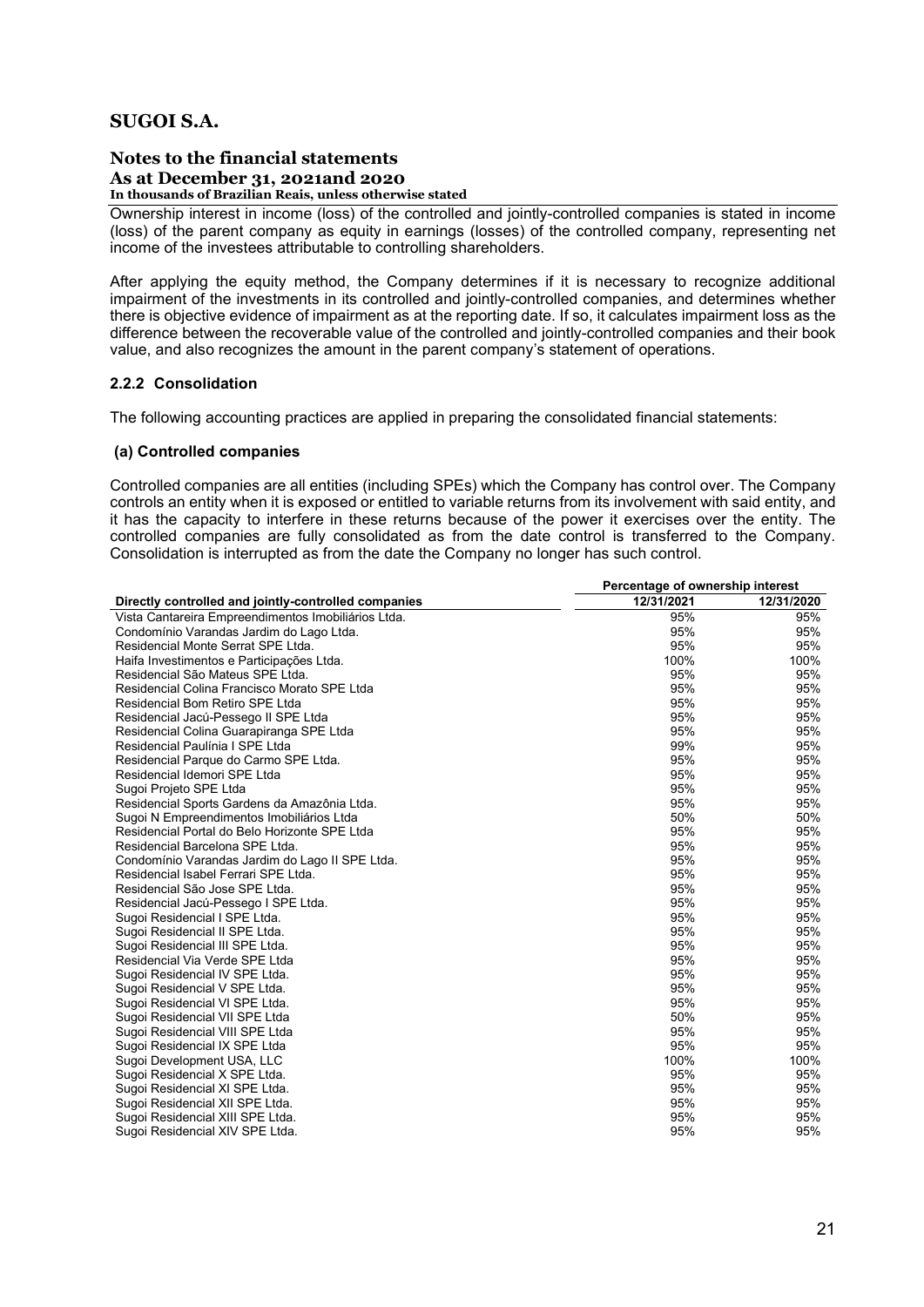Ownership interest in income (loss) of the controlled and jointly-controlled companies is stated in income (loss) of the parent company as equity in earnings (losses) of the controlled company, representing net income of the investees attributable to controlling shareholders.

After applying the equity method, the Company determines if it is necessary to recognize additional impairment of the investments in its controlled and jointly-controlled companies, and determines whether there is objective evidence of impairment as at the reporting date. If so, it calculates impairment loss as the difference between the recoverable value of the controlled and jointly-controlled companies and their book value, and also recognizes the amount in the parent company's statement of operations.

### 2.2.2 Consolidation

The following accounting practices are applied in preparing the consolidated financial statements:

#### (a) Controlled companies

Controlled companies are all entities (including SPEs) which the Company has control over. The Company controls an entity when it is exposed or entitled to variable returns from its involvement with said entity, and it has the capacity to interfere in these returns because of the power it exercises over the entity. The controlled companies are fully consolidated as from the date control is transferred to the Company. Consolidation is interrupted as from the date the Company no longer has such control.

| | Percentage of ownership interest | |
|---|---|---|
| **Directly controlled and jointly-controlled companies** | **12/31/2021** | **12/31/2020** |
| Vista Cantareira Empreendimentos Imobiliários Ltda. | 95% | 95% |
| Condomínio Varandas Jardim do Lago Ltda. | 95% | 95% |
| Residencial Monte Serrat SPE Ltda. | 95% | 95% |
| Haifa Investimentos e Participações Ltda. | 100% | 100% |
| Residencial São Mateus SPE Ltda. | 95% | 95% |
| Residencial Colina Francisco Morato SPE Ltda | 95% | 95% |
| Residencial Bom Retiro SPE Ltda | 95% | 95% |
| Residencial Jacú-Pessego II SPE Ltda | 95% | 95% |
| Residencial Colina Guarapiranga SPE Ltda | 95% | 95% |
| Residencial Paulínia I SPE Ltda | 99% | 95% |
| Residencial Parque do Carmo SPE Ltda. | 95% | 95% |
| Residencial Idemori SPE Ltda | 95% | 95% |
| Sugoi Projeto SPE Ltda | 95% | 95% |
| Residencial Sports Gardens da Amazônia Ltda. | 95% | 95% |
| Sugoi N Empreendimentos Imobiliários Ltda | 50% | 50% |
| Residencial Portal do Belo Horizonte SPE Ltda | 95% | 95% |
| Residencial Barcelona SPE Ltda. | 95% | 95% |
| Condomínio Varandas Jardim do Lago II SPE Ltda. | 95% | 95% |
| Residencial Isabel Ferrari SPE Ltda. | 95% | 95% |
| Residencial São Jose SPE Ltda. | 95% | 95% |
| Residencial Jacú-Pessego I SPE Ltda. | 95% | 95% |
| Sugoi Residencial I SPE Ltda. | 95% | 95% |
| Sugoi Residencial II SPE Ltda. | 95% | 95% |
| Sugoi Residencial III SPE Ltda. | 95% | 95% |
| Residencial Via Verde SPE Ltda | 95% | 95% |
| Sugoi Residencial IV SPE Ltda. | 95% | 95% |
| Sugoi Residencial V SPE Ltda. | 95% | 95% |
| Sugoi Residencial VI SPE Ltda. | 95% | 95% |
| Sugoi Residencial VII SPE Ltda | 50% | 95% |
| Sugoi Residencial VIII SPE Ltda | 95% | 95% |
| Sugoi Residencial IX SPE Ltda | 95% | 95% |
| Sugoi Development USA, LLC | 100% | 100% |
| Sugoi Residencial X SPE Ltda. | 95% | 95% |
| Sugoi Residencial XI SPE Ltda. | 95% | 95% |
| Sugoi Residencial XII SPE Ltda. | 95% | 95% |
| Sugoi Residencial XIII SPE Ltda. | 95% | 95% |
| Sugoi Residencial XIV SPE Ltda. | 95% | 95% |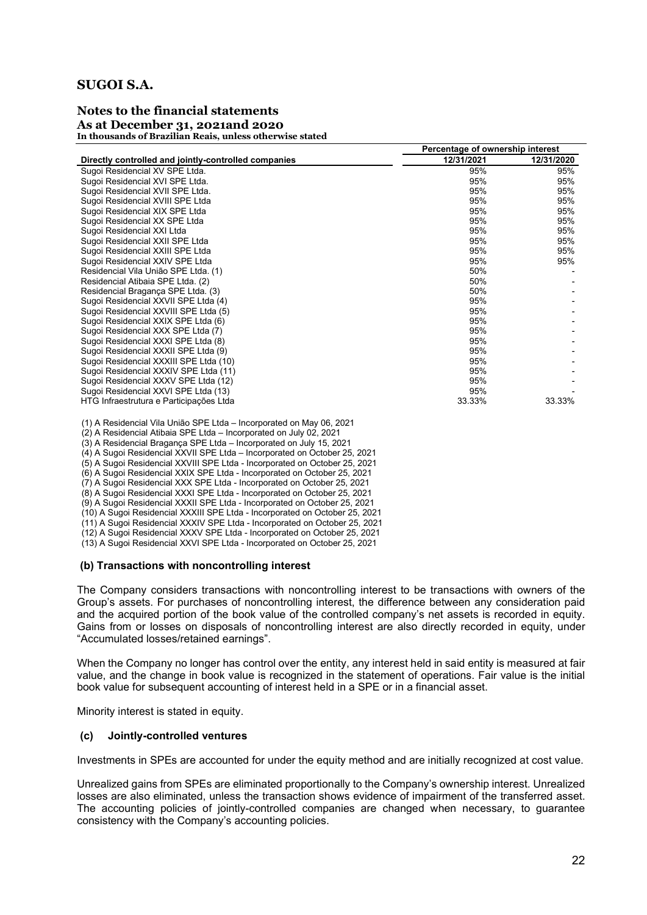| Directly controlled and jointly-controlled companies | Percentage of ownership interest | |
|---|---|---|
| | 12/31/2021 | 12/31/2020 |
| Sugoi Residencial XV SPE Ltda. | 95% | 95% |
| Sugoi Residencial XVI SPE Ltda. | 95% | 95% |
| Sugoi Residencial XVII SPE Ltda. | 95% | 95% |
| Sugoi Residencial XVIII SPE Ltda | 95% | 95% |
| Sugoi Residencial XIX SPE Ltda | 95% | 95% |
| Sugoi Residencial XX SPE Ltda | 95% | 95% |
| Sugoi Residencial XXI Ltda | 95% | 95% |
| Sugoi Residencial XXII SPE Ltda | 95% | 95% |
| Sugoi Residencial XXIII SPE Ltda | 95% | 95% |
| Sugoi Residencial XXIV SPE Ltda | 95% | 95% |
| Residencial Vila União SPE Ltda. (1) | 50% | - |
| Residencial Atibaia SPE Ltda. (2) | 50% | - |
| Residencial Bragança SPE Ltda. (3) | 50% | - |
| Sugoi Residencial XXVII SPE Ltda (4) | 95% | - |
| Sugoi Residencial XXVIII SPE Ltda (5) | 95% | - |
| Sugoi Residencial XXIX SPE Ltda (6) | 95% | - |
| Sugoi Residencial XXX SPE Ltda (7) | 95% | - |
| Sugoi Residencial XXXI SPE Ltda (8) | 95% | - |
| Sugoi Residencial XXXII SPE Ltda (9) | 95% | - |
| Sugoi Residencial XXXIII SPE Ltda (10) | 95% | - |
| Sugoi Residencial XXXIV SPE Ltda (11) | 95% | - |
| Sugoi Residencial XXXV SPE Ltda (12) | 95% | - |
| Sugoi Residencial XXVI SPE Ltda (13) | 95% | - |
| HTG Infraestrutura e Participações Ltda | 33.33% | 33.33% |

(1) A Residencial Vila União SPE Ltda – Incorporated on May 06, 2021
(2) A Residencial Atibaia SPE Ltda – Incorporated on July 02, 2021
(3) A Residencial Bragança SPE Ltda – Incorporated on July 15, 2021
(4) A Sugoi Residencial XXVII SPE Ltda – Incorporated on October 25, 2021
(5) A Sugoi Residencial XXVIII SPE Ltda - Incorporated on October 25, 2021
(6) A Sugoi Residencial XXIX SPE Ltda - Incorporated on October 25, 2021
(7) A Sugoi Residencial XXX SPE Ltda - Incorporated on October 25, 2021
(8) A Sugoi Residencial XXXI SPE Ltda - Incorporated on October 25, 2021
(9) A Sugoi Residencial XXXII SPE Ltda - Incorporated on October 25, 2021
(10) A Sugoi Residencial XXXIII SPE Ltda - Incorporated on October 25, 2021
(11) A Sugoi Residencial XXXIV SPE Ltda - Incorporated on October 25, 2021
(12) A Sugoi Residencial XXXV SPE Ltda - Incorporated on October 25, 2021
(13) A Sugoi Residencial XXVI SPE Ltda - Incorporated on October 25, 2021

### (b) Transactions with noncontrolling interest

The Company considers transactions with noncontrolling interest to be transactions with owners of the Group's assets. For purchases of noncontrolling interest, the difference between any consideration paid and the acquired portion of the book value of the controlled company's net assets is recorded in equity. Gains from or losses on disposals of noncontrolling interest are also directly recorded in equity, under "Accumulated losses/retained earnings".

When the Company no longer has control over the entity, any interest held in said entity is measured at fair value, and the change in book value is recognized in the statement of operations. Fair value is the initial book value for subsequent accounting of interest held in a SPE or in a financial asset.

Minority interest is stated in equity.

### (c) Jointly-controlled ventures

Investments in SPEs are accounted for under the equity method and are initially recognized at cost value.

Unrealized gains from SPEs are eliminated proportionally to the Company's ownership interest. Unrealized losses are also eliminated, unless the transaction shows evidence of impairment of the transferred asset. The accounting policies of jointly-controlled companies are changed when necessary, to guarantee consistency with the Company's accounting policies.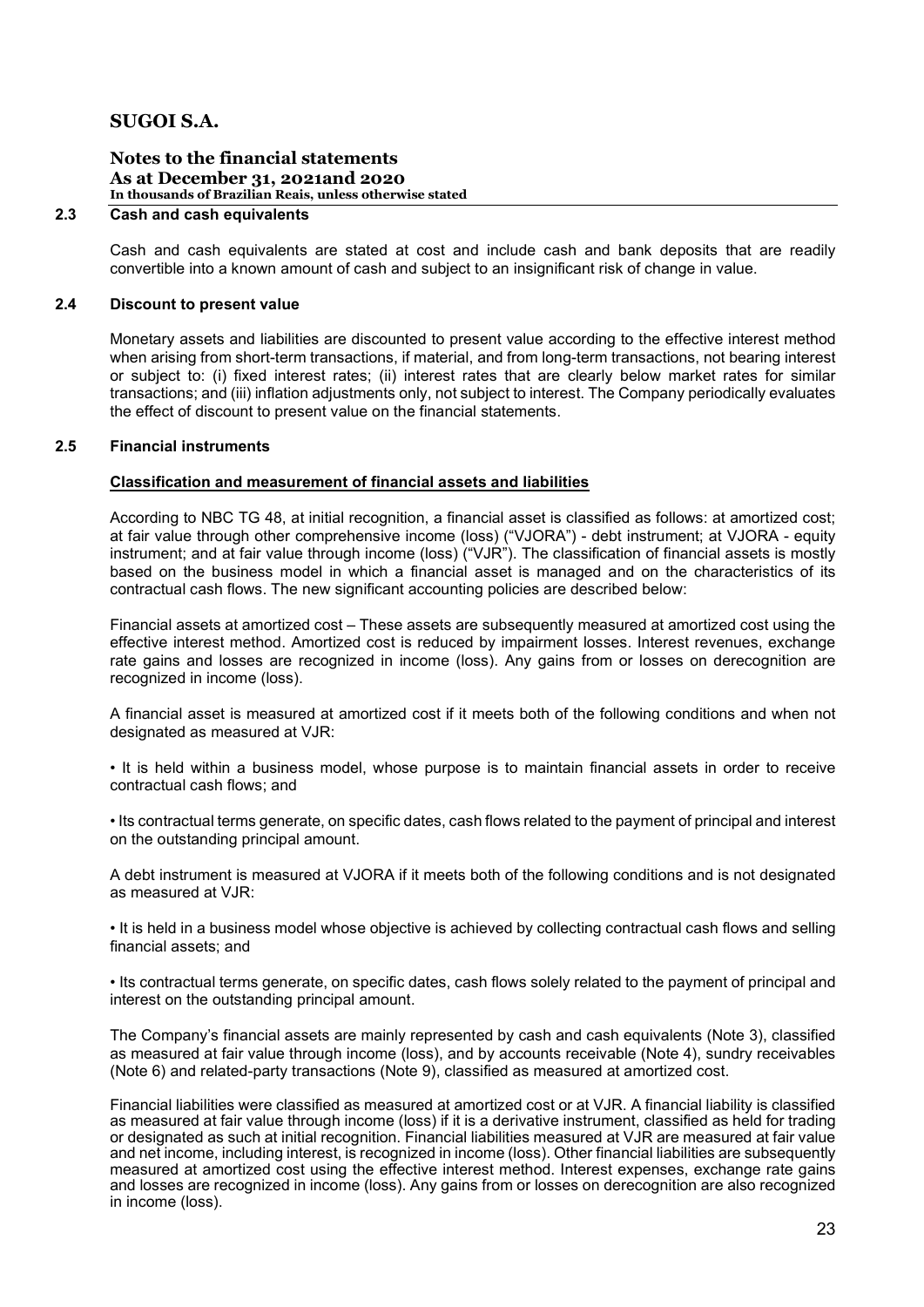### 2.3 Cash and cash equivalents

Cash and cash equivalents are stated at cost and include cash and bank deposits that are readily convertible into a known amount of cash and subject to an insignificant risk of change in value.

### 2.4 Discount to present value

Monetary assets and liabilities are discounted to present value according to the effective interest method when arising from short-term transactions, if material, and from long-term transactions, not bearing interest or subject to: (i) fixed interest rates; (ii) interest rates that are clearly below market rates for similar transactions; and (iii) inflation adjustments only, not subject to interest. The Company periodically evaluates the effect of discount to present value on the financial statements.

### 2.5 Financial instruments

**Classification and measurement of financial assets and liabilities**

According to NBC TG 48, at initial recognition, a financial asset is classified as follows: at amortized cost; at fair value through other comprehensive income (loss) ("VJORA") - debt instrument; at VJORA - equity instrument; and at fair value through income (loss) ("VJR"). The classification of financial assets is mostly based on the business model in which a financial asset is managed and on the characteristics of its contractual cash flows. The new significant accounting policies are described below:

Financial assets at amortized cost – These assets are subsequently measured at amortized cost using the effective interest method. Amortized cost is reduced by impairment losses. Interest revenues, exchange rate gains and losses are recognized in income (loss). Any gains from or losses on derecognition are recognized in income (loss).

A financial asset is measured at amortized cost if it meets both of the following conditions and when not designated as measured at VJR:

• It is held within a business model, whose purpose is to maintain financial assets in order to receive contractual cash flows; and

• Its contractual terms generate, on specific dates, cash flows related to the payment of principal and interest on the outstanding principal amount.

A debt instrument is measured at VJORA if it meets both of the following conditions and is not designated as measured at VJR:

• It is held in a business model whose objective is achieved by collecting contractual cash flows and selling financial assets; and

• Its contractual terms generate, on specific dates, cash flows solely related to the payment of principal and interest on the outstanding principal amount.

The Company's financial assets are mainly represented by cash and cash equivalents (Note 3), classified as measured at fair value through income (loss), and by accounts receivable (Note 4), sundry receivables (Note 6) and related-party transactions (Note 9), classified as measured at amortized cost.

Financial liabilities were classified as measured at amortized cost or at VJR. A financial liability is classified as measured at fair value through income (loss) if it is a derivative instrument, classified as held for trading or designated as such at initial recognition. Financial liabilities measured at VJR are measured at fair value and net income, including interest, is recognized in income (loss). Other financial liabilities are subsequently measured at amortized cost using the effective interest method. Interest expenses, exchange rate gains and losses are recognized in income (loss). Any gains from or losses on derecognition are also recognized in income (loss).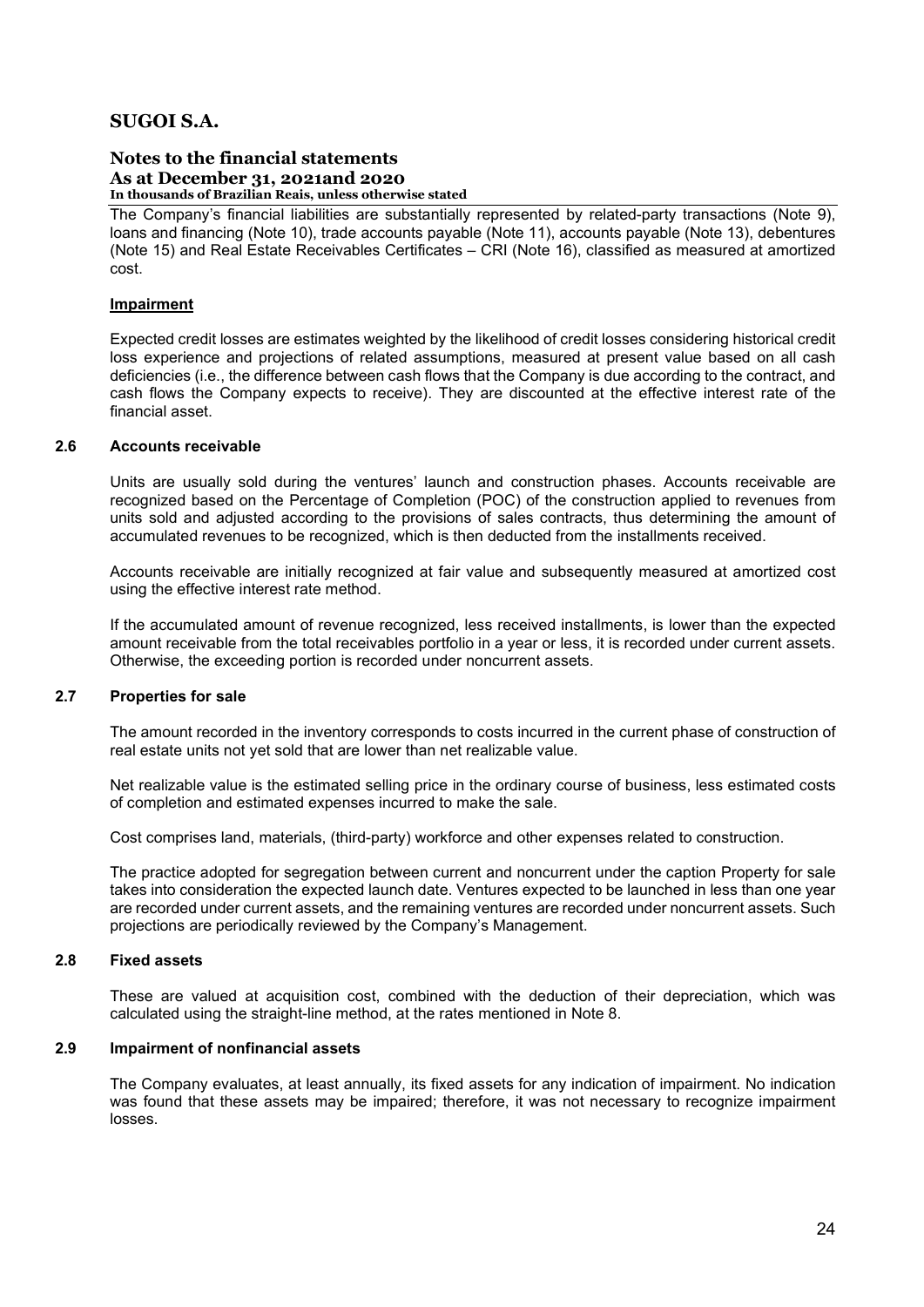The Company's financial liabilities are substantially represented by related-party transactions (Note 9), loans and financing (Note 10), trade accounts payable (Note 11), accounts payable (Note 13), debentures (Note 15) and Real Estate Receivables Certificates – CRI (Note 16), classified as measured at amortized cost.

**Impairment**

Expected credit losses are estimates weighted by the likelihood of credit losses considering historical credit loss experience and projections of related assumptions, measured at present value based on all cash deficiencies (i.e., the difference between cash flows that the Company is due according to the contract, and cash flows the Company expects to receive). They are discounted at the effective interest rate of the financial asset.

## 2.6 Accounts receivable

Units are usually sold during the ventures' launch and construction phases. Accounts receivable are recognized based on the Percentage of Completion (POC) of the construction applied to revenues from units sold and adjusted according to the provisions of sales contracts, thus determining the amount of accumulated revenues to be recognized, which is then deducted from the installments received.

Accounts receivable are initially recognized at fair value and subsequently measured at amortized cost using the effective interest rate method.

If the accumulated amount of revenue recognized, less received installments, is lower than the expected amount receivable from the total receivables portfolio in a year or less, it is recorded under current assets. Otherwise, the exceeding portion is recorded under noncurrent assets.

## 2.7 Properties for sale

The amount recorded in the inventory corresponds to costs incurred in the current phase of construction of real estate units not yet sold that are lower than net realizable value.

Net realizable value is the estimated selling price in the ordinary course of business, less estimated costs of completion and estimated expenses incurred to make the sale.

Cost comprises land, materials, (third-party) workforce and other expenses related to construction.

The practice adopted for segregation between current and noncurrent under the caption Property for sale takes into consideration the expected launch date. Ventures expected to be launched in less than one year are recorded under current assets, and the remaining ventures are recorded under noncurrent assets. Such projections are periodically reviewed by the Company's Management.

## 2.8 Fixed assets

These are valued at acquisition cost, combined with the deduction of their depreciation, which was calculated using the straight-line method, at the rates mentioned in Note 8.

## 2.9 Impairment of nonfinancial assets

The Company evaluates, at least annually, its fixed assets for any indication of impairment. No indication was found that these assets may be impaired; therefore, it was not necessary to recognize impairment losses.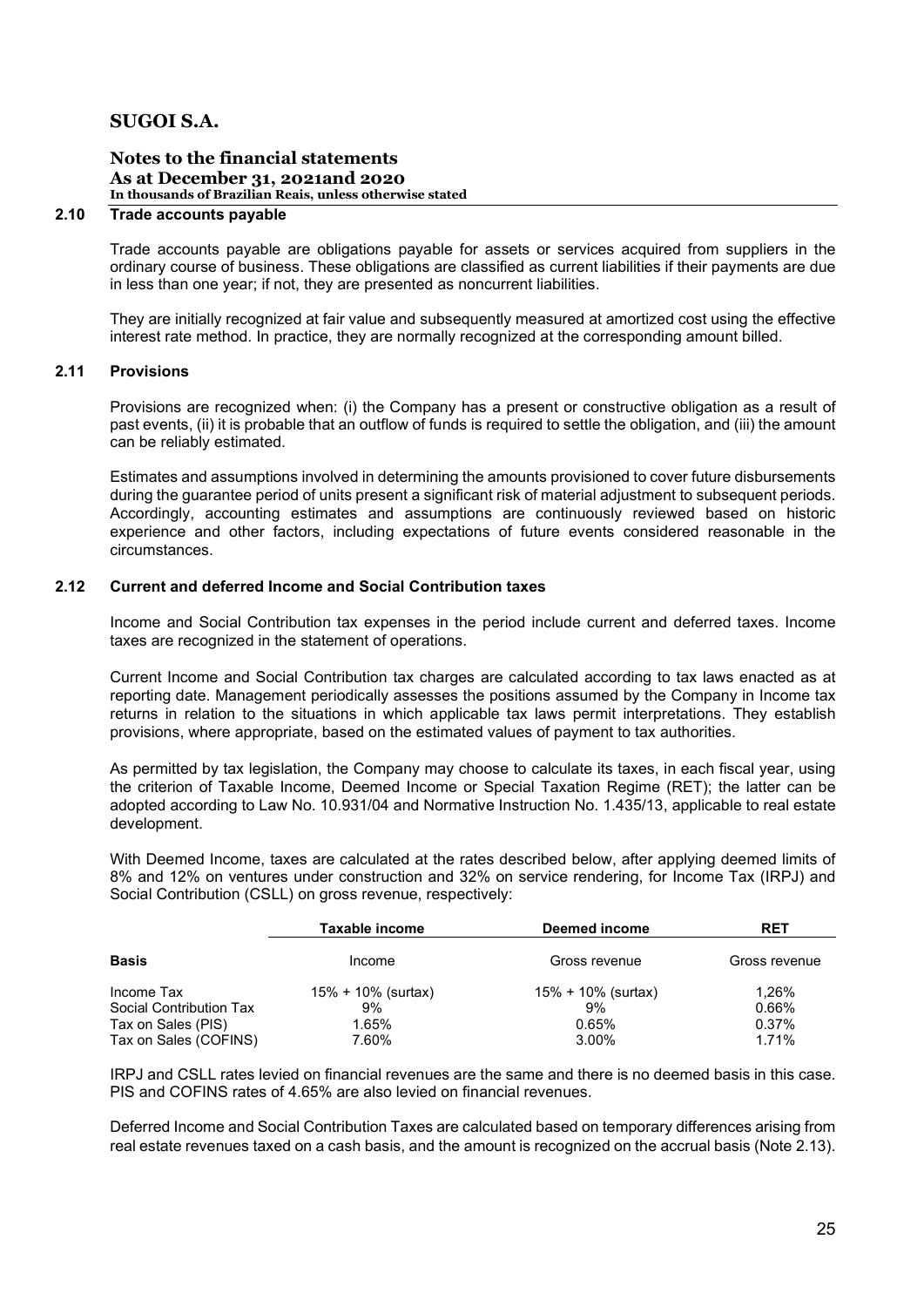### 2.10 Trade accounts payable

Trade accounts payable are obligations payable for assets or services acquired from suppliers in the ordinary course of business. These obligations are classified as current liabilities if their payments are due in less than one year; if not, they are presented as noncurrent liabilities.

They are initially recognized at fair value and subsequently measured at amortized cost using the effective interest rate method. In practice, they are normally recognized at the corresponding amount billed.

### 2.11 Provisions

Provisions are recognized when: (i) the Company has a present or constructive obligation as a result of past events, (ii) it is probable that an outflow of funds is required to settle the obligation, and (iii) the amount can be reliably estimated.

Estimates and assumptions involved in determining the amounts provisioned to cover future disbursements during the guarantee period of units present a significant risk of material adjustment to subsequent periods. Accordingly, accounting estimates and assumptions are continuously reviewed based on historic experience and other factors, including expectations of future events considered reasonable in the circumstances.

### 2.12 Current and deferred Income and Social Contribution taxes

Income and Social Contribution tax expenses in the period include current and deferred taxes. Income taxes are recognized in the statement of operations.

Current Income and Social Contribution tax charges are calculated according to tax laws enacted as at reporting date. Management periodically assesses the positions assumed by the Company in Income tax returns in relation to the situations in which applicable tax laws permit interpretations. They establish provisions, where appropriate, based on the estimated values of payment to tax authorities.

As permitted by tax legislation, the Company may choose to calculate its taxes, in each fiscal year, using the criterion of Taxable Income, Deemed Income or Special Taxation Regime (RET); the latter can be adopted according to Law No. 10.931/04 and Normative Instruction No. 1.435/13, applicable to real estate development.

With Deemed Income, taxes are calculated at the rates described below, after applying deemed limits of 8% and 12% on ventures under construction and 32% on service rendering, for Income Tax (IRPJ) and Social Contribution (CSLL) on gross revenue, respectively:

| | Taxable income | Deemed income | RET |
|---|---|---|---|
| **Basis** | Income | Gross revenue | Gross revenue |
| Income Tax | 15% + 10% (surtax) | 15% + 10% (surtax) | 1,26% |
| Social Contribution Tax | 9% | 9% | 0.66% |
| Tax on Sales (PIS) | 1.65% | 0.65% | 0.37% |
| Tax on Sales (COFINS) | 7.60% | 3.00% | 1.71% |

IRPJ and CSLL rates levied on financial revenues are the same and there is no deemed basis in this case. PIS and COFINS rates of 4.65% are also levied on financial revenues.

Deferred Income and Social Contribution Taxes are calculated based on temporary differences arising from real estate revenues taxed on a cash basis, and the amount is recognized on the accrual basis (Note 2.13).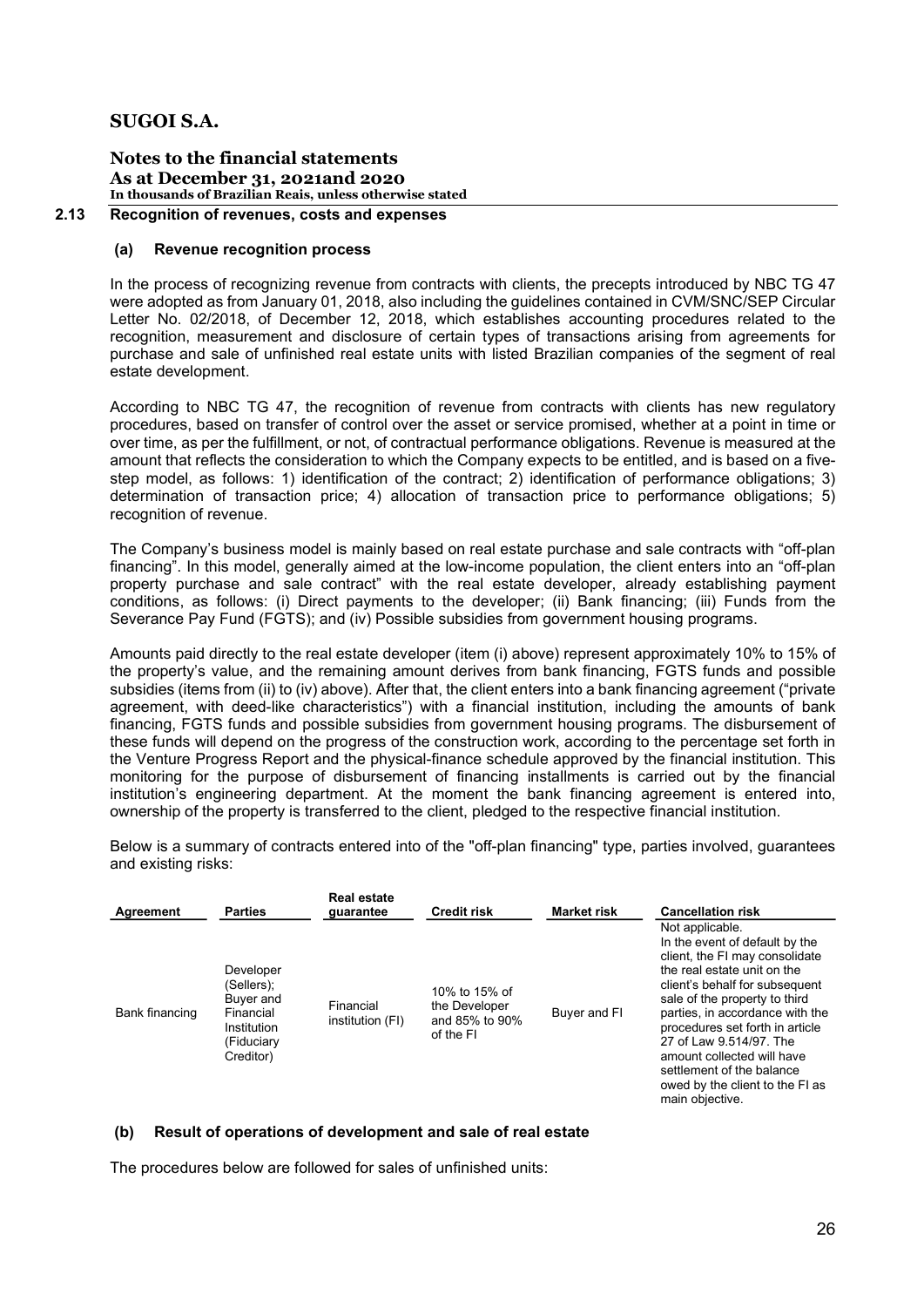### 2.13 Recognition of revenues, costs and expenses

#### (a) Revenue recognition process

In the process of recognizing revenue from contracts with clients, the precepts introduced by NBC TG 47 were adopted as from January 01, 2018, also including the guidelines contained in CVM/SNC/SEP Circular Letter No. 02/2018, of December 12, 2018, which establishes accounting procedures related to the recognition, measurement and disclosure of certain types of transactions arising from agreements for purchase and sale of unfinished real estate units with listed Brazilian companies of the segment of real estate development.

According to NBC TG 47, the recognition of revenue from contracts with clients has new regulatory procedures, based on transfer of control over the asset or service promised, whether at a point in time or over time, as per the fulfillment, or not, of contractual performance obligations. Revenue is measured at the amount that reflects the consideration to which the Company expects to be entitled, and is based on a five-step model, as follows: 1) identification of the contract; 2) identification of performance obligations; 3) determination of transaction price; 4) allocation of transaction price to performance obligations; 5) recognition of revenue.

The Company's business model is mainly based on real estate purchase and sale contracts with "off-plan financing". In this model, generally aimed at the low-income population, the client enters into an "off-plan property purchase and sale contract" with the real estate developer, already establishing payment conditions, as follows: (i) Direct payments to the developer; (ii) Bank financing; (iii) Funds from the Severance Pay Fund (FGTS); and (iv) Possible subsidies from government housing programs.

Amounts paid directly to the real estate developer (item (i) above) represent approximately 10% to 15% of the property's value, and the remaining amount derives from bank financing, FGTS funds and possible subsidies (items from (ii) to (iv) above). After that, the client enters into a bank financing agreement ("private agreement, with deed-like characteristics") with a financial institution, including the amounts of bank financing, FGTS funds and possible subsidies from government housing programs. The disbursement of these funds will depend on the progress of the construction work, according to the percentage set forth in the Venture Progress Report and the physical-finance schedule approved by the financial institution. This monitoring for the purpose of disbursement of financing installments is carried out by the financial institution's engineering department. At the moment the bank financing agreement is entered into, ownership of the property is transferred to the client, pledged to the respective financial institution.

Below is a summary of contracts entered into of the "off-plan financing" type, parties involved, guarantees and existing risks:

| Agreement | Parties | Real estate guarantee | Credit risk | Market risk | Cancellation risk |
|---|---|---|---|---|---|
| Bank financing | Developer (Sellers); Buyer and Financial Institution (Fiduciary Creditor) | Financial institution (FI) | 10% to 15% of the Developer and 85% to 90% of the FI | Buyer and FI | Not applicable. In the event of default by the client, the FI may consolidate the real estate unit on the client's behalf for subsequent sale of the property to third parties, in accordance with the procedures set forth in article 27 of Law 9.514/97. The amount collected will have settlement of the balance owed by the client to the FI as main objective. |

#### (b) Result of operations of development and sale of real estate

The procedures below are followed for sales of unfinished units: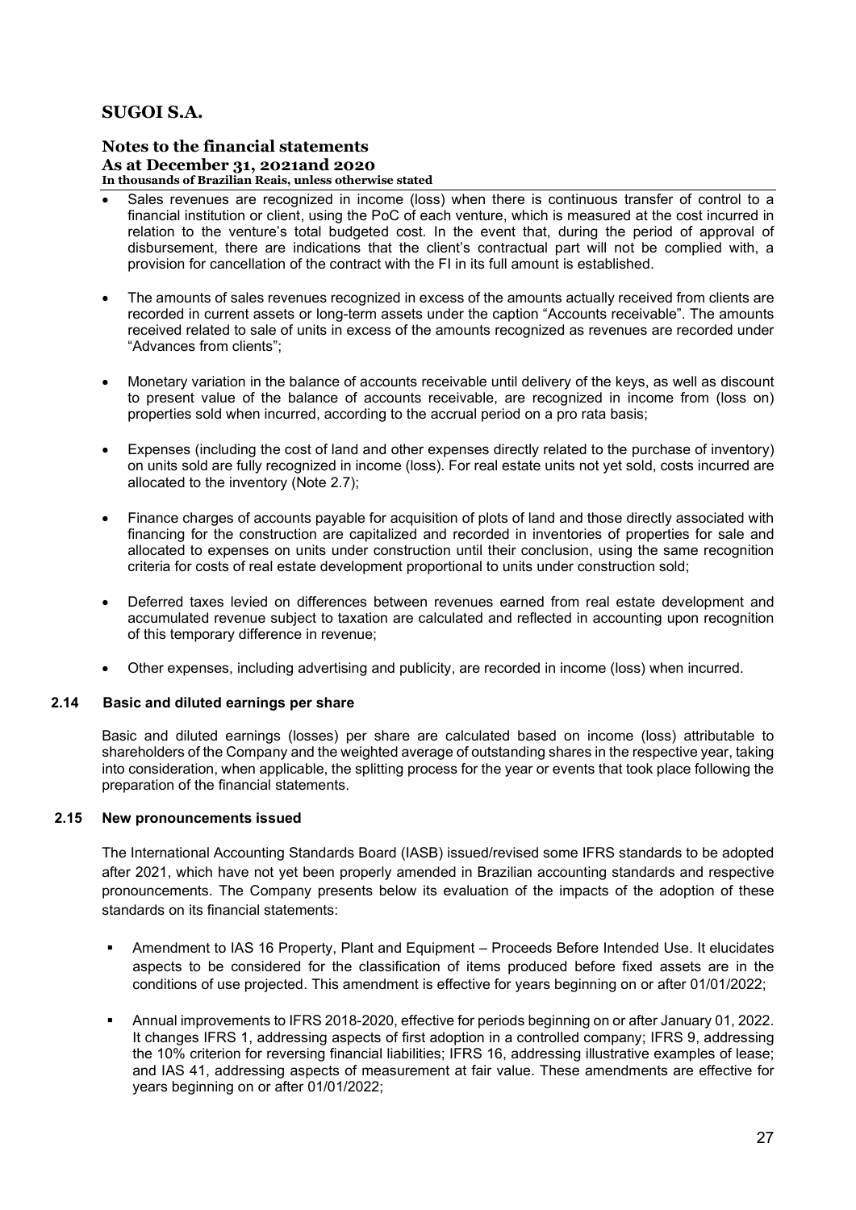- Sales revenues are recognized in income (loss) when there is continuous transfer of control to a financial institution or client, using the PoC of each venture, which is measured at the cost incurred in relation to the venture's total budgeted cost. In the event that, during the period of approval of disbursement, there are indications that the client's contractual part will not be complied with, a provision for cancellation of the contract with the FI in its full amount is established.

- The amounts of sales revenues recognized in excess of the amounts actually received from clients are recorded in current assets or long-term assets under the caption "Accounts receivable". The amounts received related to sale of units in excess of the amounts recognized as revenues are recorded under "Advances from clients";

- Monetary variation in the balance of accounts receivable until delivery of the keys, as well as discount to present value of the balance of accounts receivable, are recognized in income from (loss on) properties sold when incurred, according to the accrual period on a pro rata basis;

- Expenses (including the cost of land and other expenses directly related to the purchase of inventory) on units sold are fully recognized in income (loss). For real estate units not yet sold, costs incurred are allocated to the inventory (Note 2.7);

- Finance charges of accounts payable for acquisition of plots of land and those directly associated with financing for the construction are capitalized and recorded in inventories of properties for sale and allocated to expenses on units under construction until their conclusion, using the same recognition criteria for costs of real estate development proportional to units under construction sold;

- Deferred taxes levied on differences between revenues earned from real estate development and accumulated revenue subject to taxation are calculated and reflected in accounting upon recognition of this temporary difference in revenue;

- Other expenses, including advertising and publicity, are recorded in income (loss) when incurred.

### 2.14 Basic and diluted earnings per share

Basic and diluted earnings (losses) per share are calculated based on income (loss) attributable to shareholders of the Company and the weighted average of outstanding shares in the respective year, taking into consideration, when applicable, the splitting process for the year or events that took place following the preparation of the financial statements.

### 2.15 New pronouncements issued

The International Accounting Standards Board (IASB) issued/revised some IFRS standards to be adopted after 2021, which have not yet been properly amended in Brazilian accounting standards and respective pronouncements. The Company presents below its evaluation of the impacts of the adoption of these standards on its financial statements:

- Amendment to IAS 16 Property, Plant and Equipment – Proceeds Before Intended Use. It elucidates aspects to be considered for the classification of items produced before fixed assets are in the conditions of use projected. This amendment is effective for years beginning on or after 01/01/2022;

- Annual improvements to IFRS 2018-2020, effective for periods beginning on or after January 01, 2022. It changes IFRS 1, addressing aspects of first adoption in a controlled company; IFRS 9, addressing the 10% criterion for reversing financial liabilities; IFRS 16, addressing illustrative examples of lease; and IAS 41, addressing aspects of measurement at fair value. These amendments are effective for years beginning on or after 01/01/2022;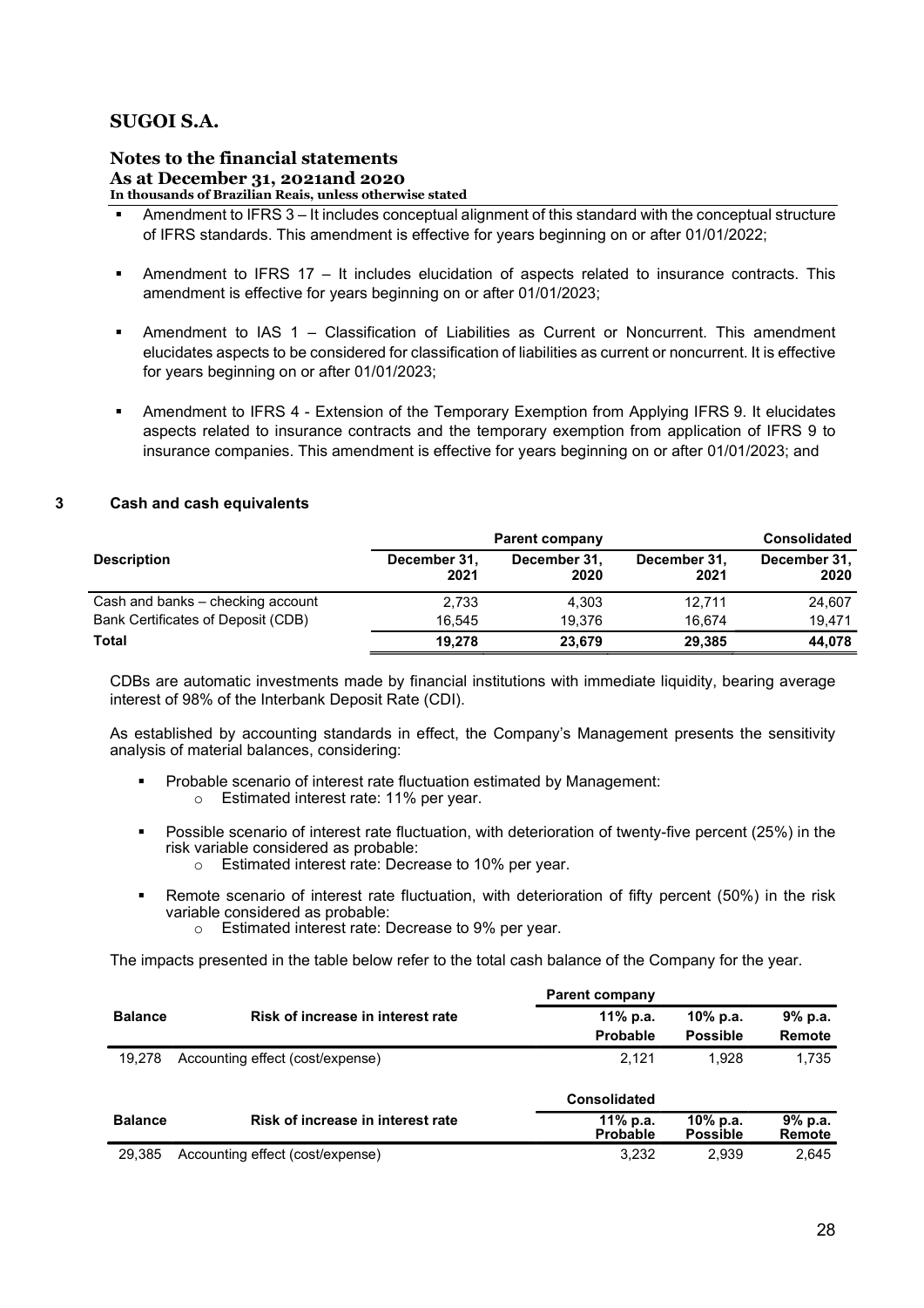- Amendment to IFRS 3 – It includes conceptual alignment of this standard with the conceptual structure of IFRS standards. This amendment is effective for years beginning on or after 01/01/2022;

- Amendment to IFRS 17 – It includes elucidation of aspects related to insurance contracts. This amendment is effective for years beginning on or after 01/01/2023;

- Amendment to IAS 1 – Classification of Liabilities as Current or Noncurrent. This amendment elucidates aspects to be considered for classification of liabilities as current or noncurrent. It is effective for years beginning on or after 01/01/2023;

- Amendment to IFRS 4 - Extension of the Temporary Exemption from Applying IFRS 9. It elucidates aspects related to insurance contracts and the temporary exemption from application of IFRS 9 to insurance companies. This amendment is effective for years beginning on or after 01/01/2023; and

## 3 Cash and cash equivalents

| | Parent company | | | Consolidated |
|---|---|---|---|---|
| **Description** | **December 31, 2021** | **December 31, 2020** | **December 31, 2021** | **December 31, 2020** |
| Cash and banks – checking account | 2,733 | 4,303 | 12,711 | 24,607 |
| Bank Certificates of Deposit (CDB) | 16,545 | 19,376 | 16,674 | 19,471 |
| **Total** | **19,278** | **23,679** | **29,385** | **44,078** |

CDBs are automatic investments made by financial institutions with immediate liquidity, bearing average interest of 98% of the Interbank Deposit Rate (CDI).

As established by accounting standards in effect, the Company's Management presents the sensitivity analysis of material balances, considering:

- Probable scenario of interest rate fluctuation estimated by Management:
  - Estimated interest rate: 11% per year.
- Possible scenario of interest rate fluctuation, with deterioration of twenty-five percent (25%) in the risk variable considered as probable:
  - Estimated interest rate: Decrease to 10% per year.
- Remote scenario of interest rate fluctuation, with deterioration of fifty percent (50%) in the risk variable considered as probable:
  - Estimated interest rate: Decrease to 9% per year.

The impacts presented in the table below refer to the total cash balance of the Company for the year.

| | | Parent company | | |
|---|---|---|---|---|
| **Balance** | **Risk of increase in interest rate** | **11% p.a. Probable** | **10% p.a. Possible** | **9% p.a. Remote** |
| 19,278 | Accounting effect (cost/expense) | 2,121 | 1,928 | 1,735 |

| | | Consolidated | | |
|---|---|---|---|---|
| **Balance** | **Risk of increase in interest rate** | **11% p.a. Probable** | **10% p.a. Possible** | **9% p.a. Remote** |
| 29,385 | Accounting effect (cost/expense) | 3,232 | 2,939 | 2,645 |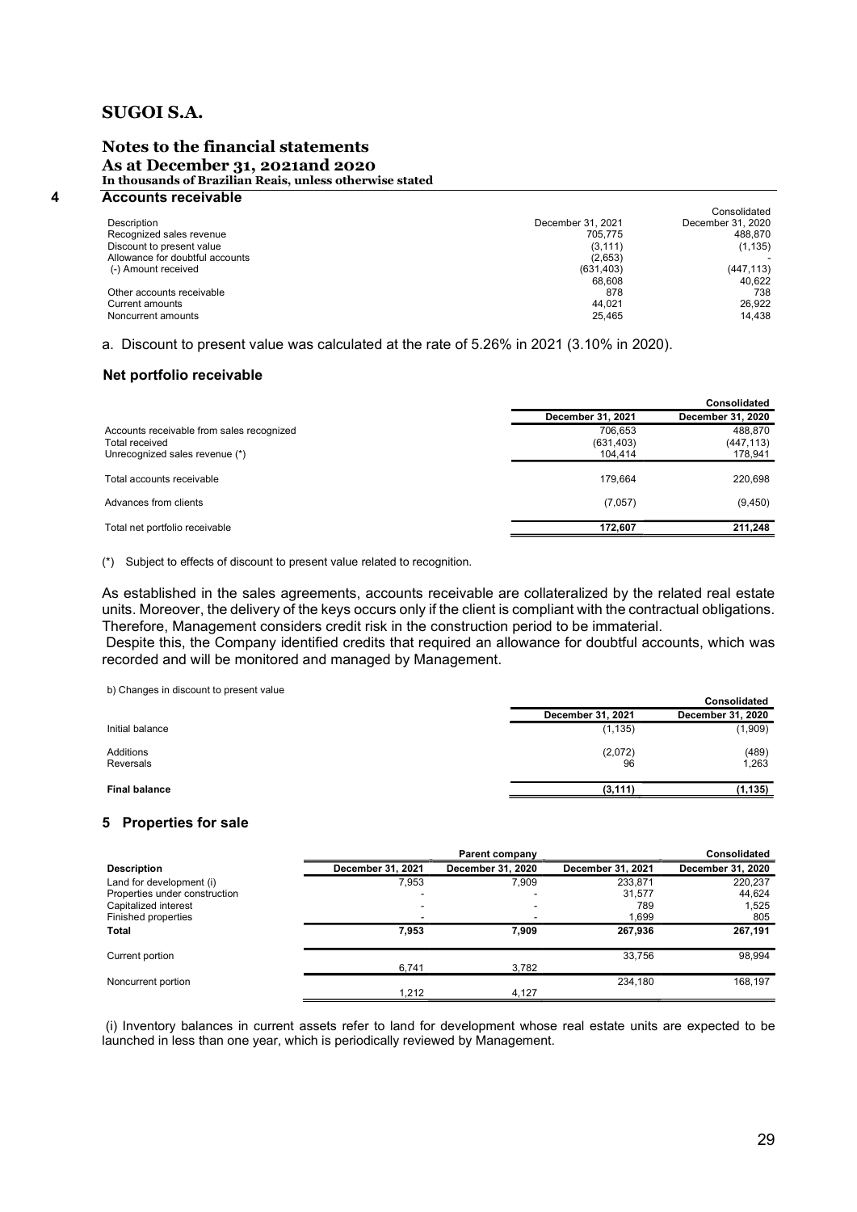# SUGOI S.A.

## Notes to the financial statements

### As at December 31, 2021and 2020

**In thousands of Brazilian Reais, unless otherwise stated**

## 4 Accounts receivable

| Description | December 31, 2021 | Consolidated December 31, 2020 |
|---|---|---|
| Recognized sales revenue | 705,775 | 488,870 |
| Discount to present value | (3,111) | (1,135) |
| Allowance for doubtful accounts | (2,653) | - |
| (-) Amount received | (631,403) | (447,113) |
| | 68,608 | 40,622 |
| Other accounts receivable | 878 | 738 |
| Current amounts | 44,021 | 26,922 |
| Noncurrent amounts | 25,465 | 14,438 |

a. Discount to present value was calculated at the rate of 5.26% in 2021 (3.10% in 2020).

### Net portfolio receivable

| | Consolidated | |
|---|---|---|
| | **December 31, 2021** | **December 31, 2020** |
| Accounts receivable from sales recognized | 706,653 | 488,870 |
| Total received | (631,403) | (447,113) |
| Unrecognized sales revenue (*) | 104,414 | 178,941 |
| Total accounts receivable | 179,664 | 220,698 |
| Advances from clients | (7,057) | (9,450) |
| Total net portfolio receivable | **172,607** | **211,248** |

(*) Subject to effects of discount to present value related to recognition.

As established in the sales agreements, accounts receivable are collateralized by the related real estate units. Moreover, the delivery of the keys occurs only if the client is compliant with the contractual obligations. Therefore, Management considers credit risk in the construction period to be immaterial.

Despite this, the Company identified credits that required an allowance for doubtful accounts, which was recorded and will be monitored and managed by Management.

b) Changes in discount to present value

| | Consolidated | |
|---|---|---|
| | **December 31, 2021** | **December 31, 2020** |
| Initial balance | (1,135) | (1,909) |
| Additions | (2,072) | (489) |
| Reversals | 96 | 1,263 |
| **Final balance** | **(3,111)** | **(1,135)** |

## 5 Properties for sale

| | Parent company | | Consolidated | |
|---|---|---|---|---|
| **Description** | **December 31, 2021** | **December 31, 2020** | **December 31, 2021** | **December 31, 2020** |
| Land for development (i) | 7,953 | 7,909 | 233,871 | 220,237 |
| Properties under construction | - | - | 31,577 | 44,624 |
| Capitalized interest | - | - | 789 | 1,525 |
| Finished properties | - | - | 1,699 | 805 |
| **Total** | **7,953** | **7,909** | **267,936** | **267,191** |
| Current portion | 6,741 | 3,782 | 33,756 | 98,994 |
| Noncurrent portion | 1,212 | 4,127 | 234,180 | 168,197 |

(i) Inventory balances in current assets refer to land for development whose real estate units are expected to be launched in less than one year, which is periodically reviewed by Management.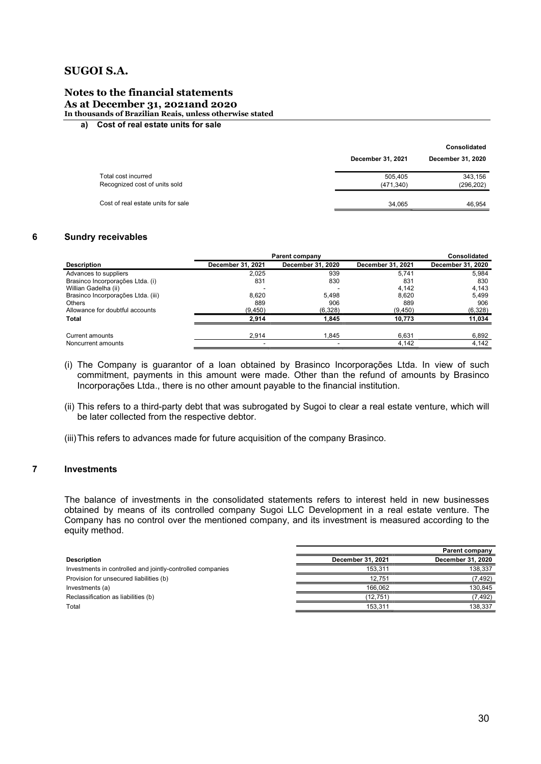**a) Cost of real estate units for sale**

| | Consolidated | |
|---|---|---|
| | December 31, 2021 | December 31, 2020 |
| Total cost incurred | 505,405 | 343,156 |
| Recognized cost of units sold | (471,340) | (296,202) |
| Cost of real estate units for sale | 34,065 | 46,954 |

## 6 Sundry receivables

| | Parent company | | Consolidated | |
|---|---|---|---|---|
| **Description** | **December 31, 2021** | **December 31, 2020** | **December 31, 2021** | **December 31, 2020** |
| Advances to suppliers | 2,025 | 939 | 5,741 | 5,984 |
| Brasinco Incorporações Ltda. (i) | 831 | 830 | 831 | 830 |
| Willian Gadelha (ii) | - | - | 4,142 | 4,143 |
| Brasinco Incorporações Ltda. (iii) | 8,620 | 5,498 | 8,620 | 5,499 |
| Others | 889 | 906 | 889 | 906 |
| Allowance for doubtful accounts | (9,450) | (6,328) | (9,450) | (6,328) |
| **Total** | **2,914** | **1,845** | **10,773** | **11,034** |
| Current amounts | 2,914 | 1,845 | 6,631 | 6,892 |
| Noncurrent amounts | - | - | 4,142 | 4,142 |

(i) The Company is guarantor of a loan obtained by Brasinco Incorporações Ltda. In view of such commitment, payments in this amount were made. Other than the refund of amounts by Brasinco Incorporações Ltda., there is no other amount payable to the financial institution.

(ii) This refers to a third-party debt that was subrogated by Sugoi to clear a real estate venture, which will be later collected from the respective debtor.

(iii) This refers to advances made for future acquisition of the company Brasinco.

## 7 Investments

The balance of investments in the consolidated statements refers to interest held in new businesses obtained by means of its controlled company Sugoi LLC Development in a real estate venture. The Company has no control over the mentioned company, and its investment is measured according to the equity method.

| | Parent company | |
|---|---|---|
| **Description** | **December 31, 2021** | **December 31, 2020** |
| Investments in controlled and jointly-controlled companies | 153,311 | 138,337 |
| Provision for unsecured liabilities (b) | 12,751 | (7,492) |
| Investments (a) | 166,062 | 130,845 |
| Reclassification as liabilities (b) | (12,751) | (7,492) |
| Total | 153,311 | 138,337 |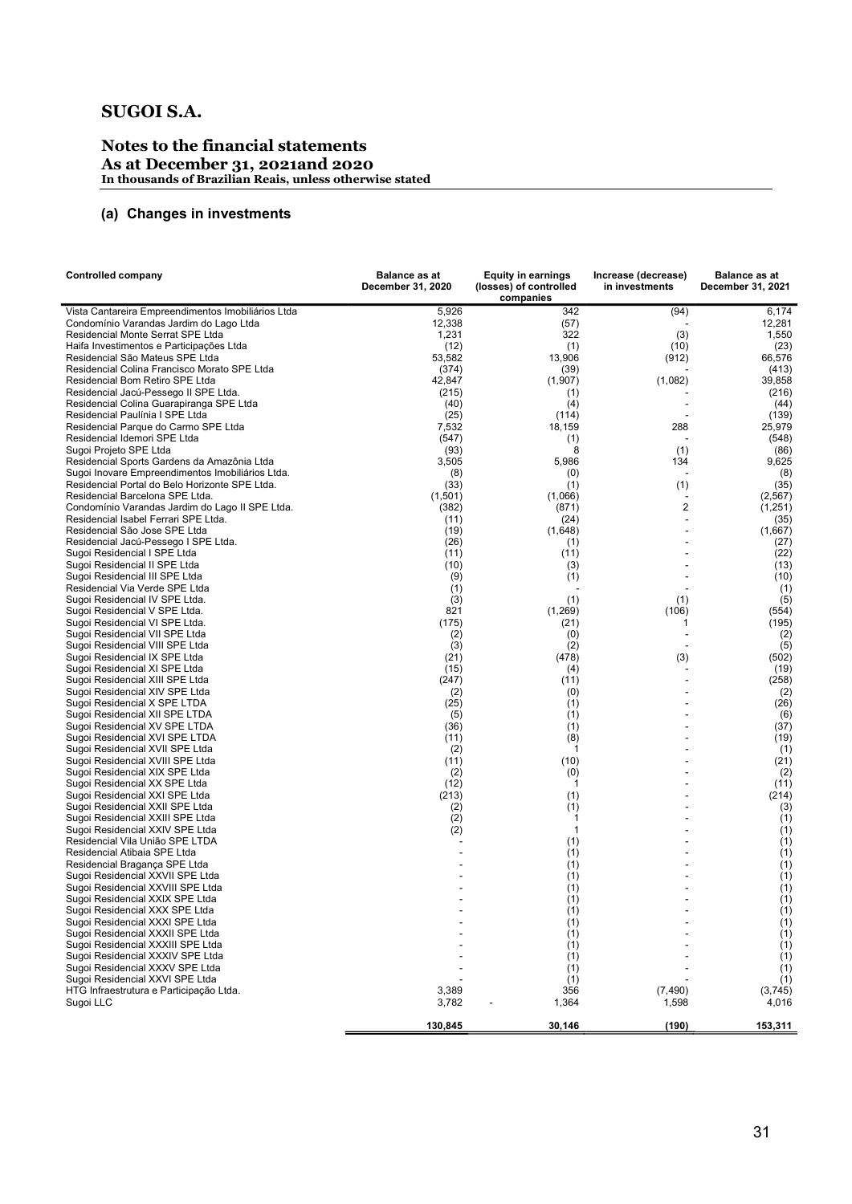# SUGOI S.A.

## Notes to the financial statements
**As at December 31, 2021and 2020**
**In thousands of Brazilian Reais, unless otherwise stated**

### (a) Changes in investments

| Controlled company | Balance as at December 31, 2020 | Equity in earnings (losses) of controlled companies | Increase (decrease) in investments | Balance as at December 31, 2021 |
|---|---|---|---|---|
| Vista Cantareira Empreendimentos Imobiliários Ltda | 5,926 | 342 | (94) | 6,174 |
| Condomínio Varandas Jardim do Lago Ltda | 12,338 | (57) | - | 12,281 |
| Residencial Monte Serrat SPE Ltda | 1,231 | 322 | (3) | 1,550 |
| Haifa Investimentos e Participações Ltda | (12) | (1) | (10) | (23) |
| Residencial São Mateus SPE Ltda | 53,582 | 13,906 | (912) | 66,576 |
| Residencial Colina Francisco Morato SPE Ltda | (374) | (39) | - | (413) |
| Residencial Bom Retiro SPE Ltda | 42,847 | (1,907) | (1,082) | 39,858 |
| Residencial Jacú-Pessego II SPE Ltda. | (215) | (1) | - | (216) |
| Residencial Colina Guarapiranga SPE Ltda | (40) | (4) | - | (44) |
| Residencial Paulínia I SPE Ltda | (25) | (114) | - | (139) |
| Residencial Parque do Carmo SPE Ltda | 7,532 | 18,159 | 288 | 25,979 |
| Residencial Idemori SPE Ltda | (547) | (1) | - | (548) |
| Sugoi Projeto SPE Ltda | (93) | 8 | (1) | (86) |
| Residencial Sports Gardens da Amazônia Ltda | 3,505 | 5,986 | 134 | 9,625 |
| Sugoi Inovare Empreendimentos Imobiliários Ltda. | (8) | (0) | - | (8) |
| Residencial Portal do Belo Horizonte SPE Ltda. | (33) | (1) | (1) | (35) |
| Residencial Barcelona SPE Ltda. | (1,501) | (1,066) | - | (2,567) |
| Condomínio Varandas Jardim do Lago II SPE Ltda. | (382) | (871) | 2 | (1,251) |
| Residencial Isabel Ferrari SPE Ltda. | (11) | (24) | - | (35) |
| Residencial São Jose SPE Ltda | (19) | (1,648) | - | (1,667) |
| Residencial Jacú-Pessego I SPE Ltda. | (26) | (1) | - | (27) |
| Sugoi Residencial I SPE Ltda | (11) | (11) | - | (22) |
| Sugoi Residencial II SPE Ltda | (10) | (3) | - | (13) |
| Sugoi Residencial III SPE Ltda | (9) | (1) | - | (10) |
| Residencial Via Verde SPE Ltda | (1) | - | - | (1) |
| Sugoi Residencial IV SPE Ltda. | (3) | (1) | (1) | (5) |
| Sugoi Residencial V SPE Ltda. | 821 | (1,269) | (106) | (554) |
| Sugoi Residencial VI SPE Ltda. | (175) | (21) | 1 | (195) |
| Sugoi Residencial VII SPE Ltda | (2) | (0) | - | (2) |
| Sugoi Residencial VIII SPE Ltda | (3) | (2) | - | (5) |
| Sugoi Residencial IX SPE Ltda | (21) | (478) | (3) | (502) |
| Sugoi Residencial XI SPE Ltda | (15) | (4) | - | (19) |
| Sugoi Residencial XIII SPE Ltda | (247) | (11) | - | (258) |
| Sugoi Residencial XIV SPE Ltda | (2) | (0) | - | (2) |
| Sugoi Residencial X SPE LTDA | (25) | (1) | - | (26) |
| Sugoi Residencial XII SPE LTDA | (5) | (1) | - | (6) |
| Sugoi Residencial XV SPE LTDA | (36) | (1) | - | (37) |
| Sugoi Residencial XVI SPE LTDA | (11) | (8) | - | (19) |
| Sugoi Residencial XVII SPE Ltda | (2) | 1 | - | (1) |
| Sugoi Residencial XVIII SPE Ltda | (11) | (10) | - | (21) |
| Sugoi Residencial XIX SPE Ltda | (2) | (0) | - | (2) |
| Sugoi Residencial XX SPE Ltda | (12) | 1 | - | (11) |
| Sugoi Residencial XXI SPE Ltda | (213) | (1) | - | (214) |
| Sugoi Residencial XXII SPE Ltda | (2) | (1) | - | (3) |
| Sugoi Residencial XXIII SPE Ltda | (2) | 1 | - | (1) |
| Sugoi Residencial XXIV SPE Ltda | (2) | 1 | - | (1) |
| Residencial Vila União SPE LTDA | - | (1) | - | (1) |
| Residencial Atibaia SPE Ltda | - | (1) | - | (1) |
| Residencial Bragança SPE Ltda | - | (1) | - | (1) |
| Sugoi Residencial XXVII SPE Ltda | - | (1) | - | (1) |
| Sugoi Residencial XXVIII SPE Ltda | - | (1) | - | (1) |
| Sugoi Residencial XXIX SPE Ltda | - | (1) | - | (1) |
| Sugoi Residencial XXX SPE Ltda | - | (1) | - | (1) |
| Sugoi Residencial XXXI SPE Ltda | - | (1) | - | (1) |
| Sugoi Residencial XXXII SPE Ltda | - | (1) | - | (1) |
| Sugoi Residencial XXXIII SPE Ltda | - | (1) | - | (1) |
| Sugoi Residencial XXXIV SPE Ltda | - | (1) | - | (1) |
| Sugoi Residencial XXXV SPE Ltda | - | (1) | - | (1) |
| Sugoi Residencial XXVI SPE Ltda | - | (1) | - | (1) |
| HTG Infraestrutura e Participação Ltda. | 3,389 | 356 | (7,490) | (3,745) |
| Sugoi LLC | 3,782 | 1,364 | 1,598 | 4,016 |
| | **130,845** | **30,146** | **(190)** | **153,311** |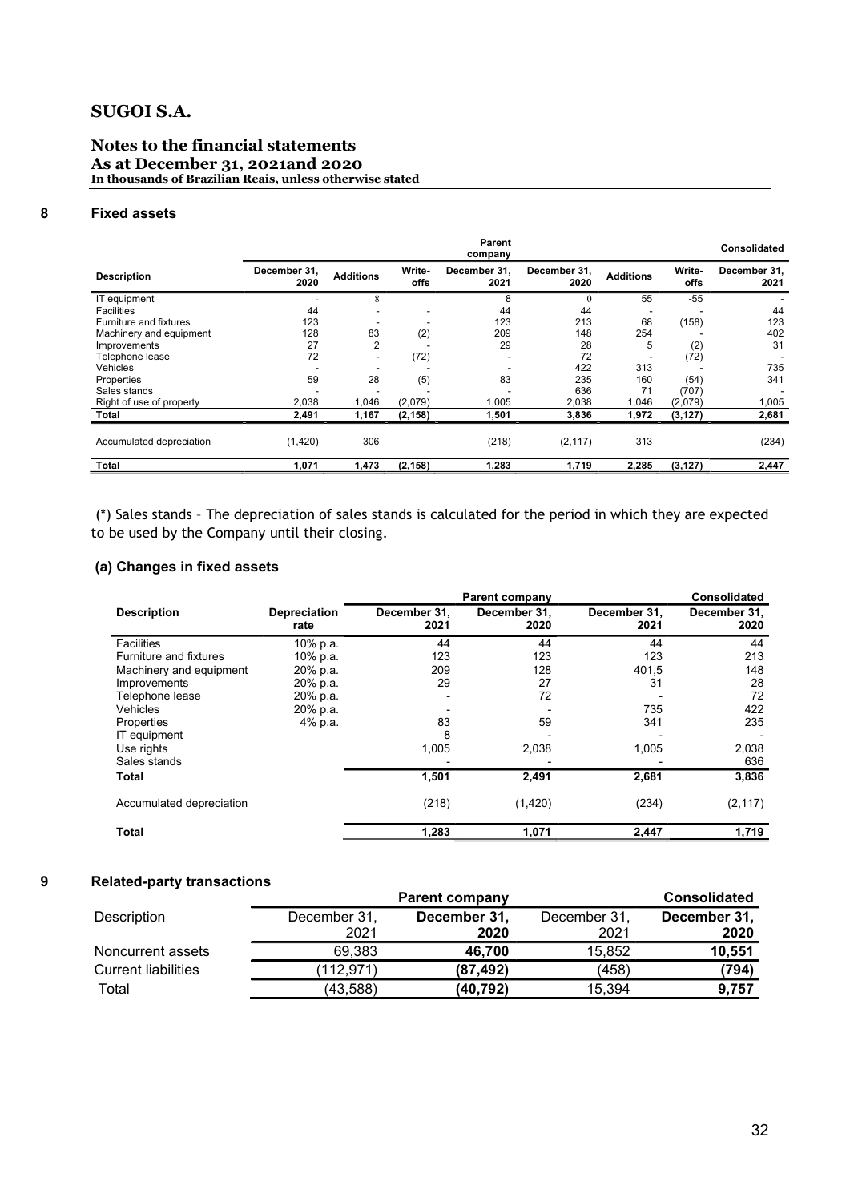# SUGOI S.A.

## Notes to the financial statements
**As at December 31, 2021and 2020**
**In thousands of Brazilian Reais, unless otherwise stated**

## 8 Fixed assets

| | Parent company | | | | Consolidated | | | |
|---|---|---|---|---|---|---|---|---|
| **Description** | **December 31, 2020** | **Additions** | **Write-offs** | **December 31, 2021** | **December 31, 2020** | **Additions** | **Write-offs** | **December 31, 2021** |
| IT equipment | - | 8 | | 8 | 0 | 55 | -55 | - |
| Facilities | 44 | - | - | 44 | 44 | - | - | 44 |
| Furniture and fixtures | 123 | - | - | 123 | 213 | 68 | (158) | 123 |
| Machinery and equipment | 128 | 83 | (2) | 209 | 148 | 254 | - | 402 |
| Improvements | 27 | 2 | - | 29 | 28 | 5 | (2) | 31 |
| Telephone lease | 72 | - | (72) | - | 72 | - | (72) | - |
| Vehicles | - | - | - | - | 422 | 313 | - | 735 |
| Properties | 59 | 28 | (5) | 83 | 235 | 160 | (54) | 341 |
| Sales stands | - | - | - | - | 636 | 71 | (707) | - |
| Right of use of property | 2,038 | 1,046 | (2,079) | 1,005 | 2,038 | 1,046 | (2,079) | 1,005 |
| **Total** | **2,491** | **1,167** | **(2,158)** | **1,501** | **3,836** | **1,972** | **(3,127)** | **2,681** |
| Accumulated depreciation | (1,420) | 306 | | (218) | (2,117) | 313 | | (234) |
| **Total** | **1,071** | **1,473** | **(2,158)** | **1,283** | **1,719** | **2,285** | **(3,127)** | **2,447** |

(*) Sales stands – The depreciation of sales stands is calculated for the period in which they are expected to be used by the Company until their closing.

### (a) Changes in fixed assets

| | | Parent company | | | Consolidated |
|---|---|---|---|---|---|
| **Description** | **Depreciation rate** | **December 31, 2021** | **December 31, 2020** | **December 31, 2021** | **December 31, 2020** |
| Facilities | 10% p.a. | 44 | 44 | 44 | 44 |
| Furniture and fixtures | 10% p.a. | 123 | 123 | 123 | 213 |
| Machinery and equipment | 20% p.a. | 209 | 128 | 401,5 | 148 |
| Improvements | 20% p.a. | 29 | 27 | 31 | 28 |
| Telephone lease | 20% p.a. | - | 72 | - | 72 |
| Vehicles | 20% p.a. | - | - | 735 | 422 |
| Properties | 4% p.a. | 83 | 59 | 341 | 235 |
| IT equipment | | 8 | - | - | - |
| Use rights | | 1,005 | 2,038 | 1,005 | 2,038 |
| Sales stands | | - | - | - | 636 |
| **Total** | | **1,501** | **2,491** | **2,681** | **3,836** |
| Accumulated depreciation | | (218) | (1,420) | (234) | (2,117) |
| **Total** | | **1,283** | **1,071** | **2,447** | **1,719** |

## 9 Related-party transactions

| | Parent company | | | Consolidated |
|---|---|---|---|---|
| Description | December 31, 2021 | **December 31, 2020** | December 31, 2021 | **December 31, 2020** |
| Noncurrent assets | 69,383 | **46,700** | 15,852 | **10,551** |
| Current liabilities | (112,971) | **(87,492)** | (458) | **(794)** |
| Total | (43,588) | **(40,792)** | 15,394 | **9,757** |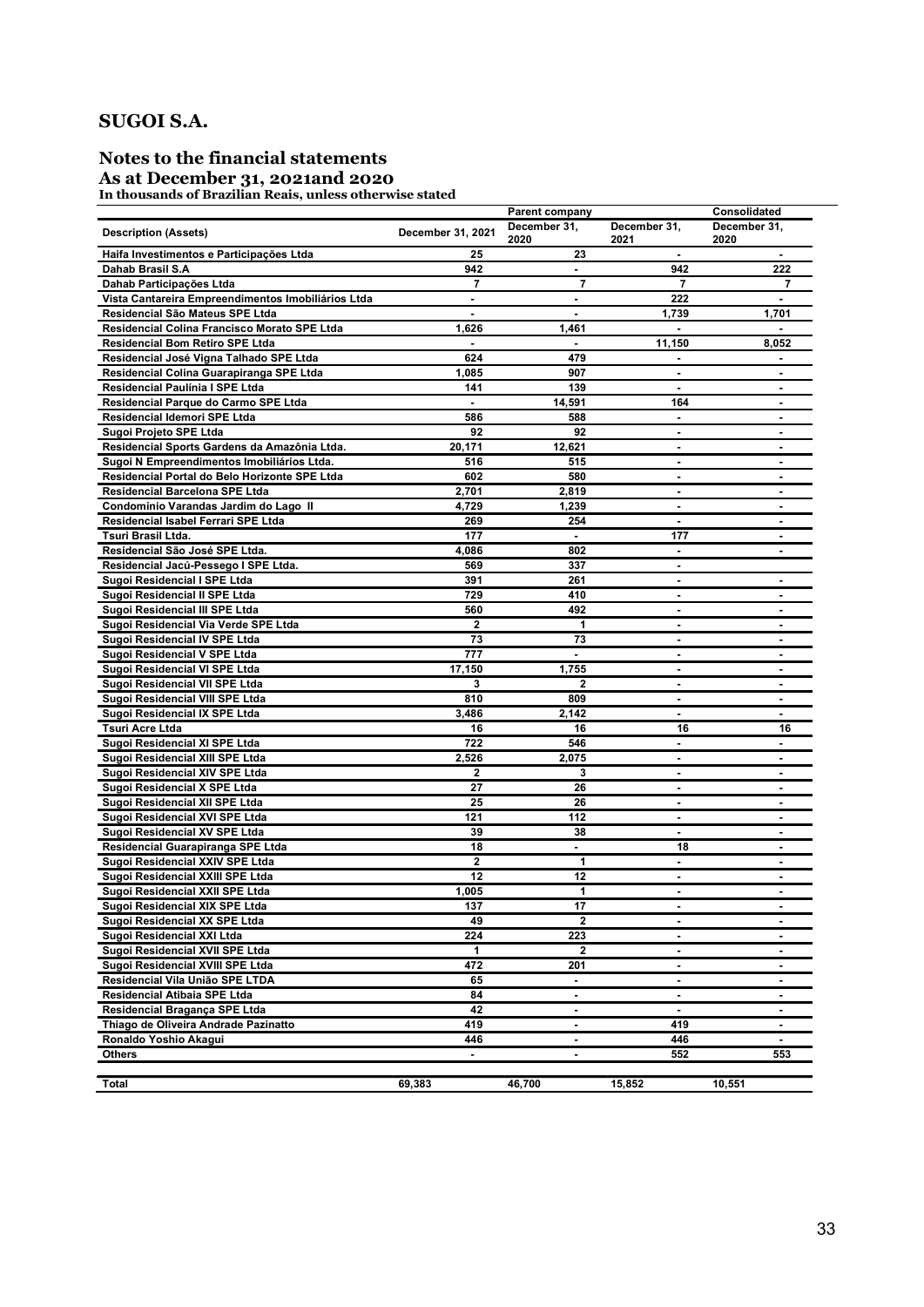## SUGOI S.A.

### Notes to the financial statements
**As at December 31, 2021and 2020**
**In thousands of Brazilian Reais, unless otherwise stated**

| Description (Assets) | Parent company | | Consolidated | |
|---|---|---|---|---|
| | December 31, 2021 | December 31, 2020 | December 31, 2021 | December 31, 2020 |
| Haifa Investimentos e Participações Ltda | 25 | 23 | - | - |
| Dahab Brasil S.A | 942 | - | 942 | 222 |
| Dahab Participações Ltda | 7 | 7 | 7 | 7 |
| Vista Cantareira Empreendimentos Imobiliários Ltda | - | - | 222 | - |
| Residencial São Mateus SPE Ltda | - | - | 1,739 | 1,701 |
| Residencial Colina Francisco Morato SPE Ltda | 1,626 | 1,461 | - | - |
| Residencial Bom Retiro SPE Ltda | - | - | 11,150 | 8,052 |
| Residencial José Vigna Talhado SPE Ltda | 624 | 479 | - | - |
| Residencial Colina Guarapiranga SPE Ltda | 1,085 | 907 | - | - |
| Residencial Paulínia I SPE Ltda | 141 | 139 | - | - |
| Residencial Parque do Carmo SPE Ltda | - | 14,591 | 164 | - |
| Residencial Idemori SPE Ltda | 586 | 588 | - | - |
| Sugoi Projeto SPE Ltda | 92 | 92 | - | - |
| Residencial Sports Gardens da Amazônia Ltda. | 20,171 | 12,621 | - | - |
| Sugoi N Empreendimentos Imobiliários Ltda. | 516 | 515 | - | - |
| Residencial Portal do Belo Horizonte SPE Ltda | 602 | 580 | - | - |
| Residencial Barcelona SPE Ltda | 2,701 | 2,819 | - | - |
| Condomínio Varandas Jardim do Lago II | 4,729 | 1,239 | - | - |
| Residencial Isabel Ferrari SPE Ltda | 269 | 254 | - | - |
| Tsuri Brasil Ltda. | 177 | - | 177 | - |
| Residencial São José SPE Ltda. | 4,086 | 802 | - | - |
| Residencial Jacú-Pessego I SPE Ltda. | 569 | 337 | - | |
| Sugoi Residencial I SPE Ltda | 391 | 261 | - | - |
| Sugoi Residencial II SPE Ltda | 729 | 410 | - | - |
| Sugoi Residencial III SPE Ltda | 560 | 492 | - | - |
| Sugoi Residencial Via Verde SPE Ltda | 2 | 1 | - | - |
| Sugoi Residencial IV SPE Ltda | 73 | 73 | - | - |
| Sugoi Residencial V SPE Ltda | 777 | - | - | - |
| Sugoi Residencial VI SPE Ltda | 17,150 | 1,755 | - | - |
| Sugoi Residencial VII SPE Ltda | 3 | 2 | - | - |
| Sugoi Residencial VIII SPE Ltda | 810 | 809 | - | - |
| Sugoi Residencial IX SPE Ltda | 3,486 | 2,142 | - | - |
| Tsuri Acre Ltda | 16 | 16 | 16 | 16 |
| Sugoi Residencial XI SPE Ltda | 722 | 546 | - | - |
| Sugoi Residencial XIII SPE Ltda | 2,526 | 2,075 | - | - |
| Sugoi Residencial XIV SPE Ltda | 2 | 3 | - | - |
| Sugoi Residencial X SPE Ltda | 27 | 26 | - | - |
| Sugoi Residencial XII SPE Ltda | 25 | 26 | - | - |
| Sugoi Residencial XVI SPE Ltda | 121 | 112 | - | - |
| Sugoi Residencial XV SPE Ltda | 39 | 38 | - | - |
| Residencial Guarapiranga SPE Ltda | 18 | - | 18 | - |
| Sugoi Residencial XXIV SPE Ltda | 2 | 1 | - | - |
| Sugoi Residencial XXIII SPE Ltda | 12 | 12 | - | - |
| Sugoi Residencial XXII SPE Ltda | 1,005 | 1 | - | - |
| Sugoi Residencial XIX SPE Ltda | 137 | 17 | - | - |
| Sugoi Residencial XX SPE Ltda | 49 | 2 | - | - |
| Sugoi Residencial XXI Ltda | 224 | 223 | - | - |
| Sugoi Residencial XVII SPE Ltda | 1 | 2 | - | - |
| Sugoi Residencial XVIII SPE Ltda | 472 | 201 | - | - |
| Residencial Vila União SPE LTDA | 65 | - | - | - |
| Residencial Atibaia SPE Ltda | 84 | - | - | - |
| Residencial Bragança SPE Ltda | 42 | - | - | - |
| Thiago de Oliveira Andrade Pazinatto | 419 | - | 419 | - |
| Ronaldo Yoshio Akagui | 446 | - | 446 | - |
| Others | - | - | 552 | 553 |
| **Total** | **69,383** | **46,700** | **15,852** | **10,551** |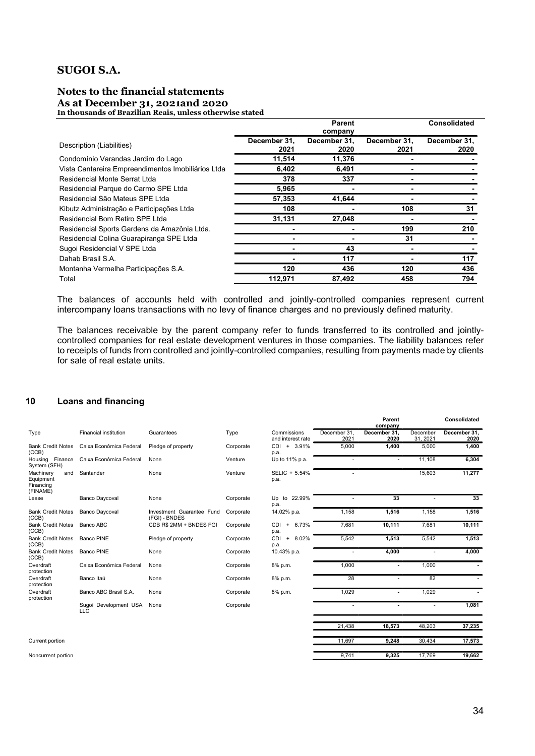| Description (Liabilities) | Parent company | | Consolidated | |
|---|---|---|---|---|
| | December 31, 2021 | December 31, 2020 | December 31, 2021 | December 31, 2020 |
| Condomínio Varandas Jardim do Lago | 11,514 | 11,376 | - | - |
| Vista Cantareira Empreendimentos Imobiliários Ltda | 6,402 | 6,491 | - | - |
| Residencial Monte Serrat Ltda | 378 | 337 | - | - |
| Residencial Parque do Carmo SPE Ltda | 5,965 | - | - | - |
| Residencial São Mateus SPE Ltda | 57,353 | 41,644 | - | - |
| Kibutz Administração e Participações Ltda | 108 | - | 108 | 31 |
| Residencial Bom Retiro SPE Ltda | 31,131 | 27,048 | - | - |
| Residencial Sports Gardens da Amazônia Ltda. | - | - | 199 | 210 |
| Residencial Colina Guarapiranga SPE Ltda | - | - | 31 | - |
| Sugoi Residencial V SPE Ltda | - | 43 | - | - |
| Dahab Brasil S.A. | - | 117 | - | 117 |
| Montanha Vermelha Participações S.A. | 120 | 436 | 120 | 436 |
| Total | 112,971 | 87,492 | 458 | 794 |

The balances of accounts held with controlled and jointly-controlled companies represent current intercompany loans transactions with no levy of finance charges and no previously defined maturity.

The balances receivable by the parent company refer to funds transferred to its controlled and jointly-controlled companies for real estate development ventures in those companies. The liability balances refer to receipts of funds from controlled and jointly-controlled companies, resulting from payments made by clients for sale of real estate units.

## 10 Loans and financing

| Type | Financial institution | Guarantees | Type | Commissions and interest rate | Parent company December 31, 2021 | Parent company December 31, 2020 | Consolidated December 31, 2021 | Consolidated December 31, 2020 |
|---|---|---|---|---|---|---|---|---|
| Bank Credit Notes (CCB) | Caixa Econômica Federal | Pledge of property | Corporate | CDI + 3.91% p.a. | 5,000 | 1,400 | 5,000 | 1,400 |
| Housing Finance System (SFH) | Caixa Econômica Federal | None | Venture | Up to 11% p.a. | - | - | 11,108 | 6,304 |
| Machinery and Equipment Financing (FINAME) | Santander | None | Venture | SELIC + 5.54% p.a. | - | | 15,603 | 11,277 |
| Lease | Banco Daycoval | None | Corporate | Up to 22.99% p.a. | - | 33 | - | 33 |
| Bank Credit Notes (CCB) | Banco Daycoval | Investment Guarantee Fund (FGI) - BNDES | Corporate | 14.02% p.a. | 1,158 | 1,516 | 1,158 | 1,516 |
| Bank Credit Notes (CCB) | Banco ABC | CDB R$ 2MM + BNDES FGI | Corporate | CDI + 6.73% p.a. | 7,681 | 10,111 | 7,681 | 10,111 |
| Bank Credit Notes (CCB) | Banco PINE | Pledge of property | Corporate | CDI + 8.02% p.a. | 5,542 | 1,513 | 5,542 | 1,513 |
| Bank Credit Notes (CCB) | Banco PINE | None | Corporate | 10.43% p.a. | - | 4,000 | - | 4,000 |
| Overdraft protection | Caixa Econômica Federal | None | Corporate | 8% p.m. | 1,000 | - | 1,000 | - |
| Overdraft protection | Banco Itaú | None | Corporate | 8% p.m. | 28 | - | 82 | - |
| Overdraft protection | Banco ABC Brasil S.A. | None | Corporate | 8% p.m. | 1,029 | - | 1,029 | - |
| | Sugoi Development USA LLC | None | Corporate | | - | - | - | 1,081 |
| | | | | | 21,438 | 18,573 | 48,203 | 37,235 |
| Current portion | | | | | 11,697 | 9,248 | 30,434 | 17,573 |
| Noncurrent portion | | | | | 9,741 | 9,325 | 17,769 | 19,662 |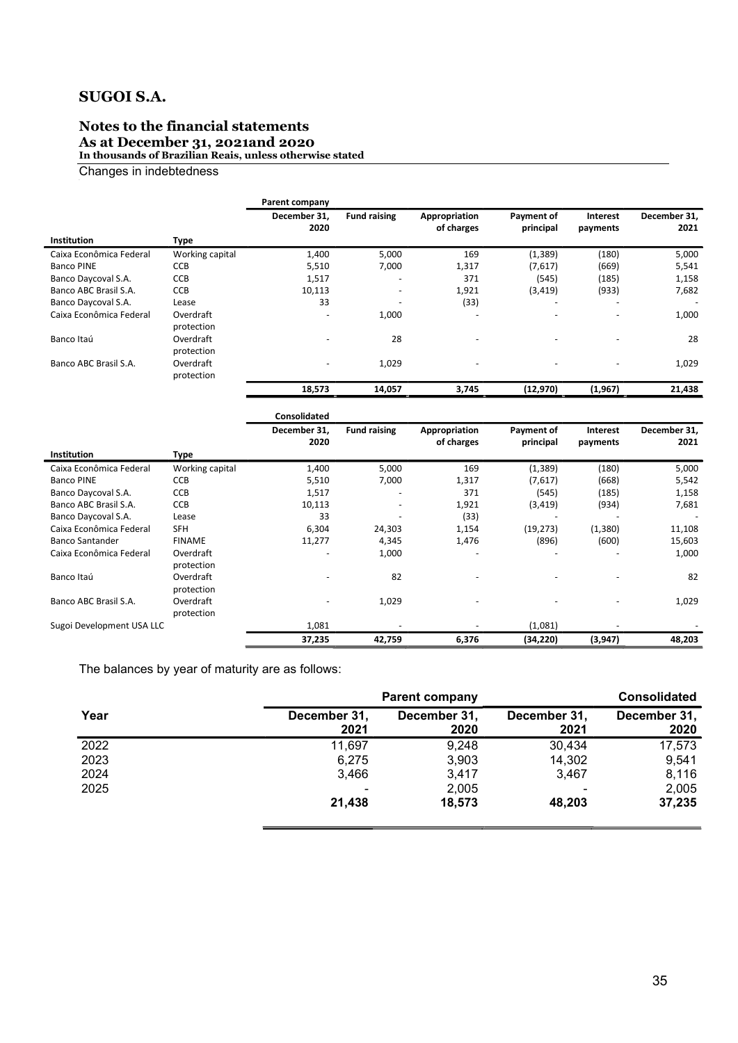# SUGOI S.A.

## Notes to the financial statements
### As at December 31, 2021and 2020
**In thousands of Brazilian Reais, unless otherwise stated**

Changes in indebtedness

| | | Parent company | | | | | |
|---|---|---|---|---|---|---|---|
| **Institution** | **Type** | **December 31, 2020** | **Fund raising** | **Appropriation of charges** | **Payment of principal** | **Interest payments** | **December 31, 2021** |
| Caixa Econômica Federal | Working capital | 1,400 | 5,000 | 169 | (1,389) | (180) | 5,000 |
| Banco PINE | CCB | 5,510 | 7,000 | 1,317 | (7,617) | (669) | 5,541 |
| Banco Daycoval S.A. | CCB | 1,517 | - | 371 | (545) | (185) | 1,158 |
| Banco ABC Brasil S.A. | CCB | 10,113 | - | 1,921 | (3,419) | (933) | 7,682 |
| Banco Daycoval S.A. | Lease | 33 | - | (33) | - | - | - |
| Caixa Econômica Federal | Overdraft protection | - | 1,000 | - | - | - | 1,000 |
| Banco Itaú | Overdraft protection | - | 28 | - | - | - | 28 |
| Banco ABC Brasil S.A. | Overdraft protection | - | 1,029 | - | - | - | 1,029 |
| | | **18,573** | **14,057** | **3,745** | **(12,970)** | **(1,967)** | **21,438** |

| | | Consolidated | | | | | |
|---|---|---|---|---|---|---|---|
| **Institution** | **Type** | **December 31, 2020** | **Fund raising** | **Appropriation of charges** | **Payment of principal** | **Interest payments** | **December 31, 2021** |
| Caixa Econômica Federal | Working capital | 1,400 | 5,000 | 169 | (1,389) | (180) | 5,000 |
| Banco PINE | CCB | 5,510 | 7,000 | 1,317 | (7,617) | (668) | 5,542 |
| Banco Daycoval S.A. | CCB | 1,517 | - | 371 | (545) | (185) | 1,158 |
| Banco ABC Brasil S.A. | CCB | 10,113 | - | 1,921 | (3,419) | (934) | 7,681 |
| Banco Daycoval S.A. | Lease | 33 | - | (33) | - | - | - |
| Caixa Econômica Federal | SFH | 6,304 | 24,303 | 1,154 | (19,273) | (1,380) | 11,108 |
| Banco Santander | FINAME | 11,277 | 4,345 | 1,476 | (896) | (600) | 15,603 |
| Caixa Econômica Federal | Overdraft protection | - | 1,000 | - | - | - | 1,000 |
| Banco Itaú | Overdraft protection | - | 82 | - | - | - | 82 |
| Banco ABC Brasil S.A. | Overdraft protection | - | 1,029 | - | - | - | 1,029 |
| Sugoi Development USA LLC | | 1,081 | - | - | (1,081) | - | - |
| | | **37,235** | **42,759** | **6,376** | **(34,220)** | **(3,947)** | **48,203** |

The balances by year of maturity are as follows:

| | Parent company | | Consolidated | |
|---|---|---|---|---|
| **Year** | **December 31, 2021** | **December 31, 2020** | **December 31, 2021** | **December 31, 2020** |
| 2022 | 11,697 | 9,248 | 30,434 | 17,573 |
| 2023 | 6,275 | 3,903 | 14,302 | 9,541 |
| 2024 | 3,466 | 3,417 | 3,467 | 8,116 |
| 2025 | - | 2,005 | - | 2,005 |
| | **21,438** | **18,573** | **48,203** | **37,235** |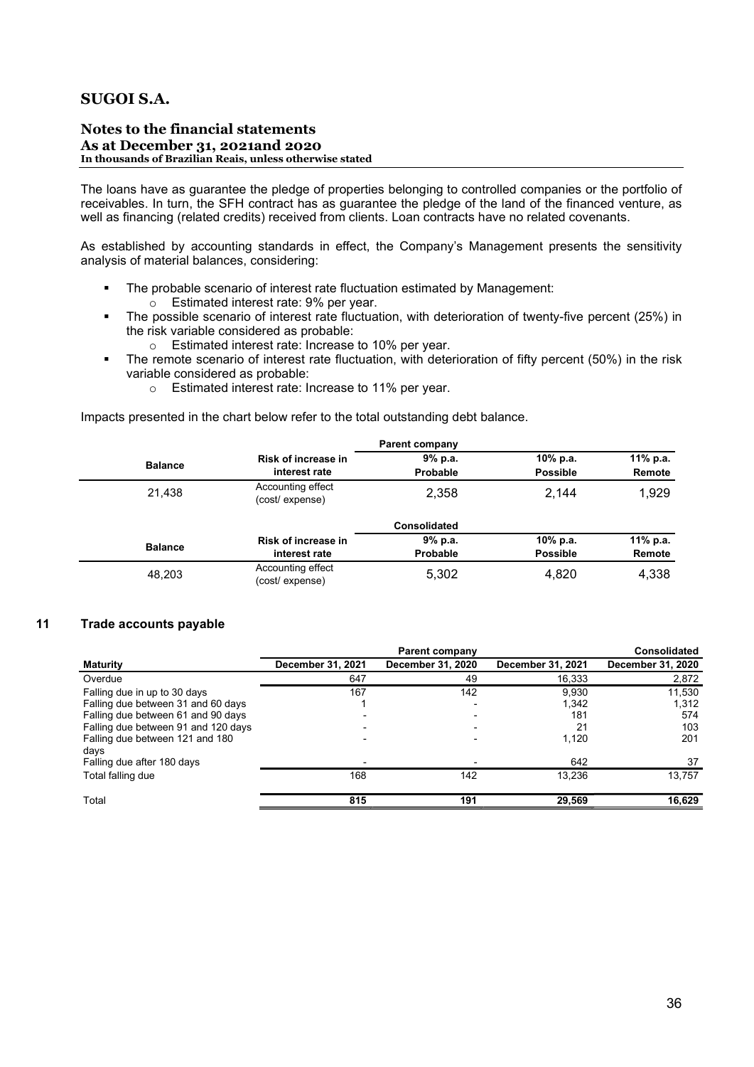The loans have as guarantee the pledge of properties belonging to controlled companies or the portfolio of receivables. In turn, the SFH contract has as guarantee the pledge of the land of the financed venture, as well as financing (related credits) received from clients. Loan contracts have no related covenants.

As established by accounting standards in effect, the Company's Management presents the sensitivity analysis of material balances, considering:

- The probable scenario of interest rate fluctuation estimated by Management:
  - Estimated interest rate: 9% per year.
- The possible scenario of interest rate fluctuation, with deterioration of twenty-five percent (25%) in the risk variable considered as probable:
  - Estimated interest rate: Increase to 10% per year.
- The remote scenario of interest rate fluctuation, with deterioration of fifty percent (50%) in the risk variable considered as probable:
  - Estimated interest rate: Increase to 11% per year.

Impacts presented in the chart below refer to the total outstanding debt balance.

| | | Parent company | | |
|---|---|---|---|---|
| **Balance** | **Risk of increase in interest rate** | **9% p.a. Probable** | **10% p.a. Possible** | **11% p.a. Remote** |
| 21,438 | Accounting effect (cost/ expense) | 2,358 | 2,144 | 1,929 |

| | | Consolidated | | |
|---|---|---|---|---|
| **Balance** | **Risk of increase in interest rate** | **9% p.a. Probable** | **10% p.a. Possible** | **11% p.a. Remote** |
| 48,203 | Accounting effect (cost/ expense) | 5,302 | 4,820 | 4,338 |

## 11 Trade accounts payable

| | Parent company | | | Consolidated |
|---|---|---|---|---|
| **Maturity** | **December 31, 2021** | **December 31, 2020** | **December 31, 2021** | **December 31, 2020** |
| Overdue | 647 | 49 | 16,333 | 2,872 |
| Falling due in up to 30 days | 167 | 142 | 9,930 | 11,530 |
| Falling due between 31 and 60 days | 1 | - | 1,342 | 1,312 |
| Falling due between 61 and 90 days | - | - | 181 | 574 |
| Falling due between 91 and 120 days | - | - | 21 | 103 |
| Falling due between 121 and 180 days | - | - | 1,120 | 201 |
| Falling due after 180 days | - | - | 642 | 37 |
| Total falling due | 168 | 142 | 13,236 | 13,757 |
| Total | **815** | **191** | **29,569** | **16,629** |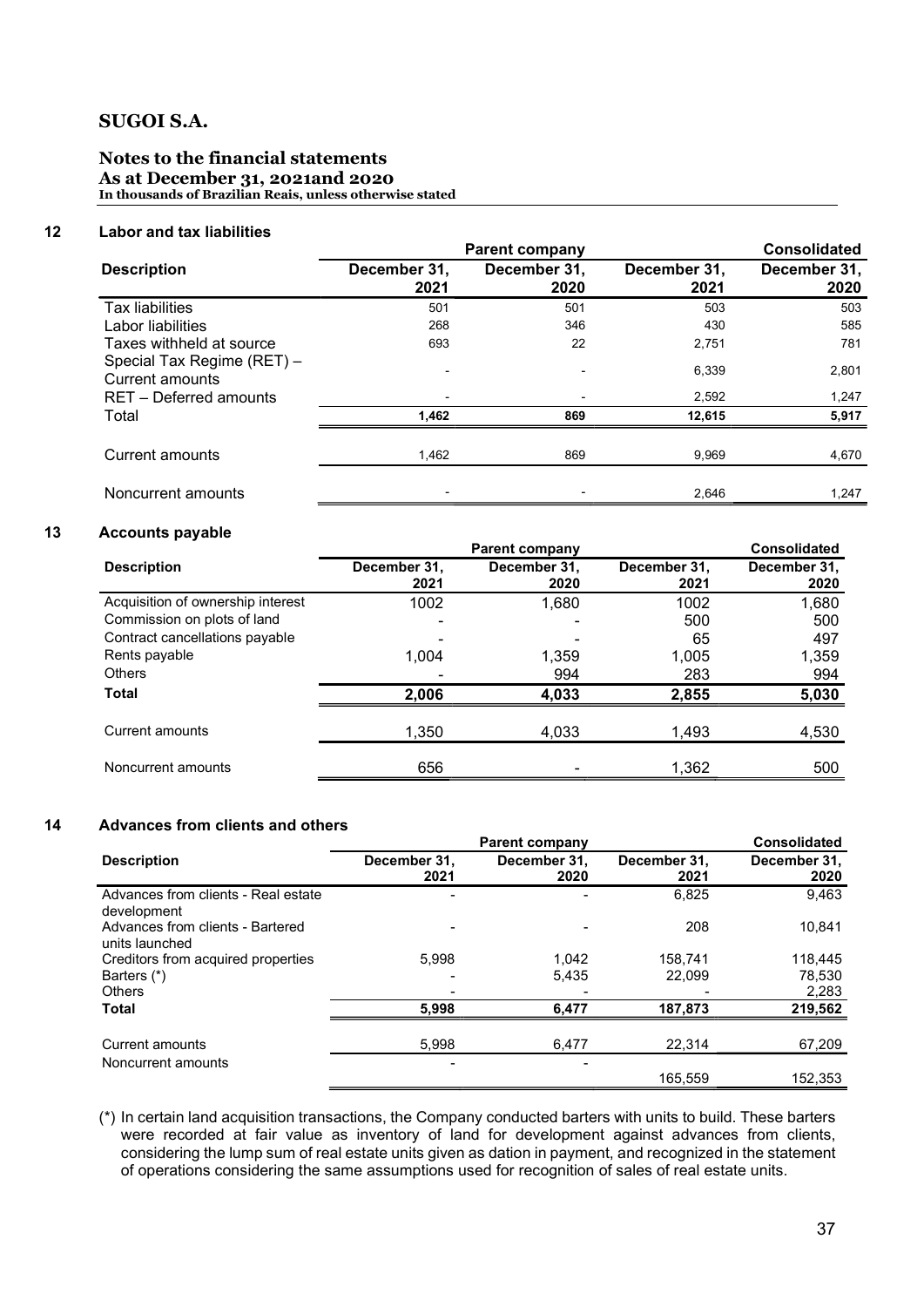## SUGOI S.A.

### Notes to the financial statements
**As at December 31, 2021and 2020**
**In thousands of Brazilian Reais, unless otherwise stated**

### 12 Labor and tax liabilities

| | Parent company | | | Consolidated |
|---|---|---|---|---|
| **Description** | **December 31, 2021** | **December 31, 2020** | **December 31, 2021** | **December 31, 2020** |
| Tax liabilities | 501 | 501 | 503 | 503 |
| Labor liabilities | 268 | 346 | 430 | 585 |
| Taxes withheld at source | 693 | 22 | 2,751 | 781 |
| Special Tax Regime (RET) – Current amounts | - | - | 6,339 | 2,801 |
| RET – Deferred amounts | - | - | 2,592 | 1,247 |
| Total | **1,462** | **869** | **12,615** | **5,917** |
| Current amounts | 1,462 | 869 | 9,969 | 4,670 |
| Noncurrent amounts | - | - | 2,646 | 1,247 |

### 13 Accounts payable

| | Parent company | | | Consolidated |
|---|---|---|---|---|
| **Description** | **December 31, 2021** | **December 31, 2020** | **December 31, 2021** | **December 31, 2020** |
| Acquisition of ownership interest | 1002 | 1,680 | 1002 | 1,680 |
| Commission on plots of land | - | - | 500 | 500 |
| Contract cancellations payable | - | - | 65 | 497 |
| Rents payable | 1,004 | 1,359 | 1,005 | 1,359 |
| Others | - | 994 | 283 | 994 |
| **Total** | **2,006** | **4,033** | **2,855** | **5,030** |
| Current amounts | 1,350 | 4,033 | 1,493 | 4,530 |
| Noncurrent amounts | 656 | - | 1,362 | 500 |

### 14 Advances from clients and others

| | Parent company | | | Consolidated |
|---|---|---|---|---|
| **Description** | **December 31, 2021** | **December 31, 2020** | **December 31, 2021** | **December 31, 2020** |
| Advances from clients - Real estate development | - | - | 6,825 | 9,463 |
| Advances from clients - Bartered units launched | - | - | 208 | 10,841 |
| Creditors from acquired properties | 5,998 | 1,042 | 158,741 | 118,445 |
| Barters (*) | - | 5,435 | 22,099 | 78,530 |
| Others | - | - | - | 2,283 |
| **Total** | **5,998** | **6,477** | **187,873** | **219,562** |
| Current amounts | 5,998 | 6,477 | 22,314 | 67,209 |
| Noncurrent amounts | - | - | 165,559 | 152,353 |

(*) In certain land acquisition transactions, the Company conducted barters with units to build. These barters were recorded at fair value as inventory of land for development against advances from clients, considering the lump sum of real estate units given as dation in payment, and recognized in the statement of operations considering the same assumptions used for recognition of sales of real estate units.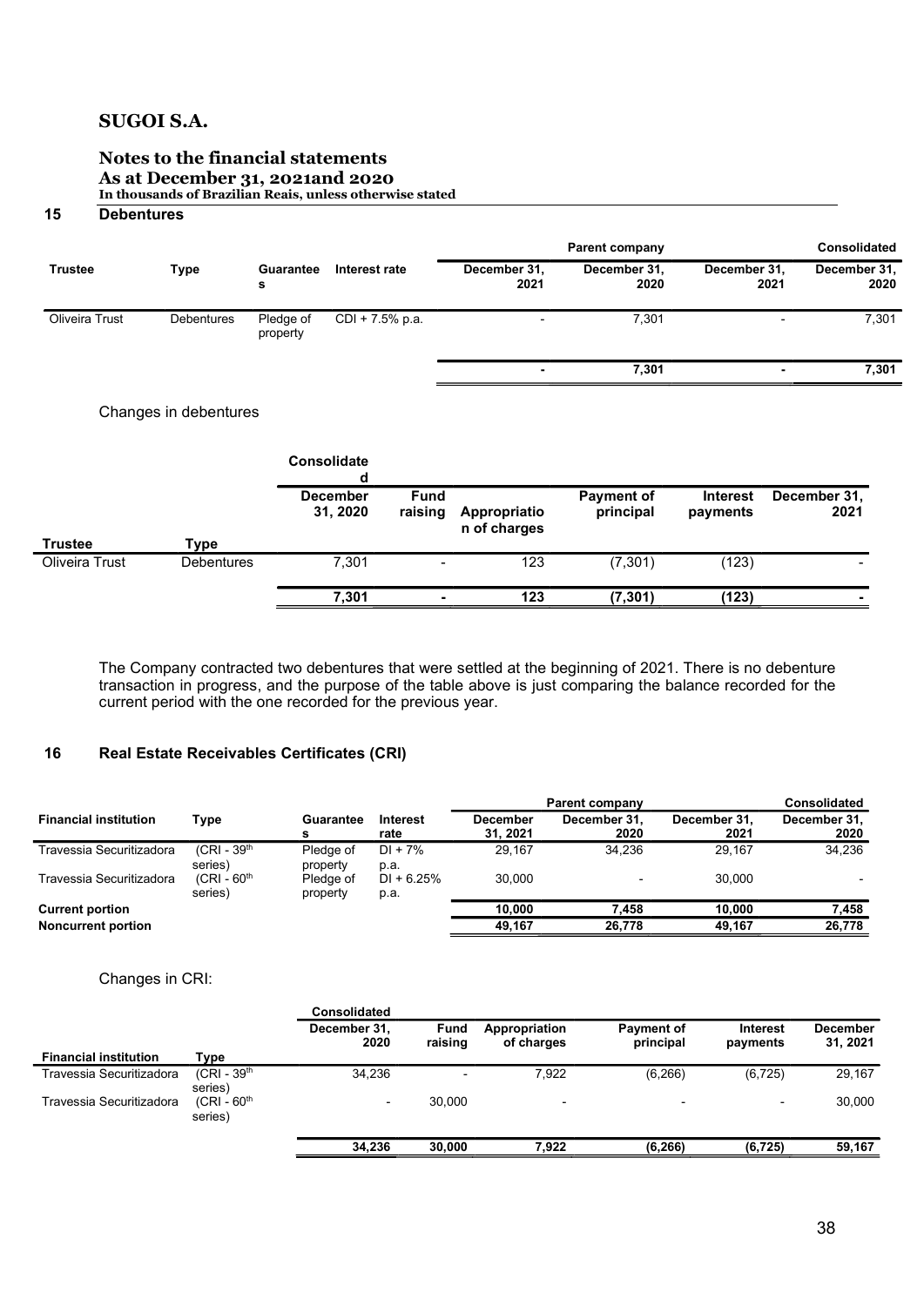# SUGOI S.A.

## Notes to the financial statements
## As at December 31, 2021and 2020
**In thousands of Brazilian Reais, unless otherwise stated**

## 15 Debentures

| | | | | Parent company | | | Consolidated |
|---|---|---|---|---|---|---|---|
| **Trustee** | **Type** | **Guarantees** | **Interest rate** | **December 31, 2021** | **December 31, 2020** | **December 31, 2021** | **December 31, 2020** |
| Oliveira Trust | Debentures | Pledge of property | CDI + 7.5% p.a. | - | 7,301 | - | 7,301 |
| | | | | **-** | **7,301** | **-** | **7,301** |

Changes in debentures

| | | Consolidated | | | | | |
|---|---|---|---|---|---|---|---|
| **Trustee** | **Type** | **December 31, 2020** | **Fund raising** | **Appropriation of charges** | **Payment of principal** | **Interest payments** | **December 31, 2021** |
| Oliveira Trust | Debentures | 7,301 | - | 123 | (7,301) | (123) | - |
| | | **7,301** | **-** | **123** | **(7,301)** | **(123)** | **-** |

The Company contracted two debentures that were settled at the beginning of 2021. There is no debenture transaction in progress, and the purpose of the table above is just comparing the balance recorded for the current period with the one recorded for the previous year.

## 16 Real Estate Receivables Certificates (CRI)

| | | | | Parent company | | | Consolidated |
|---|---|---|---|---|---|---|---|
| **Financial institution** | **Type** | **Guarantees** | **Interest rate** | **December 31, 2021** | **December 31, 2020** | **December 31, 2021** | **December 31, 2020** |
| Travessia Securitizadora | (CRI - 39th series) | Pledge of property | DI + 7% p.a. | 29,167 | 34,236 | 29,167 | 34,236 |
| Travessia Securitizadora | (CRI - 60th series) | Pledge of property | DI + 6.25% p.a. | 30,000 | - | 30,000 | - |
| **Current portion** | | | | **10,000** | **7,458** | **10,000** | **7,458** |
| **Noncurrent portion** | | | | **49,167** | **26,778** | **49,167** | **26,778** |

Changes in CRI:

| | | Consolidated | | | | | |
|---|---|---|---|---|---|---|---|
| **Financial institution** | **Type** | **December 31, 2020** | **Fund raising** | **Appropriation of charges** | **Payment of principal** | **Interest payments** | **December 31, 2021** |
| Travessia Securitizadora | (CRI - 39th series) | 34,236 | - | 7,922 | (6,266) | (6,725) | 29,167 |
| Travessia Securitizadora | (CRI - 60th series) | - | 30,000 | - | - | - | 30,000 |
| | | **34,236** | **30,000** | **7,922** | **(6,266)** | **(6,725)** | **59,167** |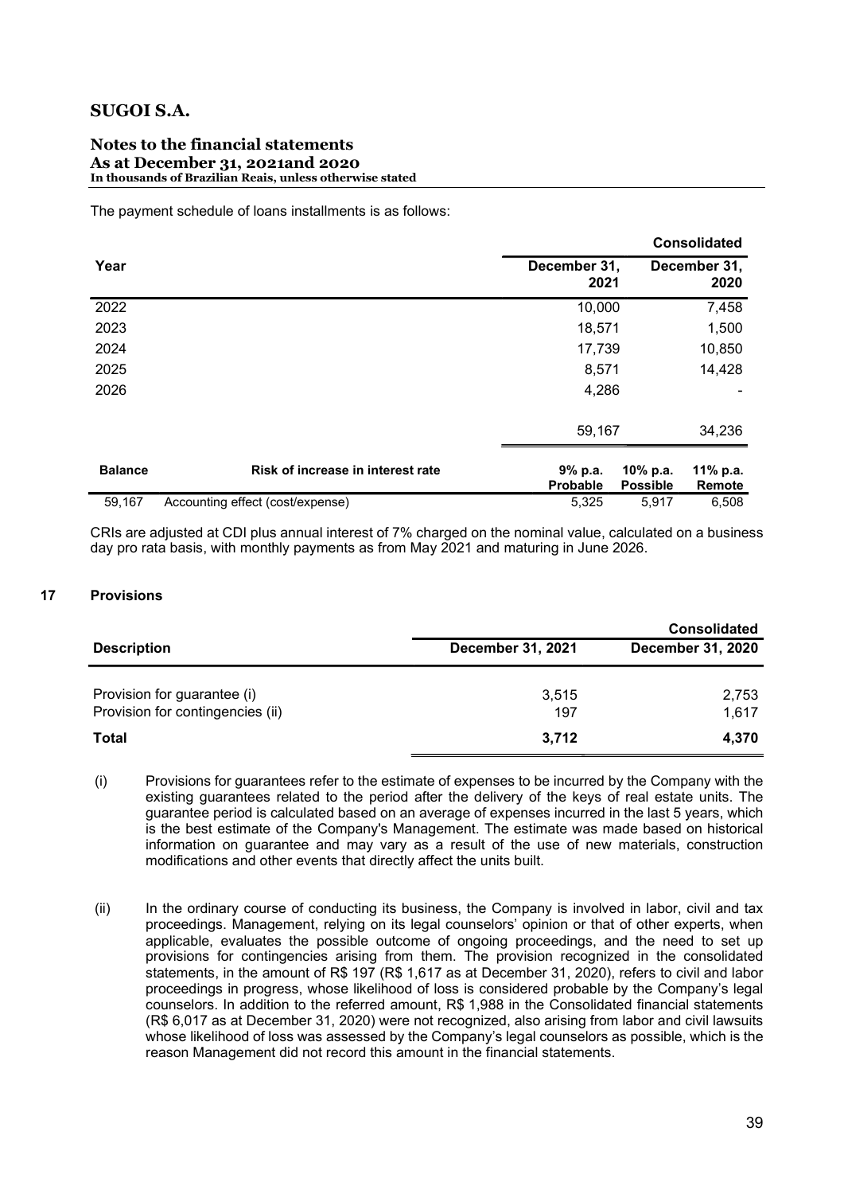The payment schedule of loans installments is as follows:

| | | Consolidated | |
|---|---|---|---|
| Year | | December 31, 2021 | December 31, 2020 |
| 2022 | | 10,000 | 7,458 |
| 2023 | | 18,571 | 1,500 |
| 2024 | | 17,739 | 10,850 |
| 2025 | | 8,571 | 14,428 |
| 2026 | | 4,286 | - |
| | | 59,167 | 34,236 |

| Balance | Risk of increase in interest rate | 9% p.a. Probable | 10% p.a. Possible | 11% p.a. Remote |
|---|---|---|---|---|
| 59,167 | Accounting effect (cost/expense) | 5,325 | 5,917 | 6,508 |

CRIs are adjusted at CDI plus annual interest of 7% charged on the nominal value, calculated on a business day pro rata basis, with monthly payments as from May 2021 and maturing in June 2026.

## 17 Provisions

| | | Consolidated |
|---|---|---|
| Description | December 31, 2021 | December 31, 2020 |
| Provision for guarantee (i) | 3,515 | 2,753 |
| Provision for contingencies (ii) | 197 | 1,617 |
| **Total** | **3,712** | **4,370** |

(i) Provisions for guarantees refer to the estimate of expenses to be incurred by the Company with the existing guarantees related to the period after the delivery of the keys of real estate units. The guarantee period is calculated based on an average of expenses incurred in the last 5 years, which is the best estimate of the Company's Management. The estimate was made based on historical information on guarantee and may vary as a result of the use of new materials, construction modifications and other events that directly affect the units built.

(ii) In the ordinary course of conducting its business, the Company is involved in labor, civil and tax proceedings. Management, relying on its legal counselors' opinion or that of other experts, when applicable, evaluates the possible outcome of ongoing proceedings, and the need to set up provisions for contingencies arising from them. The provision recognized in the consolidated statements, in the amount of R$ 197 (R$ 1,617 as at December 31, 2020), refers to civil and labor proceedings in progress, whose likelihood of loss is considered probable by the Company's legal counselors. In addition to the referred amount, R$ 1,988 in the Consolidated financial statements (R$ 6,017 as at December 31, 2020) were not recognized, also arising from labor and civil lawsuits whose likelihood of loss was assessed by the Company's legal counselors as possible, which is the reason Management did not record this amount in the financial statements.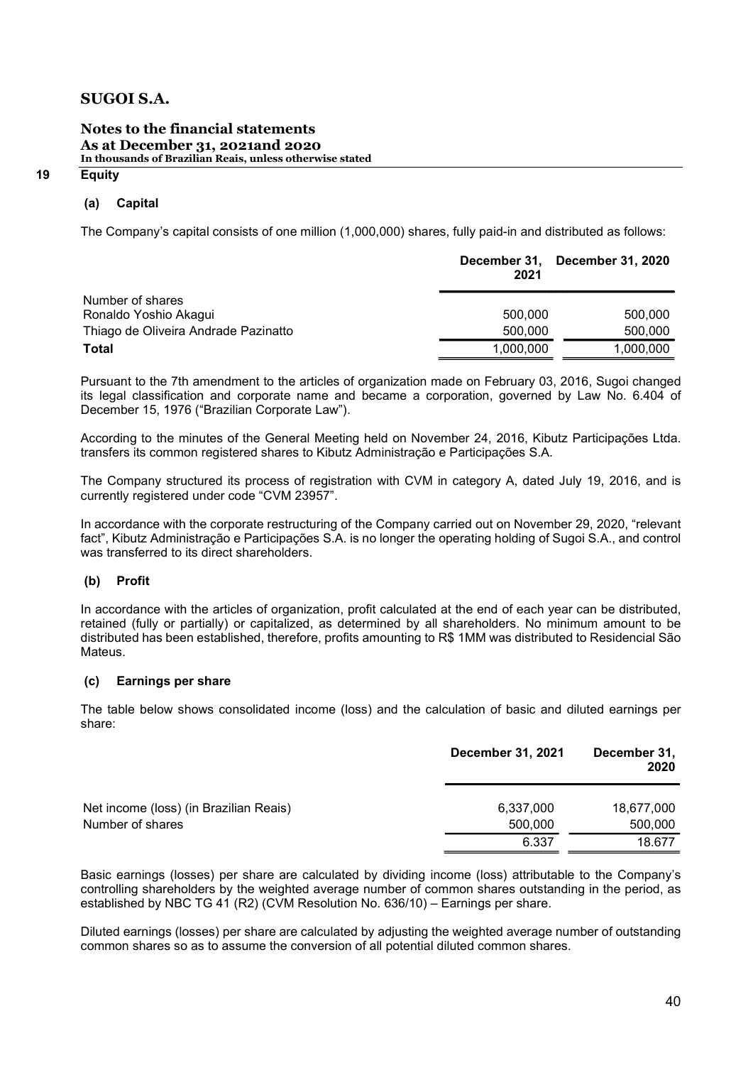# SUGOI S.A.

## Notes to the financial statements

**As at December 31, 2021and 2020**

**In thousands of Brazilian Reais, unless otherwise stated**

## 19 Equity

### (a) Capital

The Company's capital consists of one million (1,000,000) shares, fully paid-in and distributed as follows:

| | December 31, 2021 | December 31, 2020 |
|---|---|---|
| Number of shares | | |
| Ronaldo Yoshio Akagui | 500,000 | 500,000 |
| Thiago de Oliveira Andrade Pazinatto | 500,000 | 500,000 |
| **Total** | 1,000,000 | 1,000,000 |

Pursuant to the 7th amendment to the articles of organization made on February 03, 2016, Sugoi changed its legal classification and corporate name and became a corporation, governed by Law No. 6.404 of December 15, 1976 ("Brazilian Corporate Law").

According to the minutes of the General Meeting held on November 24, 2016, Kibutz Participações Ltda. transfers its common registered shares to Kibutz Administração e Participações S.A.

The Company structured its process of registration with CVM in category A, dated July 19, 2016, and is currently registered under code "CVM 23957".

In accordance with the corporate restructuring of the Company carried out on November 29, 2020, "relevant fact", Kibutz Administração e Participações S.A. is no longer the operating holding of Sugoi S.A., and control was transferred to its direct shareholders.

### (b) Profit

In accordance with the articles of organization, profit calculated at the end of each year can be distributed, retained (fully or partially) or capitalized, as determined by all shareholders. No minimum amount to be distributed has been established, therefore, profits amounting to R$ 1MM was distributed to Residencial São Mateus.

### (c) Earnings per share

The table below shows consolidated income (loss) and the calculation of basic and diluted earnings per share:

| | December 31, 2021 | December 31, 2020 |
|---|---|---|
| Net income (loss) (in Brazilian Reais) | 6,337,000 | 18,677,000 |
| Number of shares | 500,000 | 500,000 |
| | 6.337 | 18.677 |

Basic earnings (losses) per share are calculated by dividing income (loss) attributable to the Company's controlling shareholders by the weighted average number of common shares outstanding in the period, as established by NBC TG 41 (R2) (CVM Resolution No. 636/10) – Earnings per share.

Diluted earnings (losses) per share are calculated by adjusting the weighted average number of outstanding common shares so as to assume the conversion of all potential diluted common shares.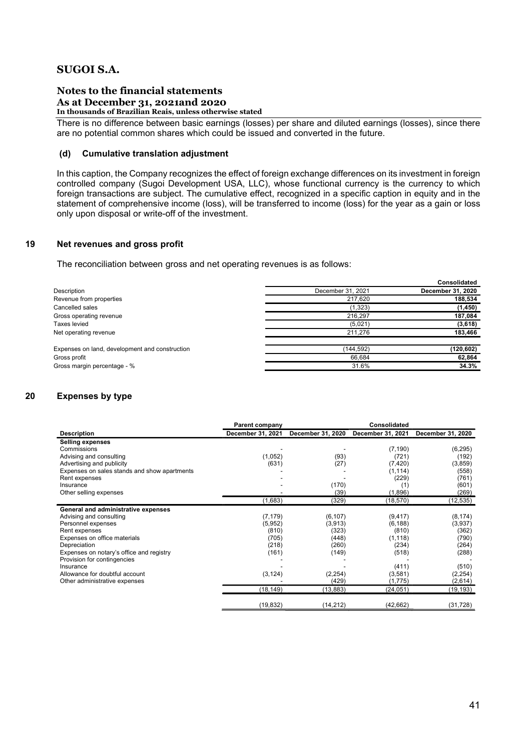There is no difference between basic earnings (losses) per share and diluted earnings (losses), since there are no potential common shares which could be issued and converted in the future.

### (d) Cumulative translation adjustment

In this caption, the Company recognizes the effect of foreign exchange differences on its investment in foreign controlled company (Sugoi Development USA, LLC), whose functional currency is the currency to which foreign transactions are subject. The cumulative effect, recognized in a specific caption in equity and in the statement of comprehensive income (loss), will be transferred to income (loss) for the year as a gain or loss only upon disposal or write-off of the investment.

## 19 Net revenues and gross profit

The reconciliation between gross and net operating revenues is as follows:

| | | **Consolidated** |
|---|---|---|
| Description | December 31, 2021 | **December 31, 2020** |
| Revenue from properties | 217,620 | **188,534** |
| Cancelled sales | (1,323) | **(1,450)** |
| Gross operating revenue | 216,297 | **187,084** |
| Taxes levied | (5,021) | **(3,618)** |
| Net operating revenue | 211,276 | **183,466** |
| | | |
| Expenses on land, development and construction | (144,592) | **(120,602)** |
| Gross profit | 66,684 | **62,864** |
| Gross margin percentage - % | 31.6% | **34.3%** |

## 20 Expenses by type

| | **Parent company** | | **Consolidated** | |
|---|---|---|---|---|
| **Description** | **December 31, 2021** | **December 31, 2020** | **December 31, 2021** | **December 31, 2020** |
| **Selling expenses** | | | | |
| Commissions | - | - | (7,190) | (6,295) |
| Advising and consulting | (1,052) | (93) | (721) | (192) |
| Advertising and publicity | (631) | (27) | (7,420) | (3,859) |
| Expenses on sales stands and show apartments | - | - | (1,114) | (558) |
| Rent expenses | - | - | (229) | (761) |
| Insurance | - | (170) | (1) | (601) |
| Other selling expenses | - | (39) | (1,896) | (269) |
| | (1,683) | (329) | (18,570) | (12,535) |
| **General and administrative expenses** | | | | |
| Advising and consulting | (7,179) | (6,107) | (9,417) | (8,174) |
| Personnel expenses | (5,952) | (3,913) | (6,188) | (3,937) |
| Rent expenses | (810) | (323) | (810) | (362) |
| Expenses on office materials | (705) | (448) | (1,118) | (790) |
| Depreciation | (218) | (260) | (234) | (264) |
| Expenses on notary's office and registry | (161) | (149) | (518) | (288) |
| Provision for contingencies | - | - | - | - |
| Insurance | - | - | (411) | (510) |
| Allowance for doubtful account | (3,124) | (2,254) | (3,581) | (2,254) |
| Other administrative expenses | - | (429) | (1,775) | (2,614) |
| | (18,149) | (13,883) | (24,051) | (19,193) |
| | | | | |
| | (19,832) | (14,212) | (42,662) | (31,728) |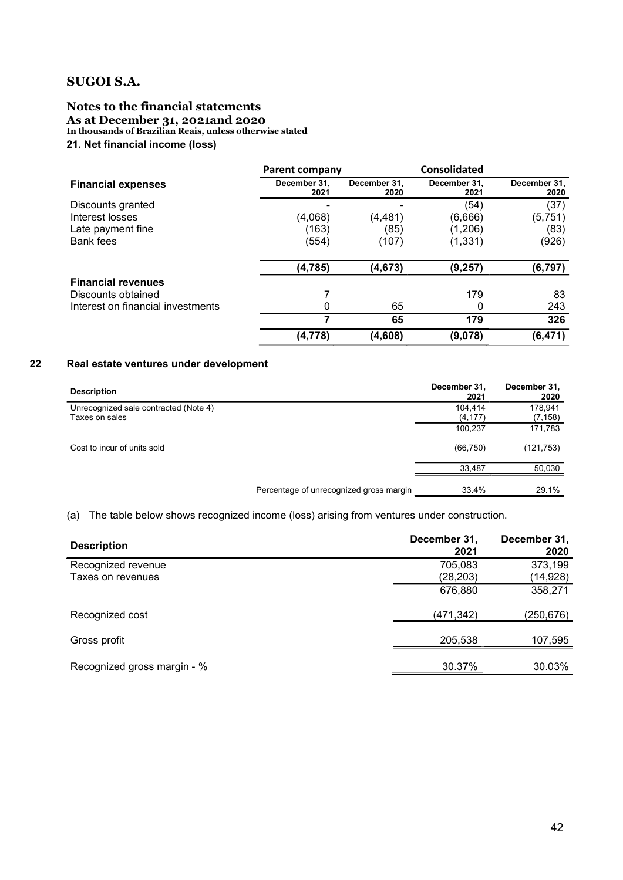# SUGOI S.A.

## Notes to the financial statements

**As at December 31, 2021and 2020**

**In thousands of Brazilian Reais, unless otherwise stated**

### 21. Net financial income (loss)

| | Parent company | | Consolidated | |
|---|---|---|---|---|
| **Financial expenses** | December 31, 2021 | December 31, 2020 | December 31, 2021 | December 31, 2020 |
| Discounts granted | - | - | (54) | (37) |
| Interest losses | (4,068) | (4,481) | (6,666) | (5,751) |
| Late payment fine | (163) | (85) | (1,206) | (83) |
| Bank fees | (554) | (107) | (1,331) | (926) |
| | **(4,785)** | **(4,673)** | **(9,257)** | **(6,797)** |
| **Financial revenues** | | | | |
| Discounts obtained | 7 | | 179 | 83 |
| Interest on financial investments | 0 | 65 | 0 | 243 |
| | **7** | **65** | **179** | **326** |
| | **(4,778)** | **(4,608)** | **(9,078)** | **(6,471)** |

### 22 Real estate ventures under development

| Description | December 31, 2021 | December 31, 2020 |
|---|---|---|
| Unrecognized sale contracted (Note 4) | 104,414 | 178,941 |
| Taxes on sales | (4,177) | (7,158) |
| | 100,237 | 171,783 |
| Cost to incur of units sold | (66,750) | (121,753) |
| | 33,487 | 50,030 |
| Percentage of unrecognized gross margin | 33.4% | 29.1% |

(a) The table below shows recognized income (loss) arising from ventures under construction.

| Description | December 31, 2021 | December 31, 2020 |
|---|---|---|
| Recognized revenue | 705,083 | 373,199 |
| Taxes on revenues | (28,203) | (14,928) |
| | 676,880 | 358,271 |
| Recognized cost | (471,342) | (250,676) |
| Gross profit | 205,538 | 107,595 |
| Recognized gross margin - % | 30.37% | 30.03% |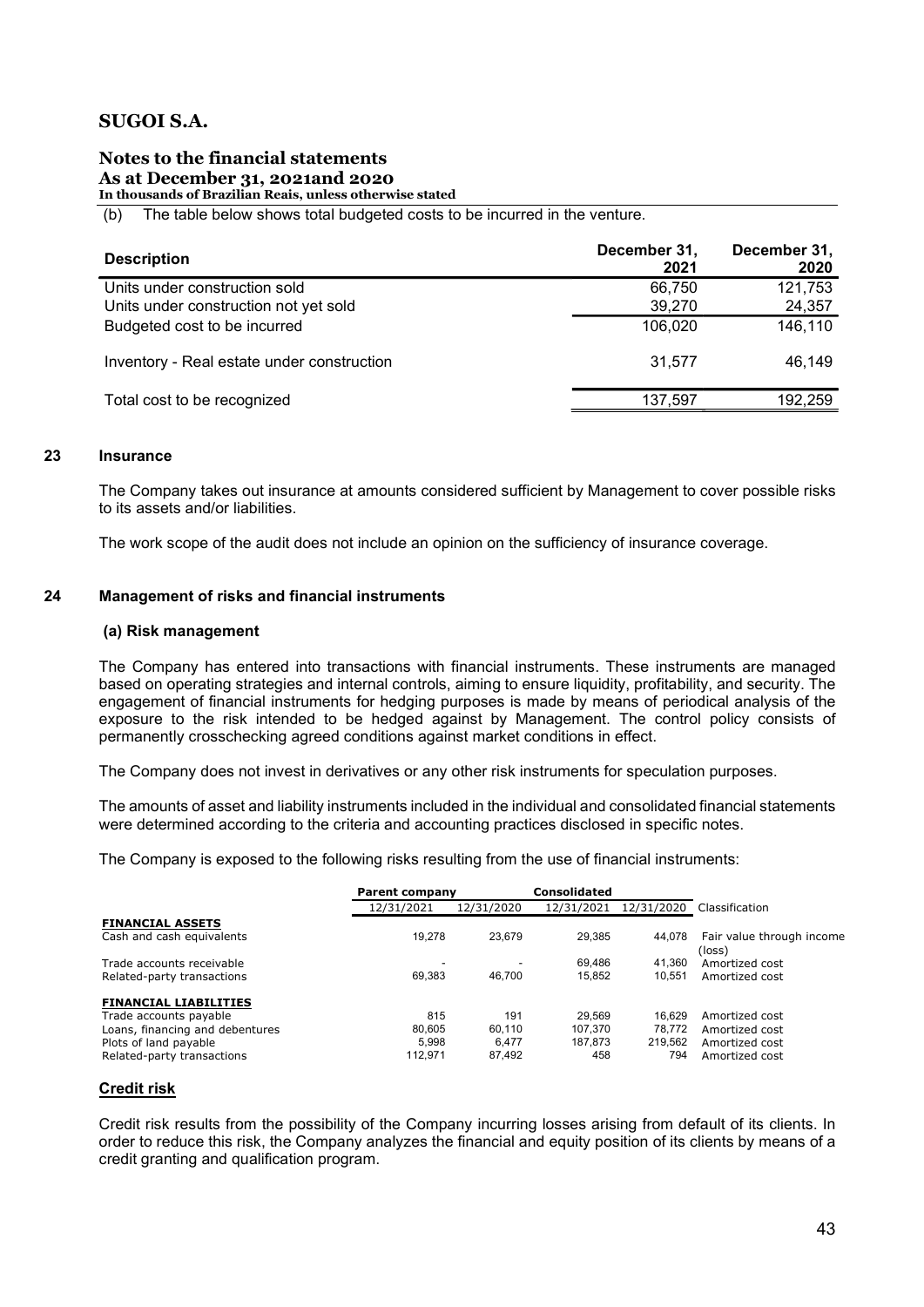(b) The table below shows total budgeted costs to be incurred in the venture.

| Description | December 31, 2021 | December 31, 2020 |
|---|---|---|
| Units under construction sold | 66,750 | 121,753 |
| Units under construction not yet sold | 39,270 | 24,357 |
| Budgeted cost to be incurred | 106,020 | 146,110 |
| Inventory - Real estate under construction | 31,577 | 46,149 |
| Total cost to be recognized | 137,597 | 192,259 |

## 23 Insurance

The Company takes out insurance at amounts considered sufficient by Management to cover possible risks to its assets and/or liabilities.

The work scope of the audit does not include an opinion on the sufficiency of insurance coverage.

## 24 Management of risks and financial instruments

### (a) Risk management

The Company has entered into transactions with financial instruments. These instruments are managed based on operating strategies and internal controls, aiming to ensure liquidity, profitability, and security. The engagement of financial instruments for hedging purposes is made by means of periodical analysis of the exposure to the risk intended to be hedged against by Management. The control policy consists of permanently crosschecking agreed conditions against market conditions in effect.

The Company does not invest in derivatives or any other risk instruments for speculation purposes.

The amounts of asset and liability instruments included in the individual and consolidated financial statements were determined according to the criteria and accounting practices disclosed in specific notes.

The Company is exposed to the following risks resulting from the use of financial instruments:

| | Parent company | | Consolidated | | |
|---|---|---|---|---|---|
| | 12/31/2021 | 12/31/2020 | 12/31/2021 | 12/31/2020 | Classification |
| **FINANCIAL ASSETS** | | | | | |
| Cash and cash equivalents | 19,278 | 23,679 | 29,385 | 44,078 | Fair value through income (loss) |
| Trade accounts receivable | - | - | 69,486 | 41,360 | Amortized cost |
| Related-party transactions | 69,383 | 46,700 | 15,852 | 10,551 | Amortized cost |
| **FINANCIAL LIABILITIES** | | | | | |
| Trade accounts payable | 815 | 191 | 29,569 | 16,629 | Amortized cost |
| Loans, financing and debentures | 80,605 | 60,110 | 107,370 | 78,772 | Amortized cost |
| Plots of land payable | 5,998 | 6,477 | 187,873 | 219,562 | Amortized cost |
| Related-party transactions | 112,971 | 87,492 | 458 | 794 | Amortized cost |

**Credit risk**

Credit risk results from the possibility of the Company incurring losses arising from default of its clients. In order to reduce this risk, the Company analyzes the financial and equity position of its clients by means of a credit granting and qualification program.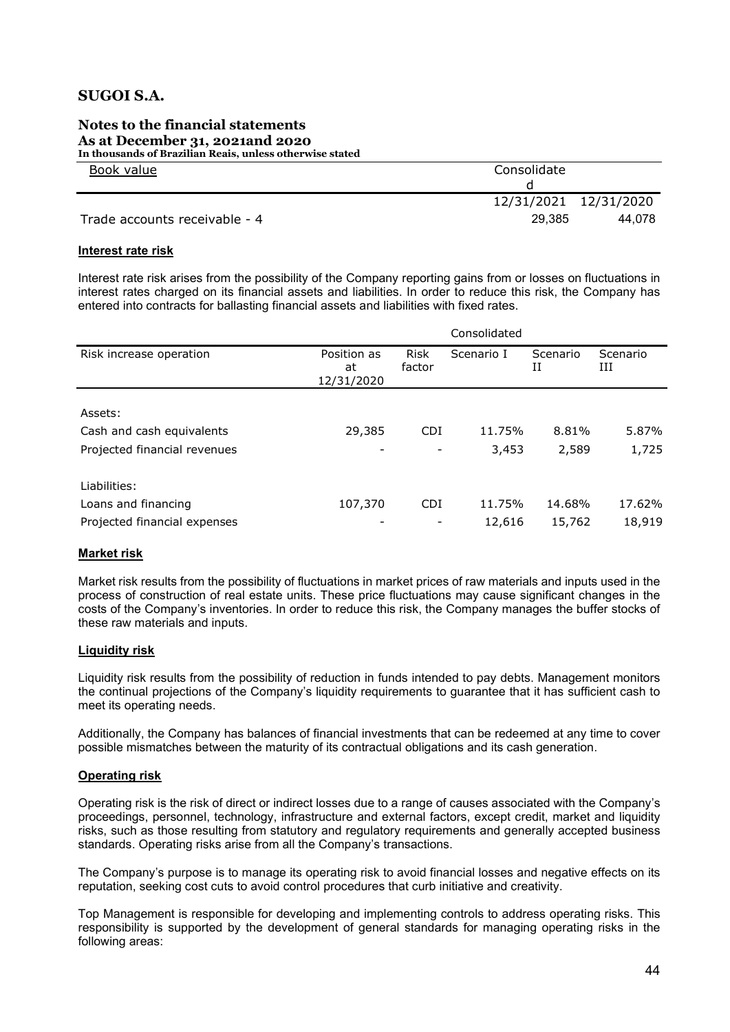| Book value | Consolidated | |
|---|---|---|
| | 12/31/2021 | 12/31/2020 |
| Trade accounts receivable - 4 | 29,385 | 44,078 |

**Interest rate risk**

Interest rate risk arises from the possibility of the Company reporting gains from or losses on fluctuations in interest rates charged on its financial assets and liabilities. In order to reduce this risk, the Company has entered into contracts for ballasting financial assets and liabilities with fixed rates.

| | Consolidated | | | | |
|---|---|---|---|---|---|
| Risk increase operation | Position as at 12/31/2020 | Risk factor | Scenario I | Scenario II | Scenario III |
| Assets: | | | | | |
| Cash and cash equivalents | 29,385 | CDI | 11.75% | 8.81% | 5.87% |
| Projected financial revenues | - | - | 3,453 | 2,589 | 1,725 |
| Liabilities: | | | | | |
| Loans and financing | 107,370 | CDI | 11.75% | 14.68% | 17.62% |
| Projected financial expenses | - | - | 12,616 | 15,762 | 18,919 |

**Market risk**

Market risk results from the possibility of fluctuations in market prices of raw materials and inputs used in the process of construction of real estate units. These price fluctuations may cause significant changes in the costs of the Company's inventories. In order to reduce this risk, the Company manages the buffer stocks of these raw materials and inputs.

**Liquidity risk**

Liquidity risk results from the possibility of reduction in funds intended to pay debts. Management monitors the continual projections of the Company's liquidity requirements to guarantee that it has sufficient cash to meet its operating needs.

Additionally, the Company has balances of financial investments that can be redeemed at any time to cover possible mismatches between the maturity of its contractual obligations and its cash generation.

**Operating risk**

Operating risk is the risk of direct or indirect losses due to a range of causes associated with the Company's proceedings, personnel, technology, infrastructure and external factors, except credit, market and liquidity risks, such as those resulting from statutory and regulatory requirements and generally accepted business standards. Operating risks arise from all the Company's transactions.

The Company's purpose is to manage its operating risk to avoid financial losses and negative effects on its reputation, seeking cost cuts to avoid control procedures that curb initiative and creativity.

Top Management is responsible for developing and implementing controls to address operating risks. This responsibility is supported by the development of general standards for managing operating risks in the following areas: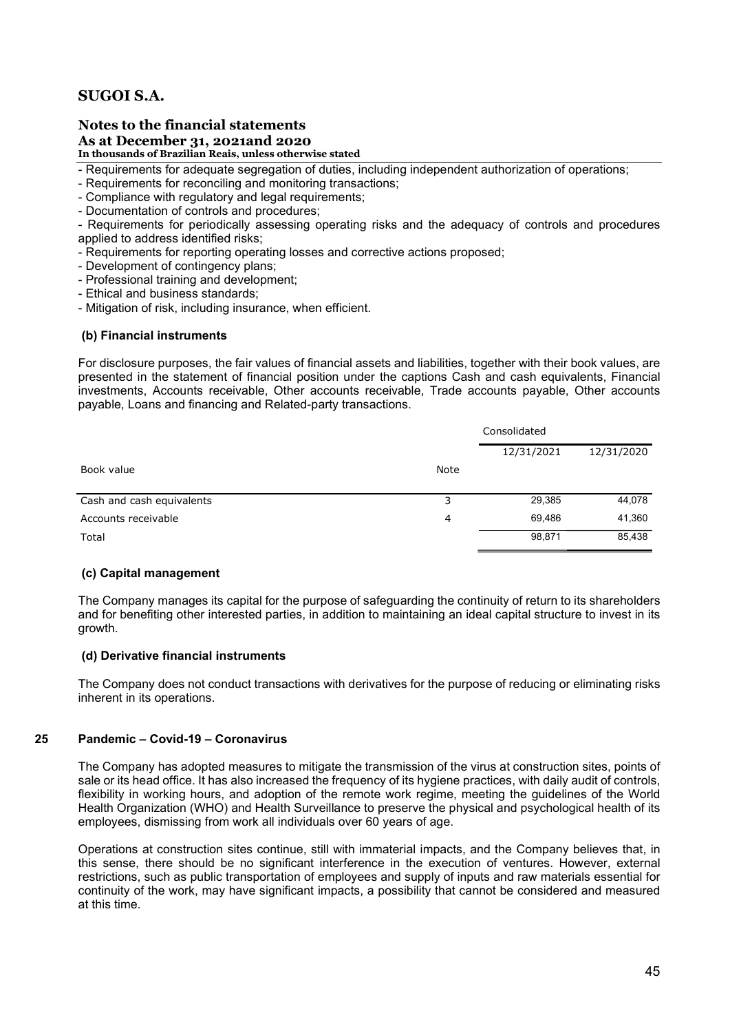- Requirements for adequate segregation of duties, including independent authorization of operations;
- Requirements for reconciling and monitoring transactions;
- Compliance with regulatory and legal requirements;
- Documentation of controls and procedures;
- Requirements for periodically assessing operating risks and the adequacy of controls and procedures applied to address identified risks;
- Requirements for reporting operating losses and corrective actions proposed;
- Development of contingency plans;
- Professional training and development;
- Ethical and business standards;
- Mitigation of risk, including insurance, when efficient.

**(b) Financial instruments**

For disclosure purposes, the fair values of financial assets and liabilities, together with their book values, are presented in the statement of financial position under the captions Cash and cash equivalents, Financial investments, Accounts receivable, Other accounts receivable, Trade accounts payable, Other accounts payable, Loans and financing and Related-party transactions.

| | | Consolidated | |
|---|---|---|---|
| | | 12/31/2021 | 12/31/2020 |
| Book value | Note | | |
| Cash and cash equivalents | 3 | 29,385 | 44,078 |
| Accounts receivable | 4 | 69,486 | 41,360 |
| Total | | 98,871 | 85,438 |

**(c) Capital management**

The Company manages its capital for the purpose of safeguarding the continuity of return to its shareholders and for benefiting other interested parties, in addition to maintaining an ideal capital structure to invest in its growth.

**(d) Derivative financial instruments**

The Company does not conduct transactions with derivatives for the purpose of reducing or eliminating risks inherent in its operations.

## 25 Pandemic – Covid-19 – Coronavirus

The Company has adopted measures to mitigate the transmission of the virus at construction sites, points of sale or its head office. It has also increased the frequency of its hygiene practices, with daily audit of controls, flexibility in working hours, and adoption of the remote work regime, meeting the guidelines of the World Health Organization (WHO) and Health Surveillance to preserve the physical and psychological health of its employees, dismissing from work all individuals over 60 years of age.

Operations at construction sites continue, still with immaterial impacts, and the Company believes that, in this sense, there should be no significant interference in the execution of ventures. However, external restrictions, such as public transportation of employees and supply of inputs and raw materials essential for continuity of the work, may have significant impacts, a possibility that cannot be considered and measured at this time.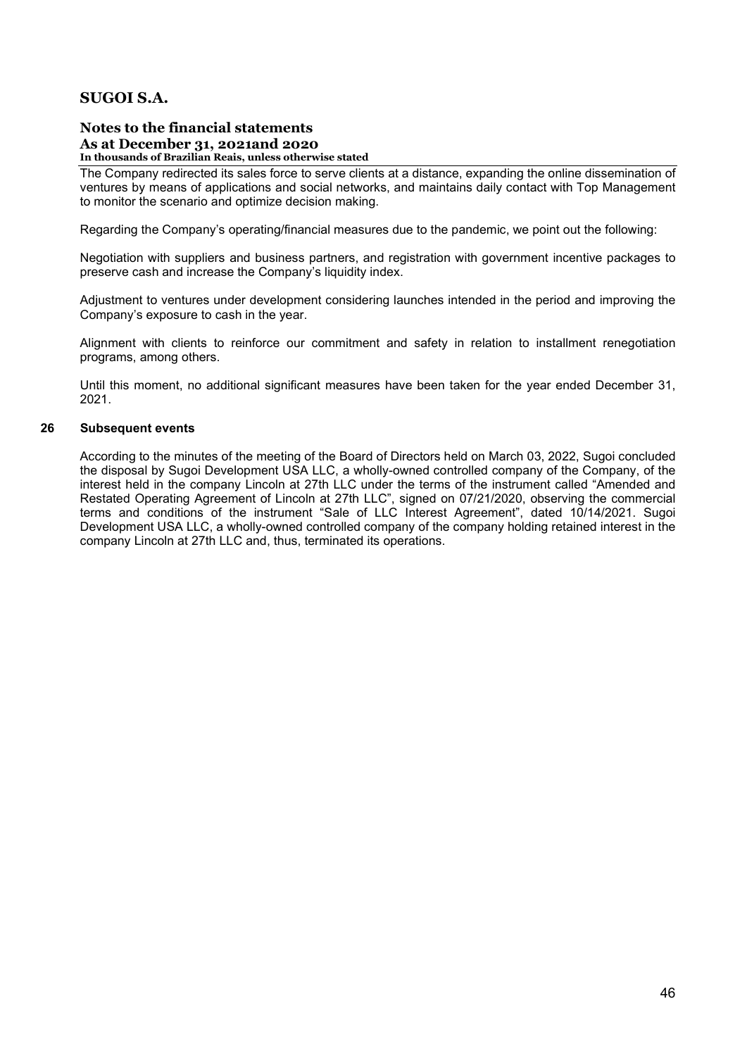The Company redirected its sales force to serve clients at a distance, expanding the online dissemination of ventures by means of applications and social networks, and maintains daily contact with Top Management to monitor the scenario and optimize decision making.

Regarding the Company's operating/financial measures due to the pandemic, we point out the following:

Negotiation with suppliers and business partners, and registration with government incentive packages to preserve cash and increase the Company's liquidity index.

Adjustment to ventures under development considering launches intended in the period and improving the Company's exposure to cash in the year.

Alignment with clients to reinforce our commitment and safety in relation to installment renegotiation programs, among others.

Until this moment, no additional significant measures have been taken for the year ended December 31, 2021.

## 26 Subsequent events

According to the minutes of the meeting of the Board of Directors held on March 03, 2022, Sugoi concluded the disposal by Sugoi Development USA LLC, a wholly-owned controlled company of the Company, of the interest held in the company Lincoln at 27th LLC under the terms of the instrument called "Amended and Restated Operating Agreement of Lincoln at 27th LLC", signed on 07/21/2020, observing the commercial terms and conditions of the instrument "Sale of LLC Interest Agreement", dated 10/14/2021. Sugoi Development USA LLC, a wholly-owned controlled company of the company holding retained interest in the company Lincoln at 27th LLC and, thus, terminated its operations.